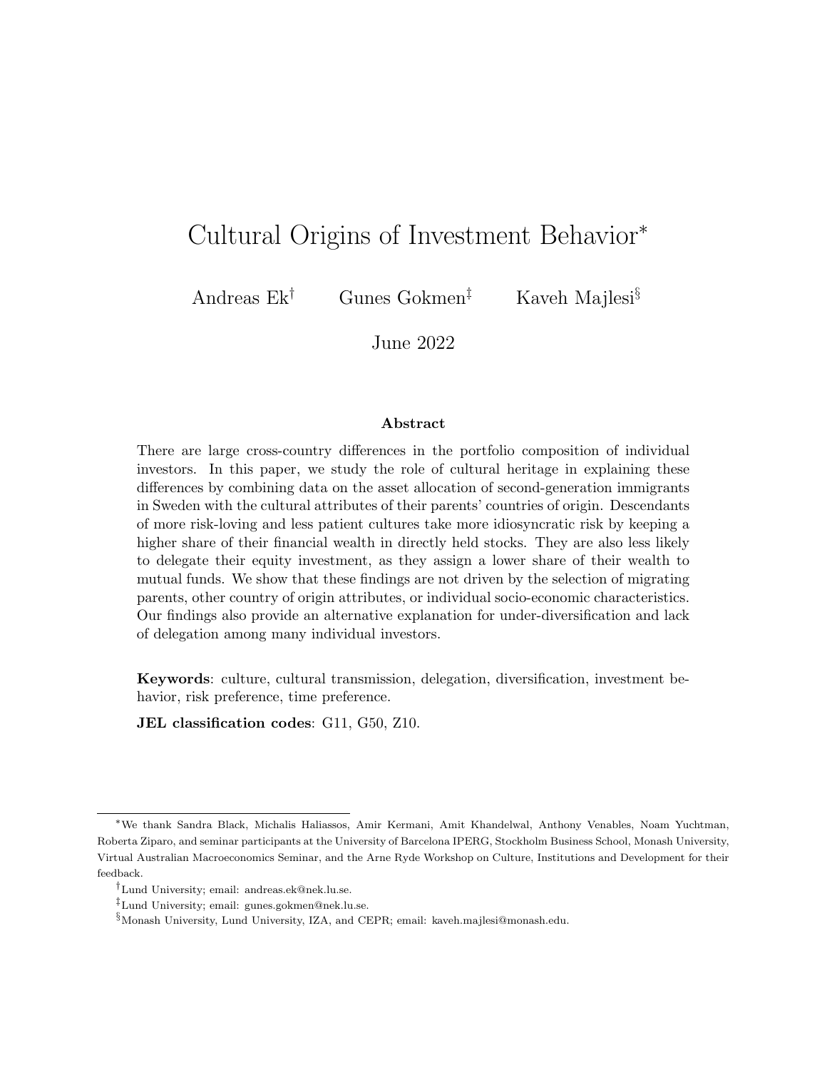# Cultural Origins of Investment Behavior*

Andreas Ek[†] Gunes Gokmen[‡] Kaveh Majlesi[§]

June 2022

### Abstract

There are large cross-country differences in the portfolio composition of individual investors. In this paper, we study the role of cultural heritage in explaining these differences by combining data on the asset allocation of second-generation immigrants in Sweden with the cultural attributes of their parents' countries of origin. Descendants of more risk-loving and less patient cultures take more idiosyncratic risk by keeping a higher share of their financial wealth in directly held stocks. They are also less likely to delegate their equity investment, as they assign a lower share of their wealth to mutual funds. We show that these findings are not driven by the selection of migrating parents, other country of origin attributes, or individual socio-economic characteristics. Our findings also provide an alternative explanation for under-diversification and lack of delegation among many individual investors.

**Keywords**: culture, cultural transmission, delegation, diversification, investment behavior, risk preference, time preference.

**JEL classification codes**: G11, G50, Z10.

---

*We thank Sandra Black, Michalis Haliassos, Amir Kermani, Amit Khandelwal, Anthony Venables, Noam Yuchtman, Roberta Ziparo, and seminar participants at the University of Barcelona IPERG, Stockholm Business School, Monash University, Virtual Australian Macroeconomics Seminar, and the Arne Ryde Workshop on Culture, Institutions and Development for their feedback.

[†]Lund University; email: andreas.ek@nek.lu.se.

[‡]Lund University; email: gunes.gokmen@nek.lu.se.

[§]Monash University, Lund University, IZA, and CEPR; email: kaveh.majlesi@monash.edu.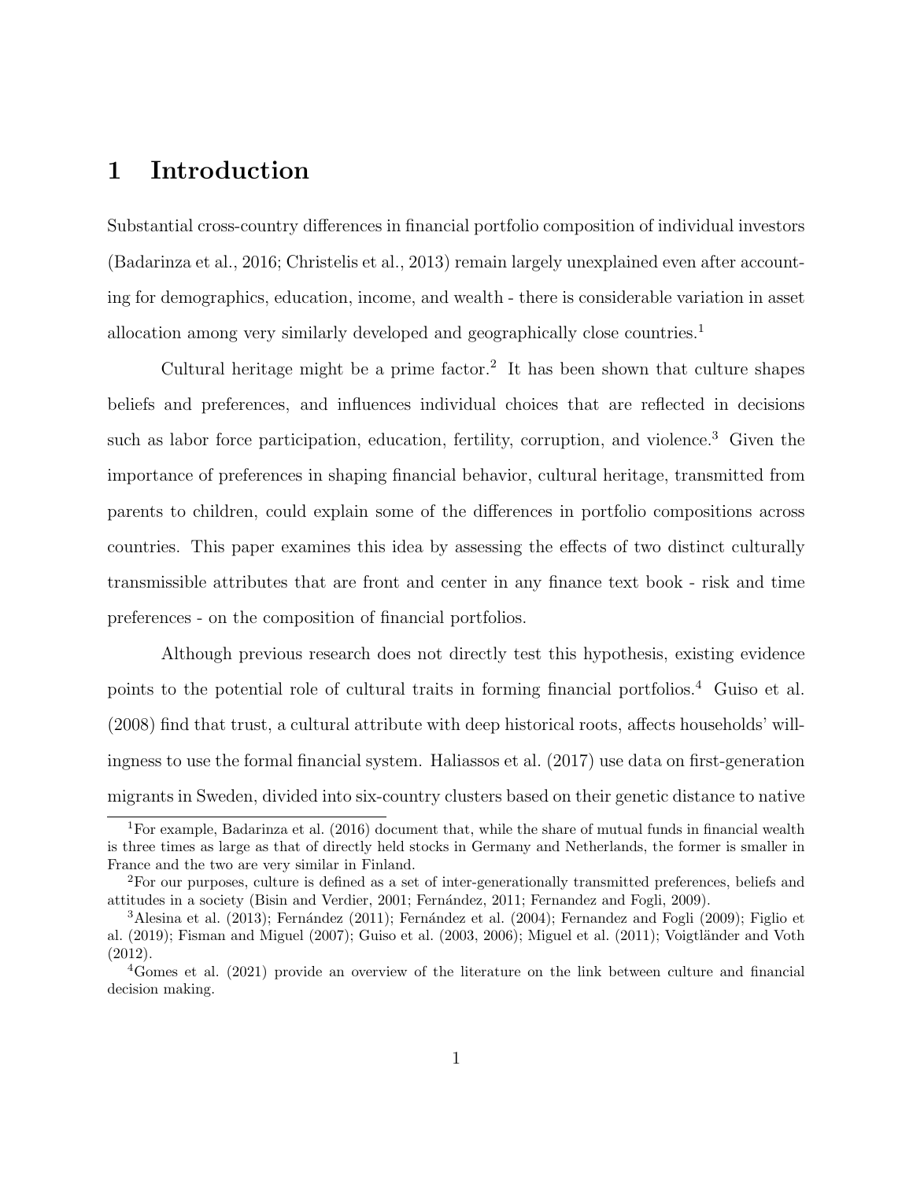# 1 Introduction

Substantial cross-country differences in financial portfolio composition of individual investors (Badarinza et al., 2016; Christelis et al., 2013) remain largely unexplained even after accounting for demographics, education, income, and wealth - there is considerable variation in asset allocation among very similarly developed and geographically close countries.[1]

Cultural heritage might be a prime factor.[2] It has been shown that culture shapes beliefs and preferences, and influences individual choices that are reflected in decisions such as labor force participation, education, fertility, corruption, and violence.[3] Given the importance of preferences in shaping financial behavior, cultural heritage, transmitted from parents to children, could explain some of the differences in portfolio compositions across countries. This paper examines this idea by assessing the effects of two distinct culturally transmissible attributes that are front and center in any finance text book - risk and time preferences - on the composition of financial portfolios.

Although previous research does not directly test this hypothesis, existing evidence points to the potential role of cultural traits in forming financial portfolios.[4] Guiso et al. (2008) find that trust, a cultural attribute with deep historical roots, affects households' willingness to use the formal financial system. Haliassos et al. (2017) use data on first-generation migrants in Sweden, divided into six-country clusters based on their genetic distance to native

[1] For example, Badarinza et al. (2016) document that, while the share of mutual funds in financial wealth is three times as large as that of directly held stocks in Germany and Netherlands, the former is smaller in France and the two are very similar in Finland.

[2] For our purposes, culture is defined as a set of inter-generationally transmitted preferences, beliefs and attitudes in a society (Bisin and Verdier, 2001; Fernández, 2011; Fernandez and Fogli, 2009).

[3] Alesina et al. (2013); Fernández (2011); Fernández et al. (2004); Fernandez and Fogli (2009); Figlio et al. (2019); Fisman and Miguel (2007); Guiso et al. (2003, 2006); Miguel et al. (2011); Voigtländer and Voth (2012).

[4] Gomes et al. (2021) provide an overview of the literature on the link between culture and financial decision making.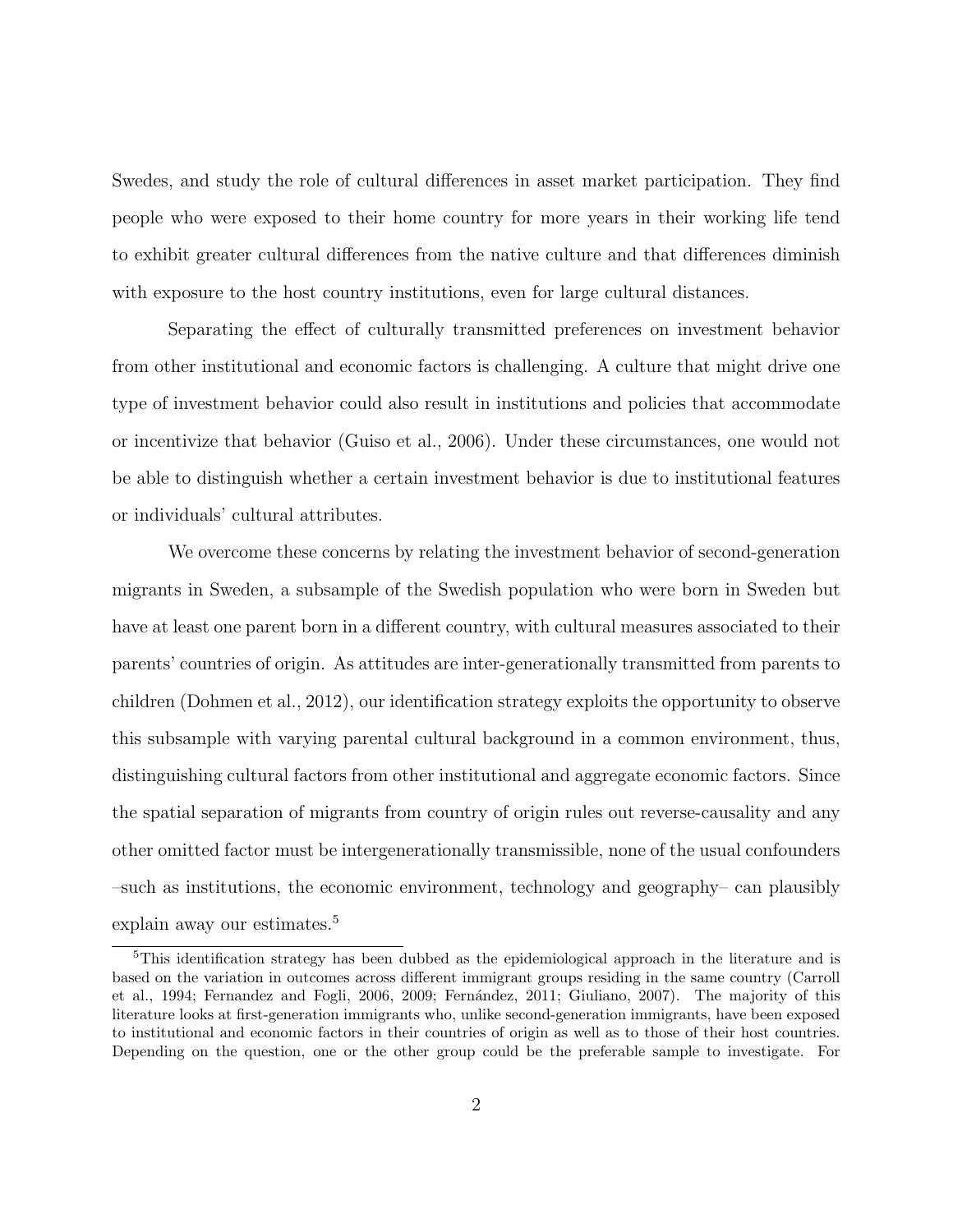Swedes, and study the role of cultural differences in asset market participation. They find people who were exposed to their home country for more years in their working life tend to exhibit greater cultural differences from the native culture and that differences diminish with exposure to the host country institutions, even for large cultural distances.

Separating the effect of culturally transmitted preferences on investment behavior from other institutional and economic factors is challenging. A culture that might drive one type of investment behavior could also result in institutions and policies that accommodate or incentivize that behavior (Guiso et al., 2006). Under these circumstances, one would not be able to distinguish whether a certain investment behavior is due to institutional features or individuals' cultural attributes.

We overcome these concerns by relating the investment behavior of second-generation migrants in Sweden, a subsample of the Swedish population who were born in Sweden but have at least one parent born in a different country, with cultural measures associated to their parents' countries of origin. As attitudes are inter-generationally transmitted from parents to children (Dohmen et al., 2012), our identification strategy exploits the opportunity to observe this subsample with varying parental cultural background in a common environment, thus, distinguishing cultural factors from other institutional and aggregate economic factors. Since the spatial separation of migrants from country of origin rules out reverse-causality and any other omitted factor must be intergenerationally transmissible, none of the usual confounders –such as institutions, the economic environment, technology and geography– can plausibly explain away our estimates.[5]

[5]This identification strategy has been dubbed as the epidemiological approach in the literature and is based on the variation in outcomes across different immigrant groups residing in the same country (Carroll et al., 1994; Fernandez and Fogli, 2006, 2009; Fernández, 2011; Giuliano, 2007). The majority of this literature looks at first-generation immigrants who, unlike second-generation immigrants, have been exposed to institutional and economic factors in their countries of origin as well as to those of their host countries. Depending on the question, one or the other group could be the preferable sample to investigate. For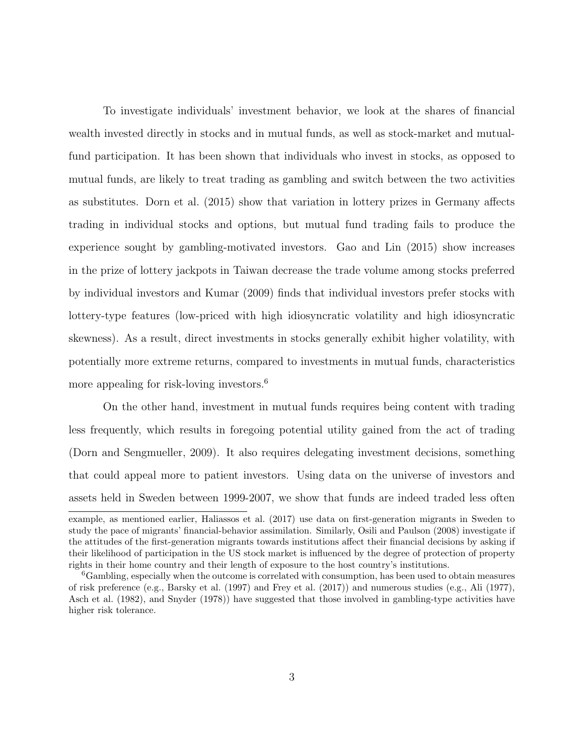To investigate individuals' investment behavior, we look at the shares of financial wealth invested directly in stocks and in mutual funds, as well as stock-market and mutual-fund participation. It has been shown that individuals who invest in stocks, as opposed to mutual funds, are likely to treat trading as gambling and switch between the two activities as substitutes. Dorn et al. (2015) show that variation in lottery prizes in Germany affects trading in individual stocks and options, but mutual fund trading fails to produce the experience sought by gambling-motivated investors. Gao and Lin (2015) show increases in the prize of lottery jackpots in Taiwan decrease the trade volume among stocks preferred by individual investors and Kumar (2009) finds that individual investors prefer stocks with lottery-type features (low-priced with high idiosyncratic volatility and high idiosyncratic skewness). As a result, direct investments in stocks generally exhibit higher volatility, with potentially more extreme returns, compared to investments in mutual funds, characteristics more appealing for risk-loving investors.[6]

On the other hand, investment in mutual funds requires being content with trading less frequently, which results in foregoing potential utility gained from the act of trading (Dorn and Sengmueller, 2009). It also requires delegating investment decisions, something that could appeal more to patient investors. Using data on the universe of investors and assets held in Sweden between 1999-2007, we show that funds are indeed traded less often

example, as mentioned earlier, Haliassos et al. (2017) use data on first-generation migrants in Sweden to study the pace of migrants' financial-behavior assimilation. Similarly, Osili and Paulson (2008) investigate if the attitudes of the first-generation migrants towards institutions affect their financial decisions by asking if their likelihood of participation in the US stock market is influenced by the degree of protection of property rights in their home country and their length of exposure to the host country's institutions.

[6] Gambling, especially when the outcome is correlated with consumption, has been used to obtain measures of risk preference (e.g., Barsky et al. (1997) and Frey et al. (2017)) and numerous studies (e.g., Ali (1977), Asch et al. (1982), and Snyder (1978)) have suggested that those involved in gambling-type activities have higher risk tolerance.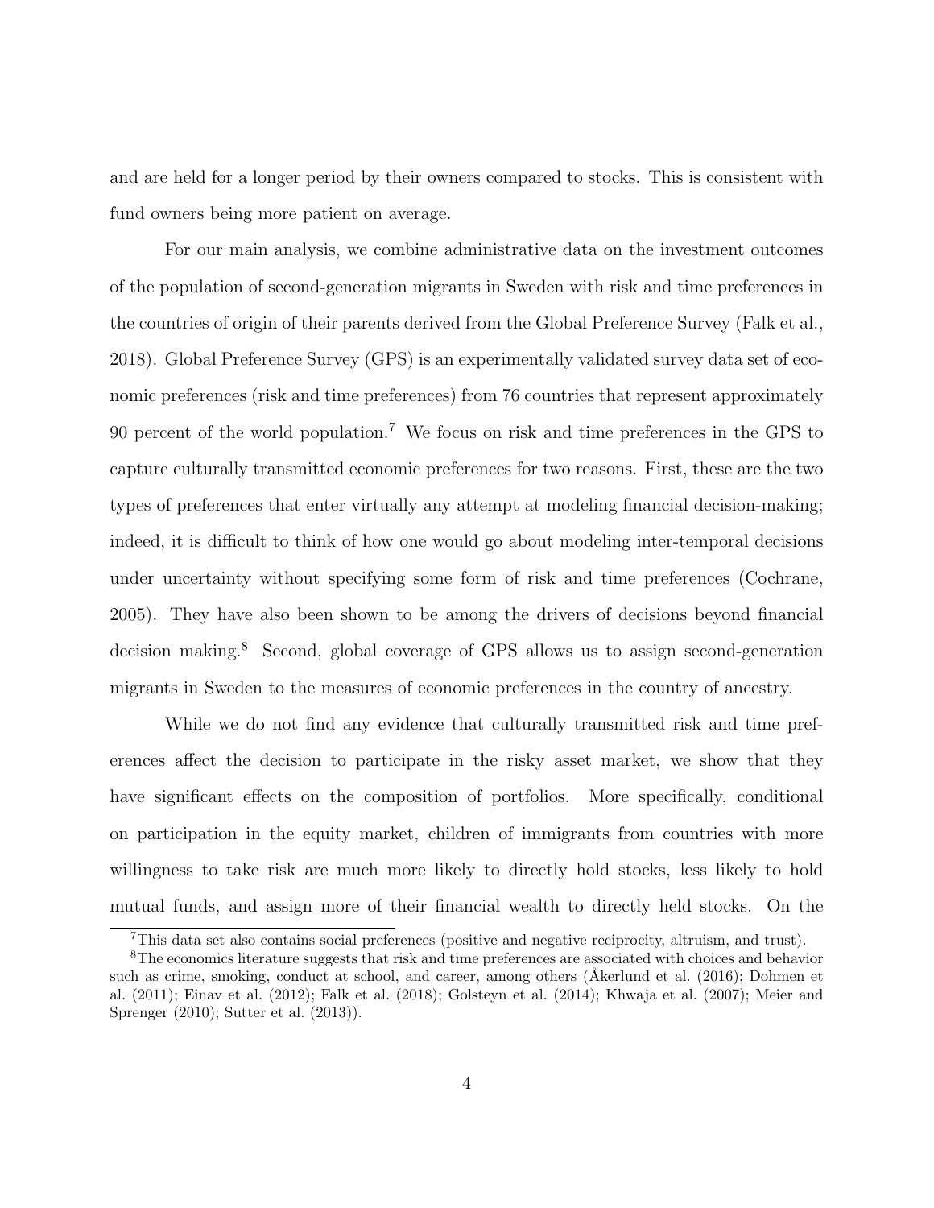and are held for a longer period by their owners compared to stocks. This is consistent with fund owners being more patient on average.

For our main analysis, we combine administrative data on the investment outcomes of the population of second-generation migrants in Sweden with risk and time preferences in the countries of origin of their parents derived from the Global Preference Survey (Falk et al., 2018). Global Preference Survey (GPS) is an experimentally validated survey data set of economic preferences (risk and time preferences) from 76 countries that represent approximately 90 percent of the world population.[7] We focus on risk and time preferences in the GPS to capture culturally transmitted economic preferences for two reasons. First, these are the two types of preferences that enter virtually any attempt at modeling financial decision-making; indeed, it is difficult to think of how one would go about modeling inter-temporal decisions under uncertainty without specifying some form of risk and time preferences (Cochrane, 2005). They have also been shown to be among the drivers of decisions beyond financial decision making.[8] Second, global coverage of GPS allows us to assign second-generation migrants in Sweden to the measures of economic preferences in the country of ancestry.

While we do not find any evidence that culturally transmitted risk and time preferences affect the decision to participate in the risky asset market, we show that they have significant effects on the composition of portfolios. More specifically, conditional on participation in the equity market, children of immigrants from countries with more willingness to take risk are much more likely to directly hold stocks, less likely to hold mutual funds, and assign more of their financial wealth to directly held stocks. On the

[7] This data set also contains social preferences (positive and negative reciprocity, altruism, and trust).

[8] The economics literature suggests that risk and time preferences are associated with choices and behavior such as crime, smoking, conduct at school, and career, among others (Åkerlund et al. (2016); Dohmen et al. (2011); Einav et al. (2012); Falk et al. (2018); Golsteyn et al. (2014); Khwaja et al. (2007); Meier and Sprenger (2010); Sutter et al. (2013)).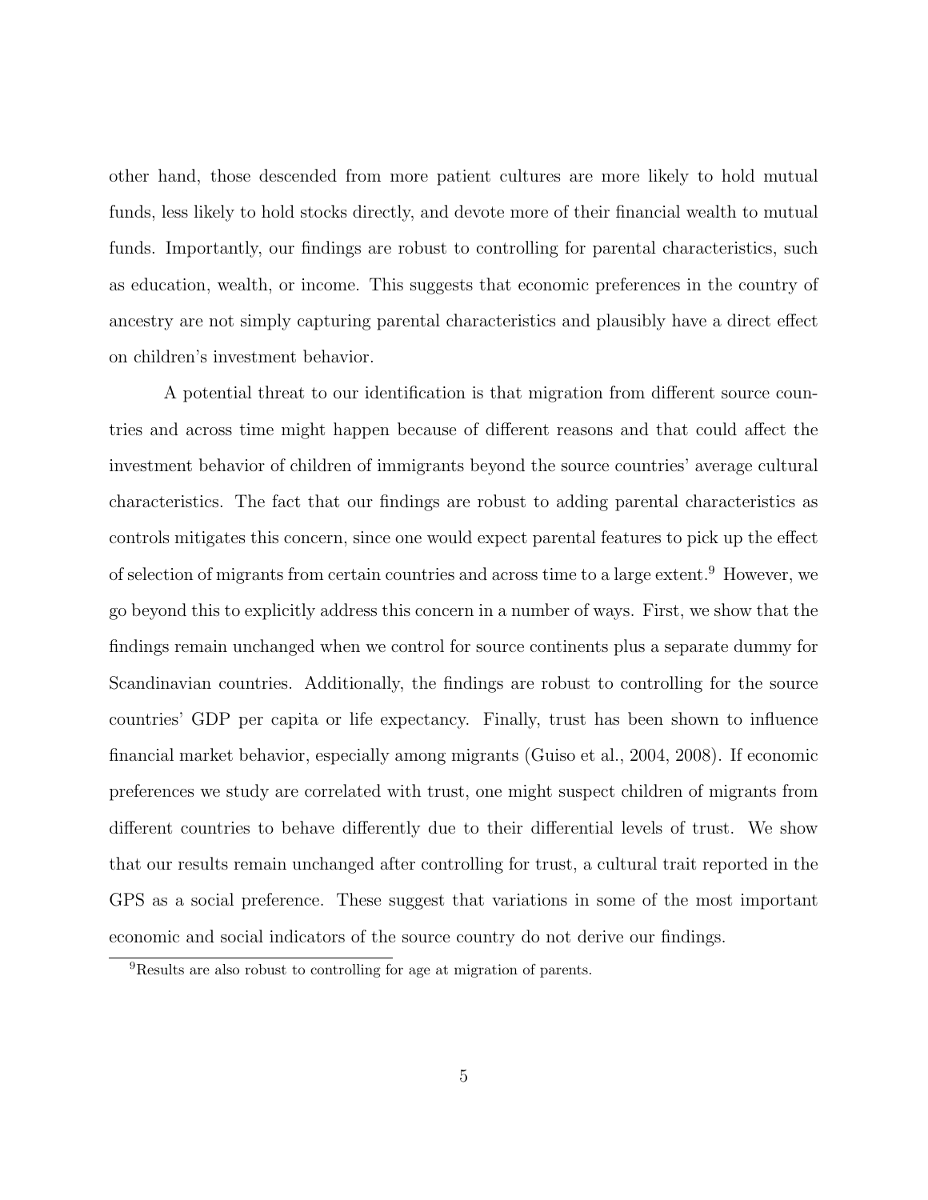other hand, those descended from more patient cultures are more likely to hold mutual funds, less likely to hold stocks directly, and devote more of their financial wealth to mutual funds. Importantly, our findings are robust to controlling for parental characteristics, such as education, wealth, or income. This suggests that economic preferences in the country of ancestry are not simply capturing parental characteristics and plausibly have a direct effect on children's investment behavior.

A potential threat to our identification is that migration from different source countries and across time might happen because of different reasons and that could affect the investment behavior of children of immigrants beyond the source countries' average cultural characteristics. The fact that our findings are robust to adding parental characteristics as controls mitigates this concern, since one would expect parental features to pick up the effect of selection of migrants from certain countries and across time to a large extent.[9] However, we go beyond this to explicitly address this concern in a number of ways. First, we show that the findings remain unchanged when we control for source continents plus a separate dummy for Scandinavian countries. Additionally, the findings are robust to controlling for the source countries' GDP per capita or life expectancy. Finally, trust has been shown to influence financial market behavior, especially among migrants (Guiso et al., 2004, 2008). If economic preferences we study are correlated with trust, one might suspect children of migrants from different countries to behave differently due to their differential levels of trust. We show that our results remain unchanged after controlling for trust, a cultural trait reported in the GPS as a social preference. These suggest that variations in some of the most important economic and social indicators of the source country do not derive our findings.

[9] Results are also robust to controlling for age at migration of parents.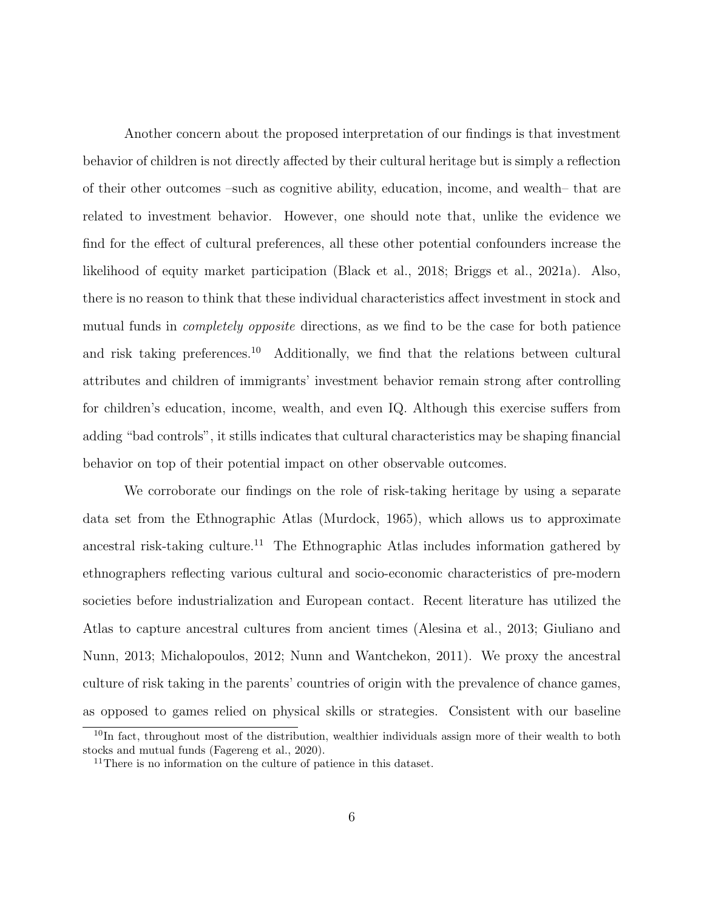Another concern about the proposed interpretation of our findings is that investment behavior of children is not directly affected by their cultural heritage but is simply a reflection of their other outcomes –such as cognitive ability, education, income, and wealth– that are related to investment behavior. However, one should note that, unlike the evidence we find for the effect of cultural preferences, all these other potential confounders increase the likelihood of equity market participation (Black et al., 2018; Briggs et al., 2021a). Also, there is no reason to think that these individual characteristics affect investment in stock and mutual funds in *completely opposite* directions, as we find to be the case for both patience and risk taking preferences.[10] Additionally, we find that the relations between cultural attributes and children of immigrants' investment behavior remain strong after controlling for children's education, income, wealth, and even IQ. Although this exercise suffers from adding "bad controls", it stills indicates that cultural characteristics may be shaping financial behavior on top of their potential impact on other observable outcomes.

We corroborate our findings on the role of risk-taking heritage by using a separate data set from the Ethnographic Atlas (Murdock, 1965), which allows us to approximate ancestral risk-taking culture.[11] The Ethnographic Atlas includes information gathered by ethnographers reflecting various cultural and socio-economic characteristics of pre-modern societies before industrialization and European contact. Recent literature has utilized the Atlas to capture ancestral cultures from ancient times (Alesina et al., 2013; Giuliano and Nunn, 2013; Michalopoulos, 2012; Nunn and Wantchekon, 2011). We proxy the ancestral culture of risk taking in the parents' countries of origin with the prevalence of chance games, as opposed to games relied on physical skills or strategies. Consistent with our baseline

[10] In fact, throughout most of the distribution, wealthier individuals assign more of their wealth to both stocks and mutual funds (Fagereng et al., 2020).

[11] There is no information on the culture of patience in this dataset.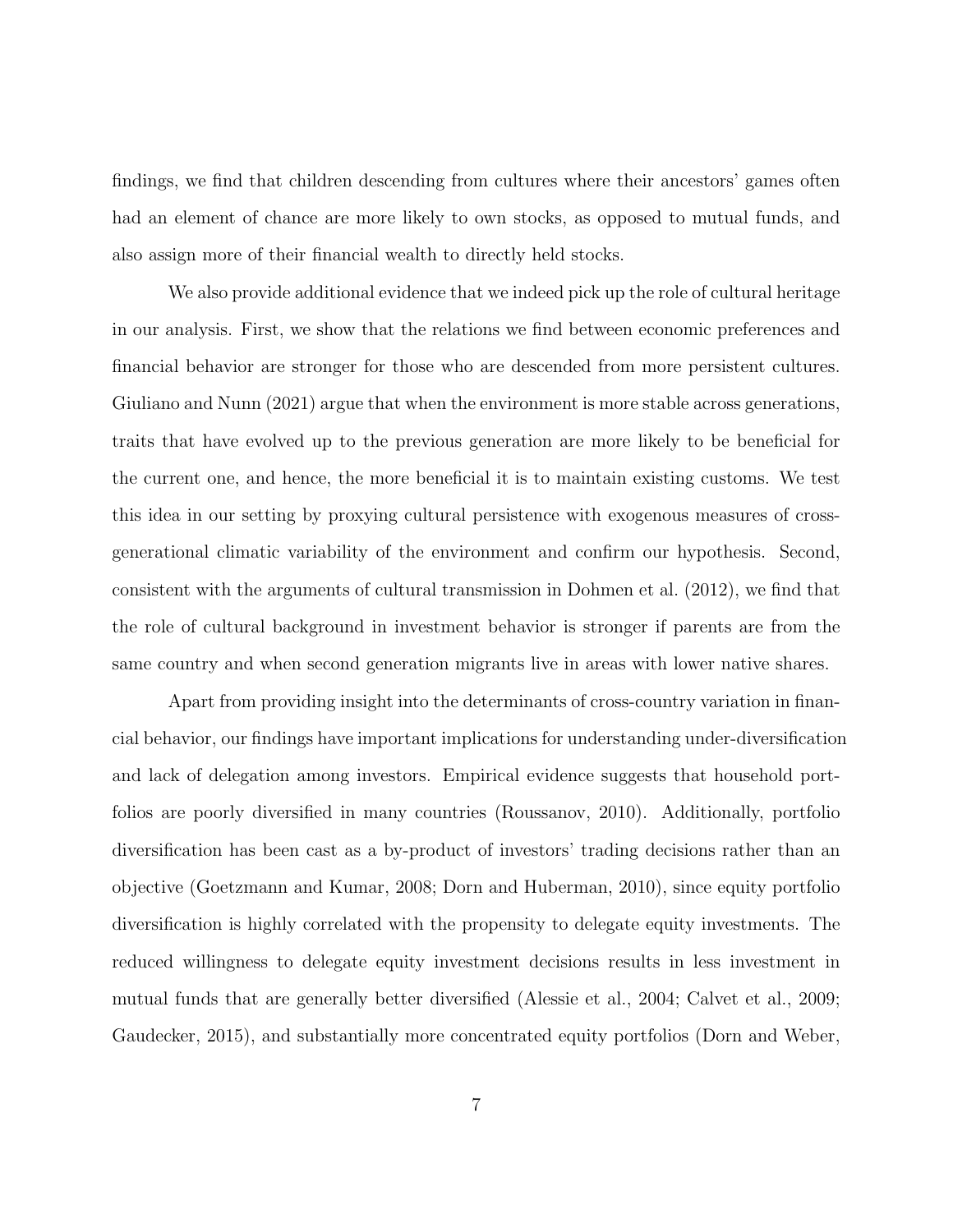findings, we find that children descending from cultures where their ancestors' games often had an element of chance are more likely to own stocks, as opposed to mutual funds, and also assign more of their financial wealth to directly held stocks.

We also provide additional evidence that we indeed pick up the role of cultural heritage in our analysis. First, we show that the relations we find between economic preferences and financial behavior are stronger for those who are descended from more persistent cultures. Giuliano and Nunn (2021) argue that when the environment is more stable across generations, traits that have evolved up to the previous generation are more likely to be beneficial for the current one, and hence, the more beneficial it is to maintain existing customs. We test this idea in our setting by proxying cultural persistence with exogenous measures of cross-generational climatic variability of the environment and confirm our hypothesis. Second, consistent with the arguments of cultural transmission in Dohmen et al. (2012), we find that the role of cultural background in investment behavior is stronger if parents are from the same country and when second generation migrants live in areas with lower native shares.

Apart from providing insight into the determinants of cross-country variation in financial behavior, our findings have important implications for understanding under-diversification and lack of delegation among investors. Empirical evidence suggests that household portfolios are poorly diversified in many countries (Roussanov, 2010). Additionally, portfolio diversification has been cast as a by-product of investors' trading decisions rather than an objective (Goetzmann and Kumar, 2008; Dorn and Huberman, 2010), since equity portfolio diversification is highly correlated with the propensity to delegate equity investments. The reduced willingness to delegate equity investment decisions results in less investment in mutual funds that are generally better diversified (Alessie et al., 2004; Calvet et al., 2009; Gaudecker, 2015), and substantially more concentrated equity portfolios (Dorn and Weber,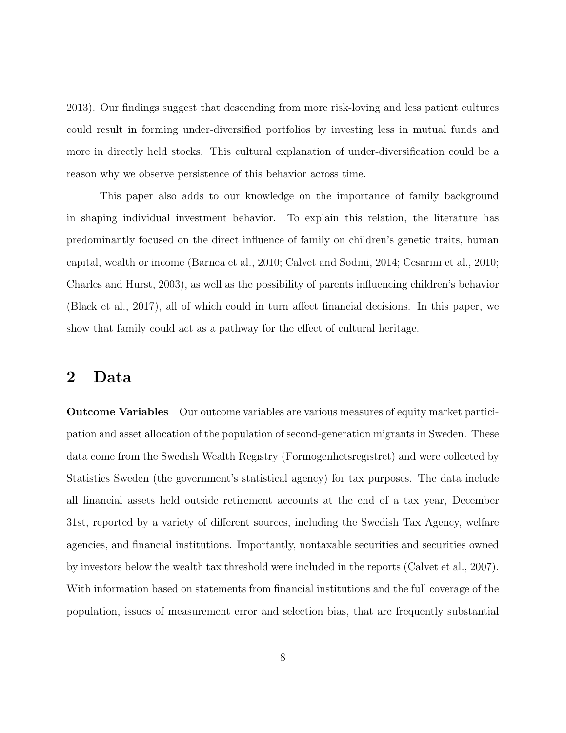2013). Our findings suggest that descending from more risk-loving and less patient cultures could result in forming under-diversified portfolios by investing less in mutual funds and more in directly held stocks. This cultural explanation of under-diversification could be a reason why we observe persistence of this behavior across time.

This paper also adds to our knowledge on the importance of family background in shaping individual investment behavior. To explain this relation, the literature has predominantly focused on the direct influence of family on children's genetic traits, human capital, wealth or income (Barnea et al., 2010; Calvet and Sodini, 2014; Cesarini et al., 2010; Charles and Hurst, 2003), as well as the possibility of parents influencing children's behavior (Black et al., 2017), all of which could in turn affect financial decisions. In this paper, we show that family could act as a pathway for the effect of cultural heritage.

## 2 Data

**Outcome Variables** Our outcome variables are various measures of equity market participation and asset allocation of the population of second-generation migrants in Sweden. These data come from the Swedish Wealth Registry (Förmögenhetsregistret) and were collected by Statistics Sweden (the government's statistical agency) for tax purposes. The data include all financial assets held outside retirement accounts at the end of a tax year, December 31st, reported by a variety of different sources, including the Swedish Tax Agency, welfare agencies, and financial institutions. Importantly, nontaxable securities and securities owned by investors below the wealth tax threshold were included in the reports (Calvet et al., 2007). With information based on statements from financial institutions and the full coverage of the population, issues of measurement error and selection bias, that are frequently substantial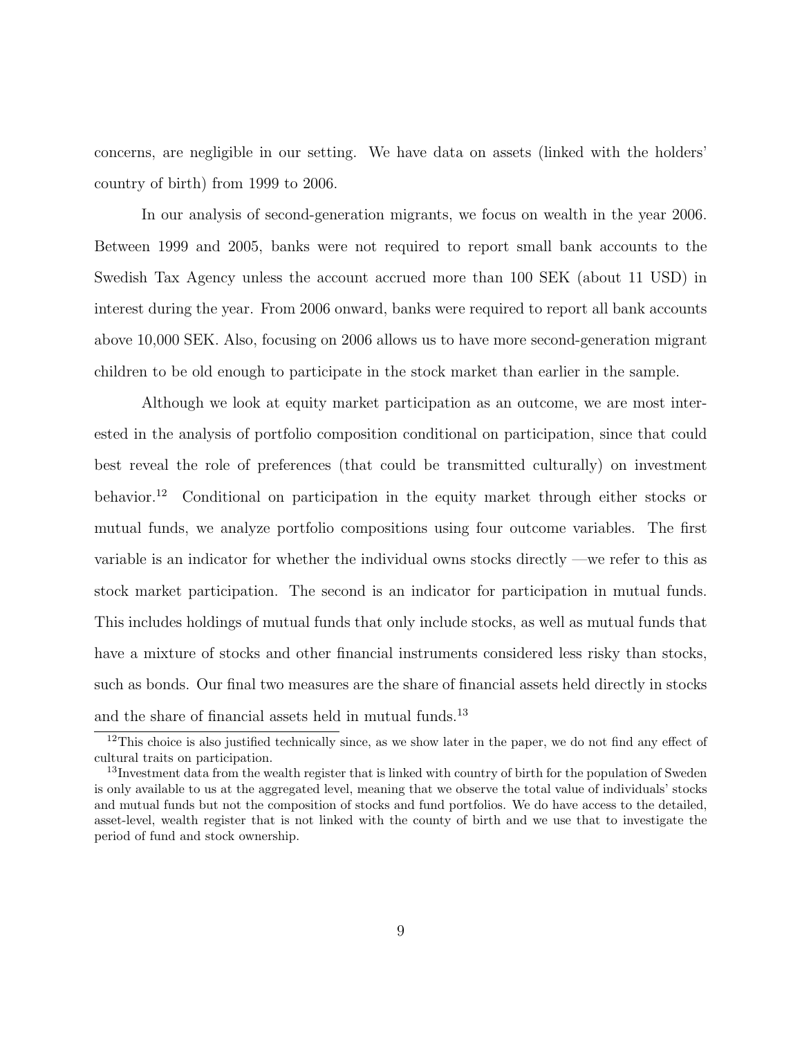concerns, are negligible in our setting. We have data on assets (linked with the holders' country of birth) from 1999 to 2006.

In our analysis of second-generation migrants, we focus on wealth in the year 2006. Between 1999 and 2005, banks were not required to report small bank accounts to the Swedish Tax Agency unless the account accrued more than 100 SEK (about 11 USD) in interest during the year. From 2006 onward, banks were required to report all bank accounts above 10,000 SEK. Also, focusing on 2006 allows us to have more second-generation migrant children to be old enough to participate in the stock market than earlier in the sample.

Although we look at equity market participation as an outcome, we are most interested in the analysis of portfolio composition conditional on participation, since that could best reveal the role of preferences (that could be transmitted culturally) on investment behavior.[12] Conditional on participation in the equity market through either stocks or mutual funds, we analyze portfolio compositions using four outcome variables. The first variable is an indicator for whether the individual owns stocks directly —we refer to this as stock market participation. The second is an indicator for participation in mutual funds. This includes holdings of mutual funds that only include stocks, as well as mutual funds that have a mixture of stocks and other financial instruments considered less risky than stocks, such as bonds. Our final two measures are the share of financial assets held directly in stocks and the share of financial assets held in mutual funds.[13]

[12]This choice is also justified technically since, as we show later in the paper, we do not find any effect of cultural traits on participation.

[13]Investment data from the wealth register that is linked with country of birth for the population of Sweden is only available to us at the aggregated level, meaning that we observe the total value of individuals' stocks and mutual funds but not the composition of stocks and fund portfolios. We do have access to the detailed, asset-level, wealth register that is not linked with the county of birth and we use that to investigate the period of fund and stock ownership.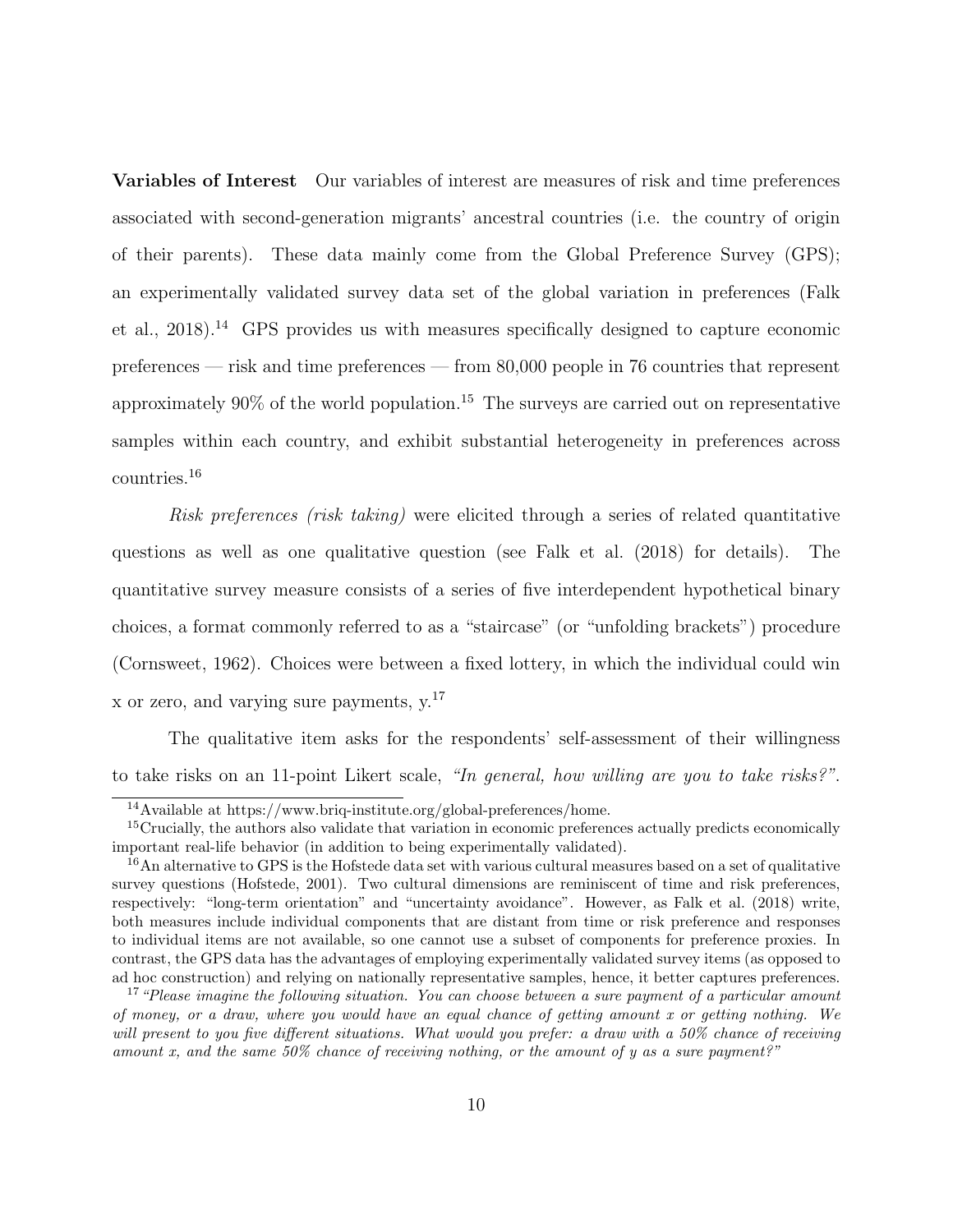**Variables of Interest** Our variables of interest are measures of risk and time preferences associated with second-generation migrants' ancestral countries (i.e. the country of origin of their parents). These data mainly come from the Global Preference Survey (GPS); an experimentally validated survey data set of the global variation in preferences (Falk et al., 2018).[14] GPS provides us with measures specifically designed to capture economic preferences — risk and time preferences — from 80,000 people in 76 countries that represent approximately 90% of the world population.[15] The surveys are carried out on representative samples within each country, and exhibit substantial heterogeneity in preferences across countries.[16]

*Risk preferences (risk taking)* were elicited through a series of related quantitative questions as well as one qualitative question (see Falk et al. (2018) for details). The quantitative survey measure consists of a series of five interdependent hypothetical binary choices, a format commonly referred to as a "staircase" (or "unfolding brackets") procedure (Cornsweet, 1962). Choices were between a fixed lottery, in which the individual could win x or zero, and varying sure payments, y.[17]

The qualitative item asks for the respondents' self-assessment of their willingness to take risks on an 11-point Likert scale, *"In general, how willing are you to take risks?"*.

---

[14] Available at https://www.briq-institute.org/global-preferences/home.

[15] Crucially, the authors also validate that variation in economic preferences actually predicts economically important real-life behavior (in addition to being experimentally validated).

[16] An alternative to GPS is the Hofstede data set with various cultural measures based on a set of qualitative survey questions (Hofstede, 2001). Two cultural dimensions are reminiscent of time and risk preferences, respectively: "long-term orientation" and "uncertainty avoidance". However, as Falk et al. (2018) write, both measures include individual components that are distant from time or risk preference and responses to individual items are not available, so one cannot use a subset of components for preference proxies. In contrast, the GPS data has the advantages of employing experimentally validated survey items (as opposed to ad hoc construction) and relying on nationally representative samples, hence, it better captures preferences.

[17] *"Please imagine the following situation. You can choose between a sure payment of a particular amount of money, or a draw, where you would have an equal chance of getting amount x or getting nothing. We will present to you five different situations. What would you prefer: a draw with a 50% chance of receiving amount x, and the same 50% chance of receiving nothing, or the amount of y as a sure payment?"*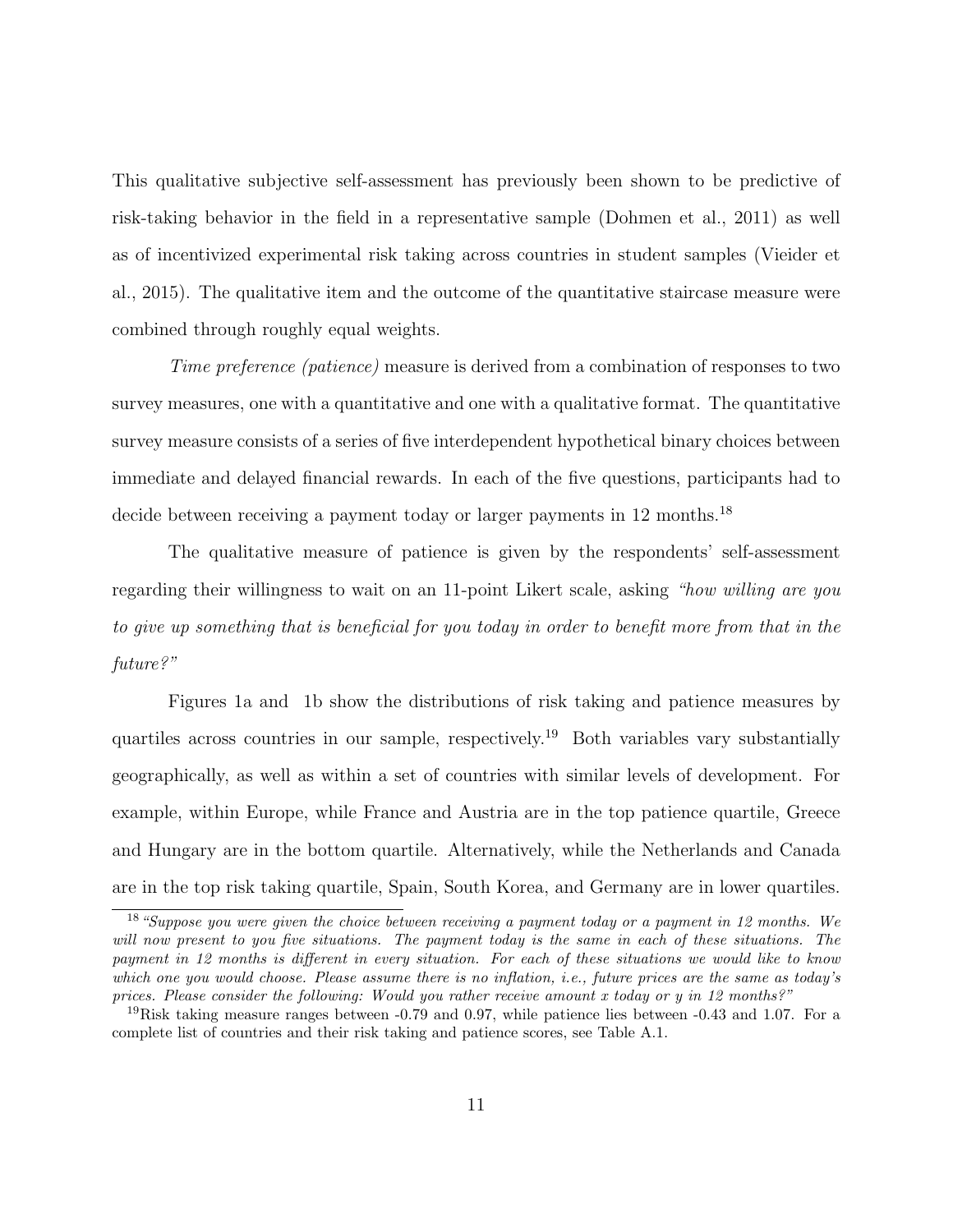This qualitative subjective self-assessment has previously been shown to be predictive of risk-taking behavior in the field in a representative sample (Dohmen et al., 2011) as well as of incentivized experimental risk taking across countries in student samples (Vieider et al., 2015). The qualitative item and the outcome of the quantitative staircase measure were combined through roughly equal weights.

*Time preference (patience)* measure is derived from a combination of responses to two survey measures, one with a quantitative and one with a qualitative format. The quantitative survey measure consists of a series of five interdependent hypothetical binary choices between immediate and delayed financial rewards. In each of the five questions, participants had to decide between receiving a payment today or larger payments in 12 months.[18]

The qualitative measure of patience is given by the respondents' self-assessment regarding their willingness to wait on an 11-point Likert scale, asking *"how willing are you to give up something that is beneficial for you today in order to benefit more from that in the future?"*

Figures 1a and 1b show the distributions of risk taking and patience measures by quartiles across countries in our sample, respectively.[19] Both variables vary substantially geographically, as well as within a set of countries with similar levels of development. For example, within Europe, while France and Austria are in the top patience quartile, Greece and Hungary are in the bottom quartile. Alternatively, while the Netherlands and Canada are in the top risk taking quartile, Spain, South Korea, and Germany are in lower quartiles.

[18] *"Suppose you were given the choice between receiving a payment today or a payment in 12 months. We will now present to you five situations. The payment today is the same in each of these situations. The payment in 12 months is different in every situation. For each of these situations we would like to know which one you would choose. Please assume there is no inflation, i.e., future prices are the same as today's prices. Please consider the following: Would you rather receive amount x today or y in 12 months?"*

[19] Risk taking measure ranges between -0.79 and 0.97, while patience lies between -0.43 and 1.07. For a complete list of countries and their risk taking and patience scores, see Table A.1.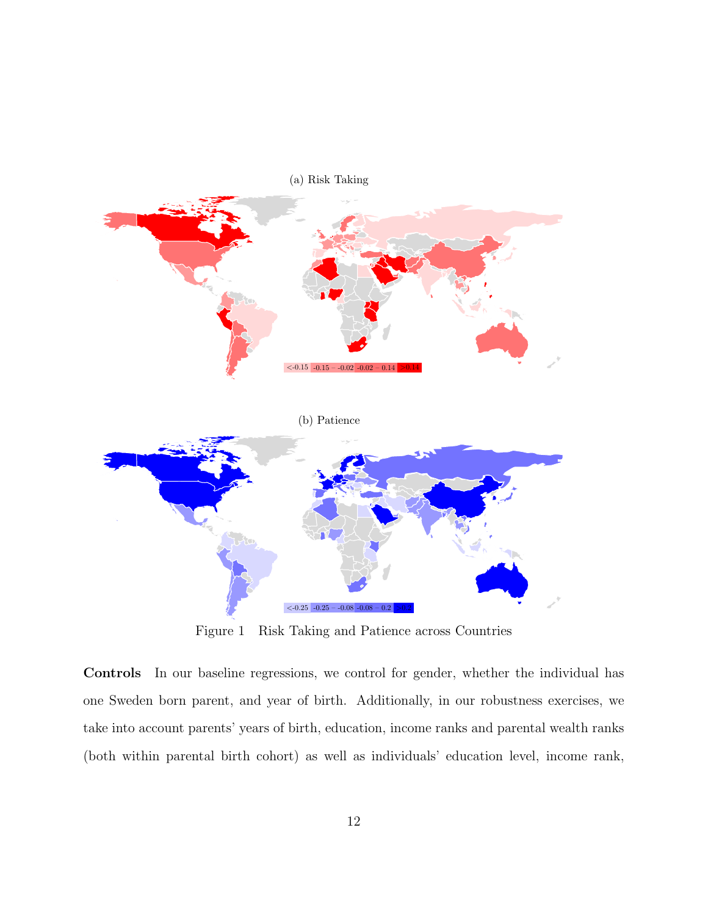(a) Risk Taking

<-0.15 | -0.15 – -0.02 | -0.02 – 0.14 | >0.14

(b) Patience

<-0.25 | -0.25 – -0.08 | -0.08 – 0.2 | >0.2

Figure 1 Risk Taking and Patience across Countries

**Controls** In our baseline regressions, we control for gender, whether the individual has one Sweden born parent, and year of birth. Additionally, in our robustness exercises, we take into account parents' years of birth, education, income ranks and parental wealth ranks (both within parental birth cohort) as well as individuals' education level, income rank,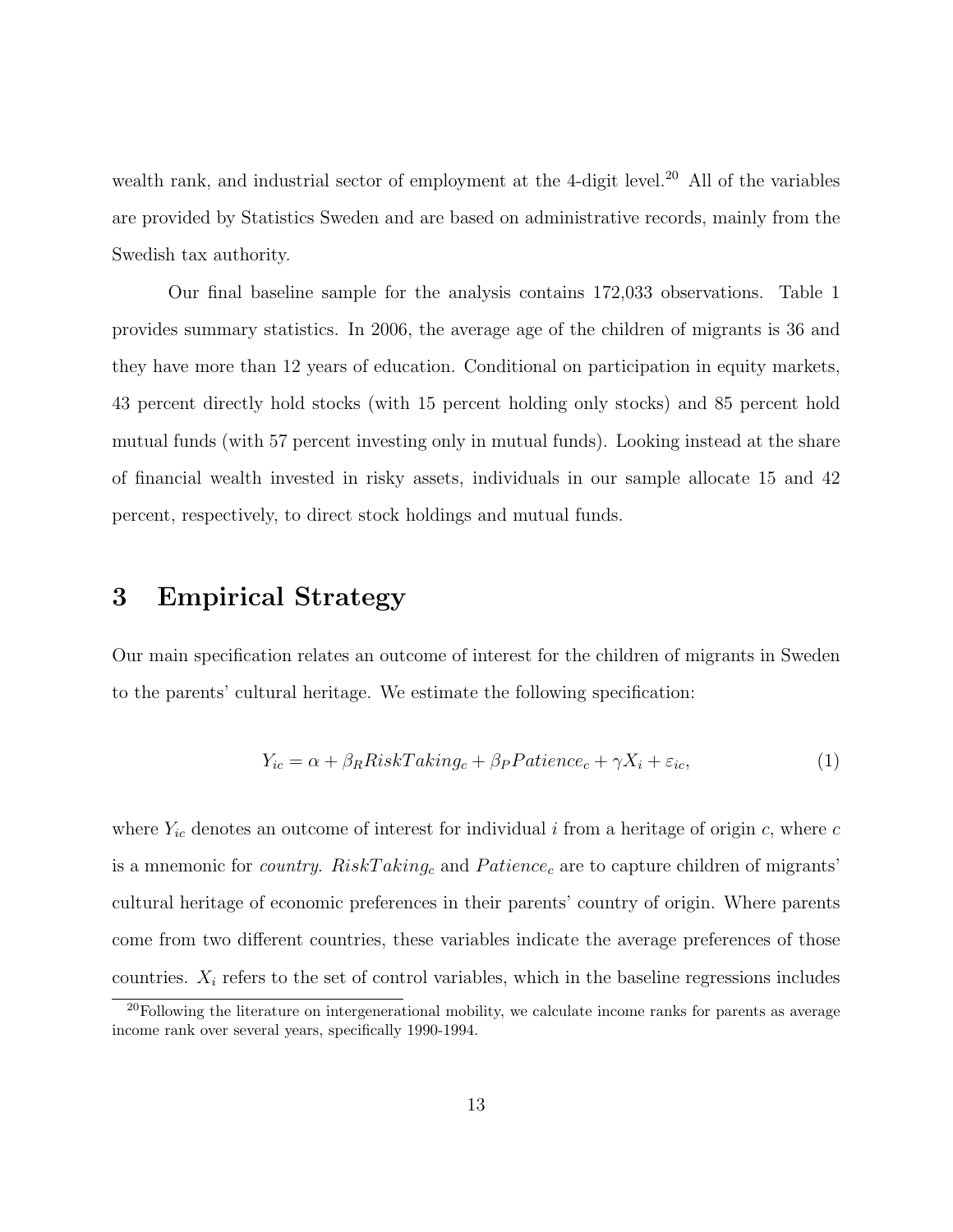wealth rank, and industrial sector of employment at the 4-digit level.[20] All of the variables are provided by Statistics Sweden and are based on administrative records, mainly from the Swedish tax authority.

Our final baseline sample for the analysis contains 172,033 observations. Table 1 provides summary statistics. In 2006, the average age of the children of migrants is 36 and they have more than 12 years of education. Conditional on participation in equity markets, 43 percent directly hold stocks (with 15 percent holding only stocks) and 85 percent hold mutual funds (with 57 percent investing only in mutual funds). Looking instead at the share of financial wealth invested in risky assets, individuals in our sample allocate 15 and 42 percent, respectively, to direct stock holdings and mutual funds.

# 3 Empirical Strategy

Our main specification relates an outcome of interest for the children of migrants in Sweden to the parents' cultural heritage. We estimate the following specification:

$$Y_{ic} = \alpha + \beta_R RiskTaking_c + \beta_P Patience_c + \gamma X_i + \varepsilon_{ic}, \tag{1}$$

where $Y_{ic}$ denotes an outcome of interest for individual $i$ from a heritage of origin $c$, where $c$ is a mnemonic for *country*. $RiskTaking_c$ and $Patience_c$ are to capture children of migrants' cultural heritage of economic preferences in their parents' country of origin. Where parents come from two different countries, these variables indicate the average preferences of those countries. $X_i$ refers to the set of control variables, which in the baseline regressions includes

[20] Following the literature on intergenerational mobility, we calculate income ranks for parents as average income rank over several years, specifically 1990-1994.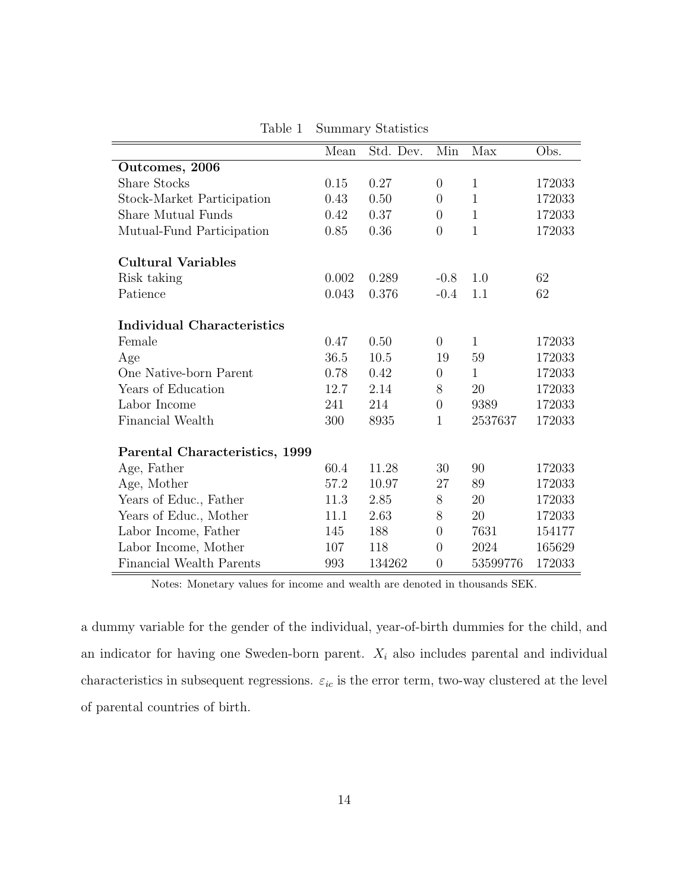Table 1 Summary Statistics

| | Mean | Std. Dev. | Min | Max | Obs. |
|---|---|---|---|---|---|
| **Outcomes, 2006** | | | | | |
| Share Stocks | 0.15 | 0.27 | 0 | 1 | 172033 |
| Stock-Market Participation | 0.43 | 0.50 | 0 | 1 | 172033 |
| Share Mutual Funds | 0.42 | 0.37 | 0 | 1 | 172033 |
| Mutual-Fund Participation | 0.85 | 0.36 | 0 | 1 | 172033 |
| **Cultural Variables** | | | | | |
| Risk taking | 0.002 | 0.289 | -0.8 | 1.0 | 62 |
| Patience | 0.043 | 0.376 | -0.4 | 1.1 | 62 |
| **Individual Characteristics** | | | | | |
| Female | 0.47 | 0.50 | 0 | 1 | 172033 |
| Age | 36.5 | 10.5 | 19 | 59 | 172033 |
| One Native-born Parent | 0.78 | 0.42 | 0 | 1 | 172033 |
| Years of Education | 12.7 | 2.14 | 8 | 20 | 172033 |
| Labor Income | 241 | 214 | 0 | 9389 | 172033 |
| Financial Wealth | 300 | 8935 | 1 | 2537637 | 172033 |
| **Parental Characteristics, 1999** | | | | | |
| Age, Father | 60.4 | 11.28 | 30 | 90 | 172033 |
| Age, Mother | 57.2 | 10.97 | 27 | 89 | 172033 |
| Years of Educ., Father | 11.3 | 2.85 | 8 | 20 | 172033 |
| Years of Educ., Mother | 11.1 | 2.63 | 8 | 20 | 172033 |
| Labor Income, Father | 145 | 188 | 0 | 7631 | 154177 |
| Labor Income, Mother | 107 | 118 | 0 | 2024 | 165629 |
| Financial Wealth Parents | 993 | 134262 | 0 | 53599776 | 172033 |

Notes: Monetary values for income and wealth are denoted in thousands SEK.

a dummy variable for the gender of the individual, year-of-birth dummies for the child, and an indicator for having one Sweden-born parent. $X_i$ also includes parental and individual characteristics in subsequent regressions. $\varepsilon_{ic}$ is the error term, two-way clustered at the level of parental countries of birth.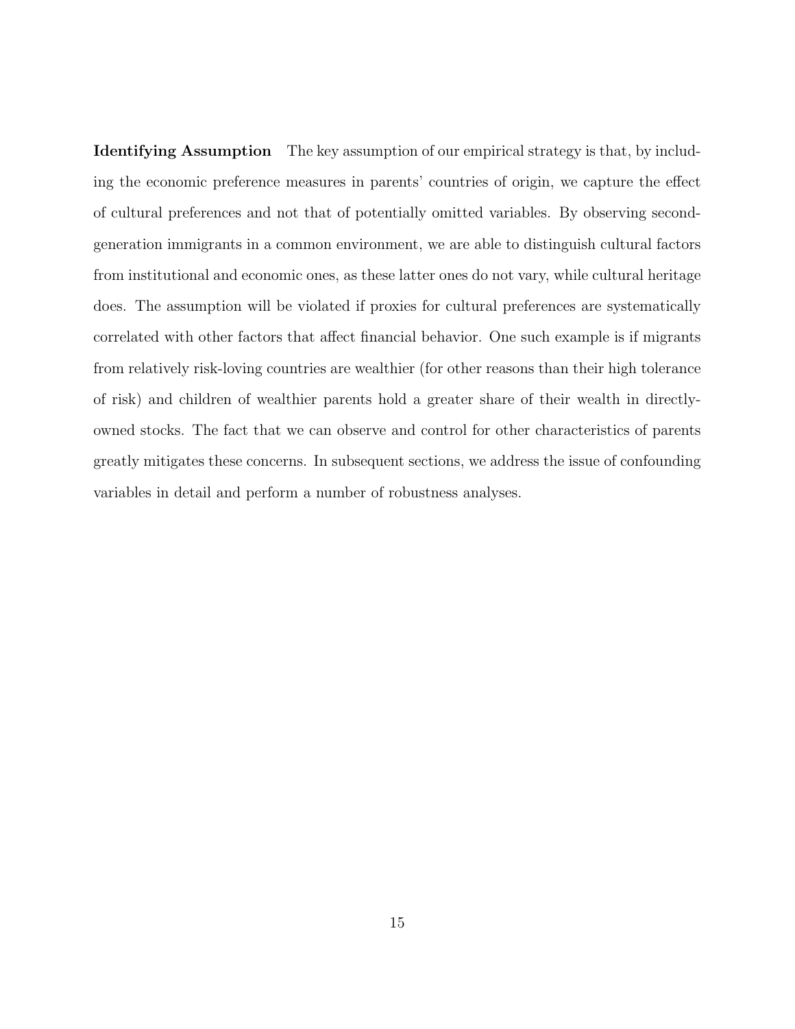**Identifying Assumption** The key assumption of our empirical strategy is that, by including the economic preference measures in parents' countries of origin, we capture the effect of cultural preferences and not that of potentially omitted variables. By observing second-generation immigrants in a common environment, we are able to distinguish cultural factors from institutional and economic ones, as these latter ones do not vary, while cultural heritage does. The assumption will be violated if proxies for cultural preferences are systematically correlated with other factors that affect financial behavior. One such example is if migrants from relatively risk-loving countries are wealthier (for other reasons than their high tolerance of risk) and children of wealthier parents hold a greater share of their wealth in directly-owned stocks. The fact that we can observe and control for other characteristics of parents greatly mitigates these concerns. In subsequent sections, we address the issue of confounding variables in detail and perform a number of robustness analyses.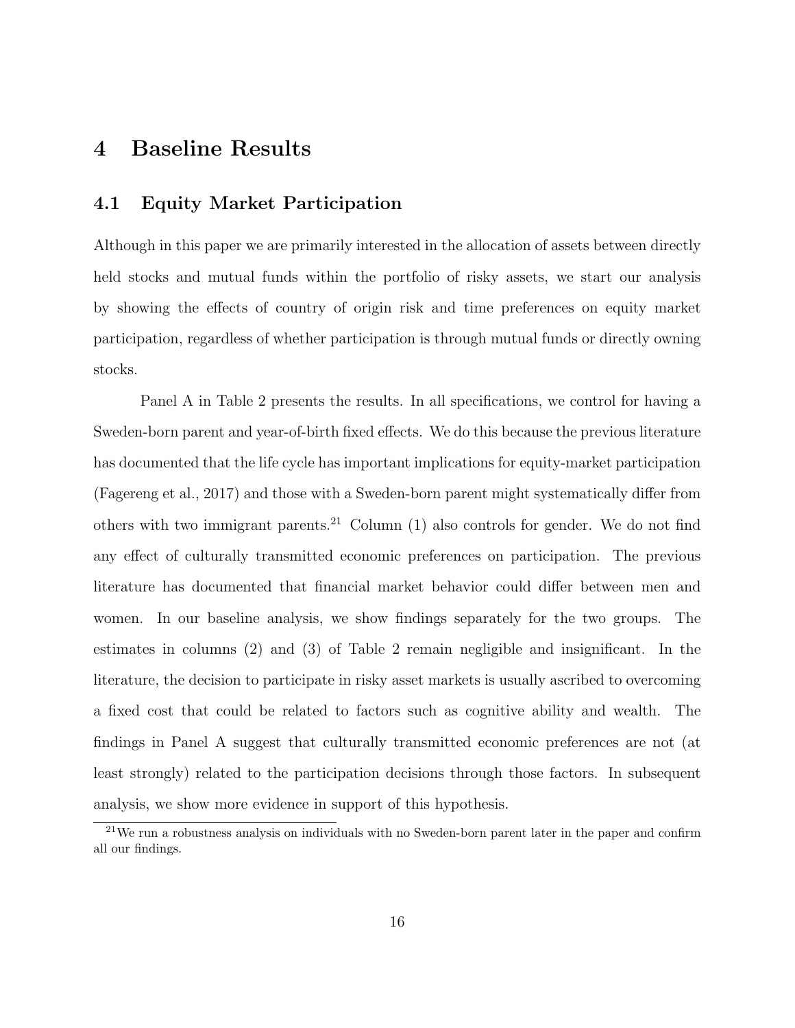# 4 Baseline Results

## 4.1 Equity Market Participation

Although in this paper we are primarily interested in the allocation of assets between directly held stocks and mutual funds within the portfolio of risky assets, we start our analysis by showing the effects of country of origin risk and time preferences on equity market participation, regardless of whether participation is through mutual funds or directly owning stocks.

Panel A in Table 2 presents the results. In all specifications, we control for having a Sweden-born parent and year-of-birth fixed effects. We do this because the previous literature has documented that the life cycle has important implications for equity-market participation (Fagereng et al., 2017) and those with a Sweden-born parent might systematically differ from others with two immigrant parents.[21] Column (1) also controls for gender. We do not find any effect of culturally transmitted economic preferences on participation. The previous literature has documented that financial market behavior could differ between men and women. In our baseline analysis, we show findings separately for the two groups. The estimates in columns (2) and (3) of Table 2 remain negligible and insignificant. In the literature, the decision to participate in risky asset markets is usually ascribed to overcoming a fixed cost that could be related to factors such as cognitive ability and wealth. The findings in Panel A suggest that culturally transmitted economic preferences are not (at least strongly) related to the participation decisions through those factors. In subsequent analysis, we show more evidence in support of this hypothesis.

[21] We run a robustness analysis on individuals with no Sweden-born parent later in the paper and confirm all our findings.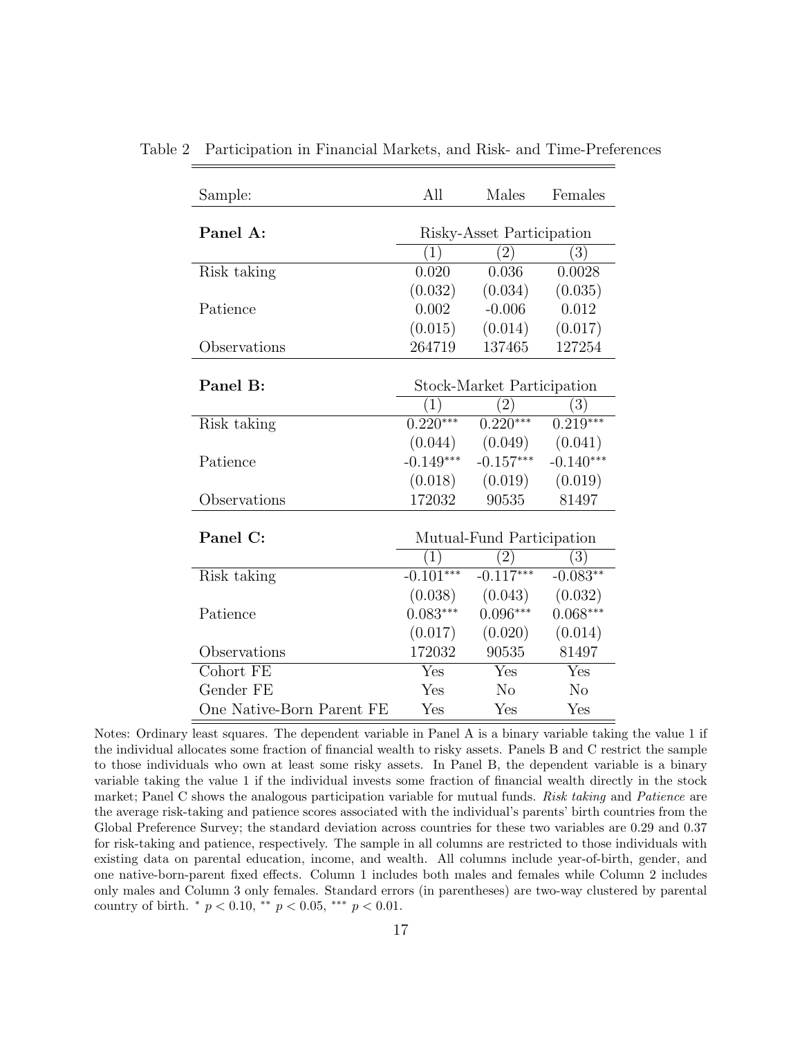Table 2 Participation in Financial Markets, and Risk- and Time-Preferences

| Sample: | All | Males | Females |
|---|---|---|---|
| **Panel A:** | Risky-Asset Participation | | |
| | (1) | (2) | (3) |
| Risk taking | 0.020 | 0.036 | 0.0028 |
| | (0.032) | (0.034) | (0.035) |
| Patience | 0.002 | -0.006 | 0.012 |
| | (0.015) | (0.014) | (0.017) |
| Observations | 264719 | 137465 | 127254 |
| **Panel B:** | Stock-Market Participation | | |
| | (1) | (2) | (3) |
| Risk taking | $0.220^{***}$ | $0.220^{***}$ | $0.219^{***}$ |
| | (0.044) | (0.049) | (0.041) |
| Patience | $-0.149^{***}$ | $-0.157^{***}$ | $-0.140^{***}$ |
| | (0.018) | (0.019) | (0.019) |
| Observations | 172032 | 90535 | 81497 |
| **Panel C:** | Mutual-Fund Participation | | |
| | (1) | (2) | (3) |
| Risk taking | $-0.101^{***}$ | $-0.117^{***}$ | $-0.083^{**}$ |
| | (0.038) | (0.043) | (0.032) |
| Patience | $0.083^{***}$ | $0.096^{***}$ | $0.068^{***}$ |
| | (0.017) | (0.020) | (0.014) |
| Observations | 172032 | 90535 | 81497 |
| Cohort FE | Yes | Yes | Yes |
| Gender FE | Yes | No | No |
| One Native-Born Parent FE | Yes | Yes | Yes |

Notes: Ordinary least squares. The dependent variable in Panel A is a binary variable taking the value 1 if the individual allocates some fraction of financial wealth to risky assets. Panels B and C restrict the sample to those individuals who own at least some risky assets. In Panel B, the dependent variable is a binary variable taking the value 1 if the individual invests some fraction of financial wealth directly in the stock market; Panel C shows the analogous participation variable for mutual funds. *Risk taking* and *Patience* are the average risk-taking and patience scores associated with the individual's parents' birth countries from the Global Preference Survey; the standard deviation across countries for these two variables are 0.29 and 0.37 for risk-taking and patience, respectively. The sample in all columns are restricted to those individuals with existing data on parental education, income, and wealth. All columns include year-of-birth, gender, and one native-born-parent fixed effects. Column 1 includes both males and females while Column 2 includes only males and Column 3 only females. Standard errors (in parentheses) are two-way clustered by parental country of birth. $^{*}$ $p < 0.10$, $^{**}$ $p < 0.05$, $^{***}$ $p < 0.01$.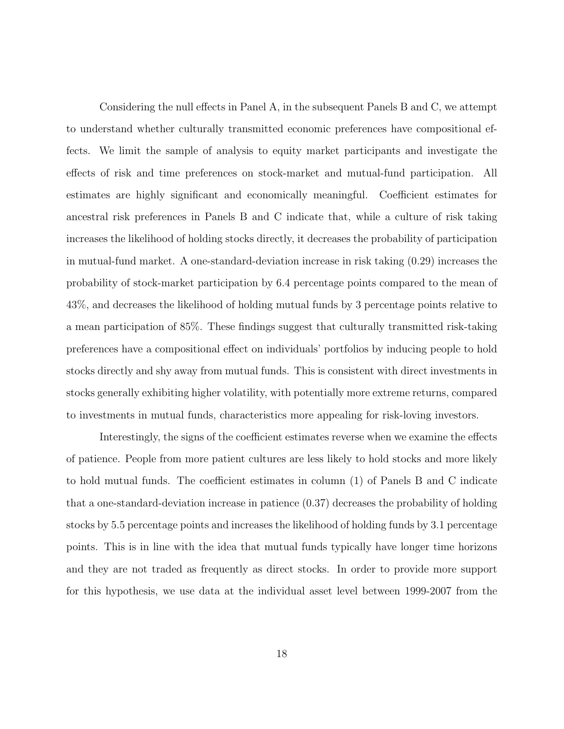Considering the null effects in Panel A, in the subsequent Panels B and C, we attempt to understand whether culturally transmitted economic preferences have compositional effects. We limit the sample of analysis to equity market participants and investigate the effects of risk and time preferences on stock-market and mutual-fund participation. All estimates are highly significant and economically meaningful. Coefficient estimates for ancestral risk preferences in Panels B and C indicate that, while a culture of risk taking increases the likelihood of holding stocks directly, it decreases the probability of participation in mutual-fund market. A one-standard-deviation increase in risk taking (0.29) increases the probability of stock-market participation by 6.4 percentage points compared to the mean of 43%, and decreases the likelihood of holding mutual funds by 3 percentage points relative to a mean participation of 85%. These findings suggest that culturally transmitted risk-taking preferences have a compositional effect on individuals' portfolios by inducing people to hold stocks directly and shy away from mutual funds. This is consistent with direct investments in stocks generally exhibiting higher volatility, with potentially more extreme returns, compared to investments in mutual funds, characteristics more appealing for risk-loving investors.

Interestingly, the signs of the coefficient estimates reverse when we examine the effects of patience. People from more patient cultures are less likely to hold stocks and more likely to hold mutual funds. The coefficient estimates in column (1) of Panels B and C indicate that a one-standard-deviation increase in patience (0.37) decreases the probability of holding stocks by 5.5 percentage points and increases the likelihood of holding funds by 3.1 percentage points. This is in line with the idea that mutual funds typically have longer time horizons and they are not traded as frequently as direct stocks. In order to provide more support for this hypothesis, we use data at the individual asset level between 1999-2007 from the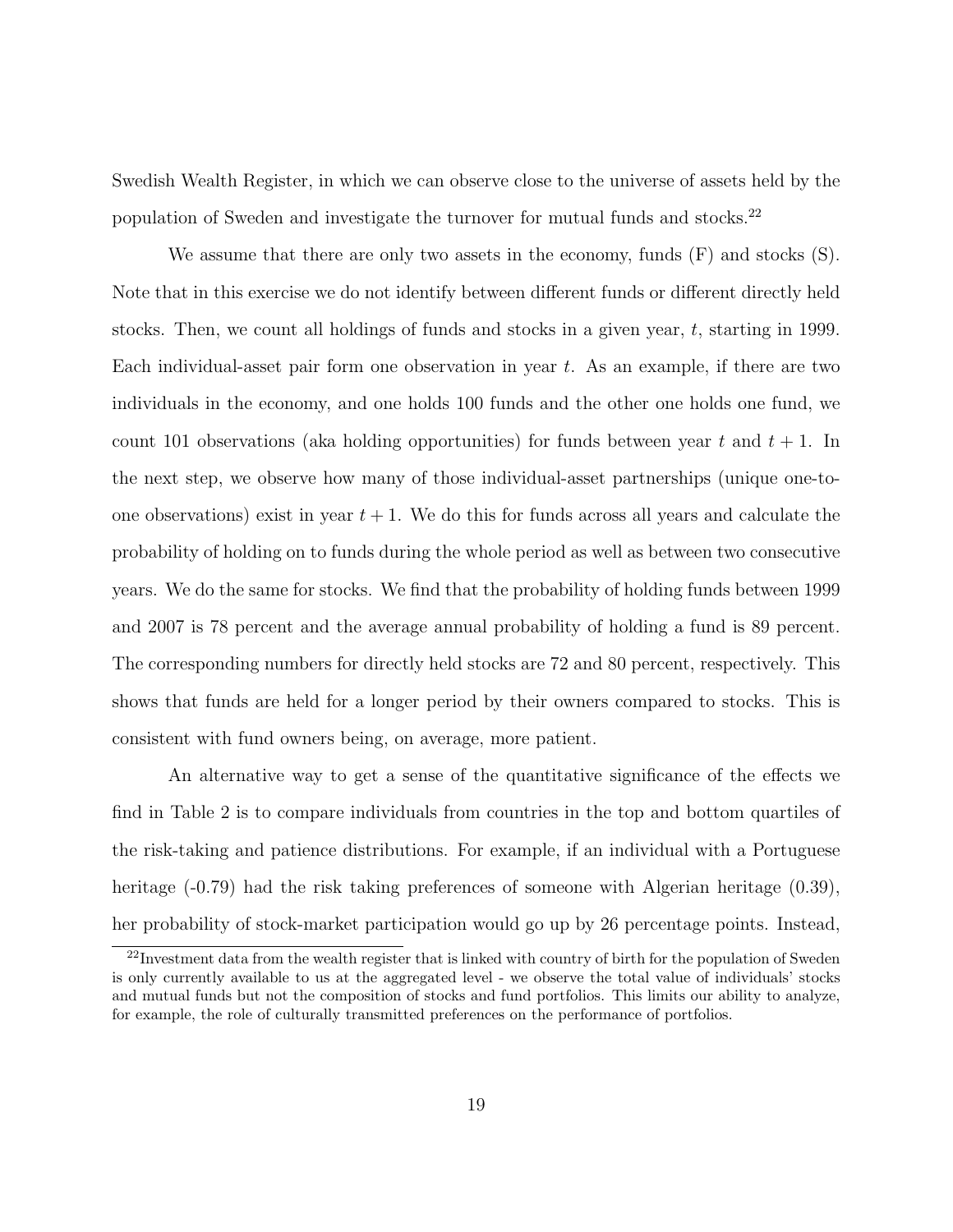Swedish Wealth Register, in which we can observe close to the universe of assets held by the population of Sweden and investigate the turnover for mutual funds and stocks.[22]

We assume that there are only two assets in the economy, funds (F) and stocks (S). Note that in this exercise we do not identify between different funds or different directly held stocks. Then, we count all holdings of funds and stocks in a given year, $t$, starting in 1999. Each individual-asset pair form one observation in year $t$. As an example, if there are two individuals in the economy, and one holds 100 funds and the other one holds one fund, we count 101 observations (aka holding opportunities) for funds between year $t$ and $t+1$. In the next step, we observe how many of those individual-asset partnerships (unique one-to-one observations) exist in year $t+1$. We do this for funds across all years and calculate the probability of holding on to funds during the whole period as well as between two consecutive years. We do the same for stocks. We find that the probability of holding funds between 1999 and 2007 is 78 percent and the average annual probability of holding a fund is 89 percent. The corresponding numbers for directly held stocks are 72 and 80 percent, respectively. This shows that funds are held for a longer period by their owners compared to stocks. This is consistent with fund owners being, on average, more patient.

An alternative way to get a sense of the quantitative significance of the effects we find in Table 2 is to compare individuals from countries in the top and bottom quartiles of the risk-taking and patience distributions. For example, if an individual with a Portuguese heritage (-0.79) had the risk taking preferences of someone with Algerian heritage (0.39), her probability of stock-market participation would go up by 26 percentage points. Instead,

[22] Investment data from the wealth register that is linked with country of birth for the population of Sweden is only currently available to us at the aggregated level - we observe the total value of individuals' stocks and mutual funds but not the composition of stocks and fund portfolios. This limits our ability to analyze, for example, the role of culturally transmitted preferences on the performance of portfolios.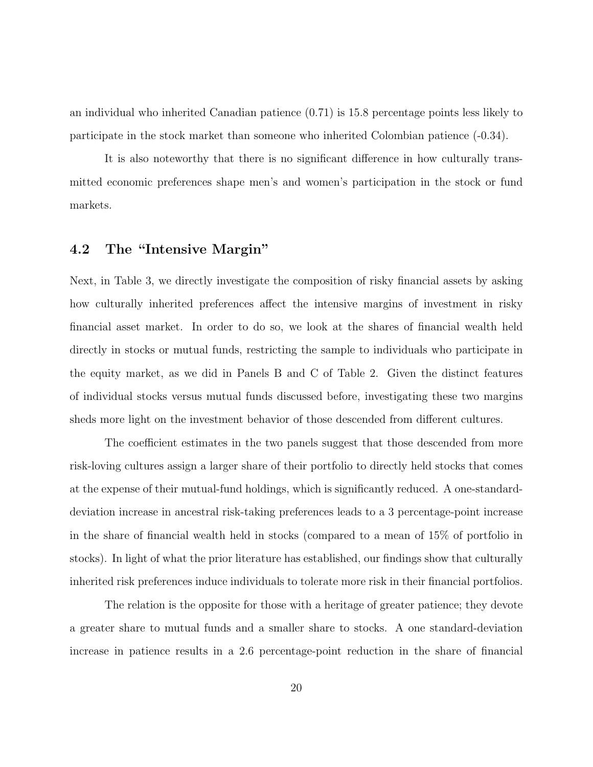an individual who inherited Canadian patience (0.71) is 15.8 percentage points less likely to participate in the stock market than someone who inherited Colombian patience (-0.34).

It is also noteworthy that there is no significant difference in how culturally transmitted economic preferences shape men's and women's participation in the stock or fund markets.

## 4.2 The "Intensive Margin"

Next, in Table 3, we directly investigate the composition of risky financial assets by asking how culturally inherited preferences affect the intensive margins of investment in risky financial asset market. In order to do so, we look at the shares of financial wealth held directly in stocks or mutual funds, restricting the sample to individuals who participate in the equity market, as we did in Panels B and C of Table 2. Given the distinct features of individual stocks versus mutual funds discussed before, investigating these two margins sheds more light on the investment behavior of those descended from different cultures.

The coefficient estimates in the two panels suggest that those descended from more risk-loving cultures assign a larger share of their portfolio to directly held stocks that comes at the expense of their mutual-fund holdings, which is significantly reduced. A one-standard-deviation increase in ancestral risk-taking preferences leads to a 3 percentage-point increase in the share of financial wealth held in stocks (compared to a mean of 15% of portfolio in stocks). In light of what the prior literature has established, our findings show that culturally inherited risk preferences induce individuals to tolerate more risk in their financial portfolios.

The relation is the opposite for those with a heritage of greater patience; they devote a greater share to mutual funds and a smaller share to stocks. A one standard-deviation increase in patience results in a 2.6 percentage-point reduction in the share of financial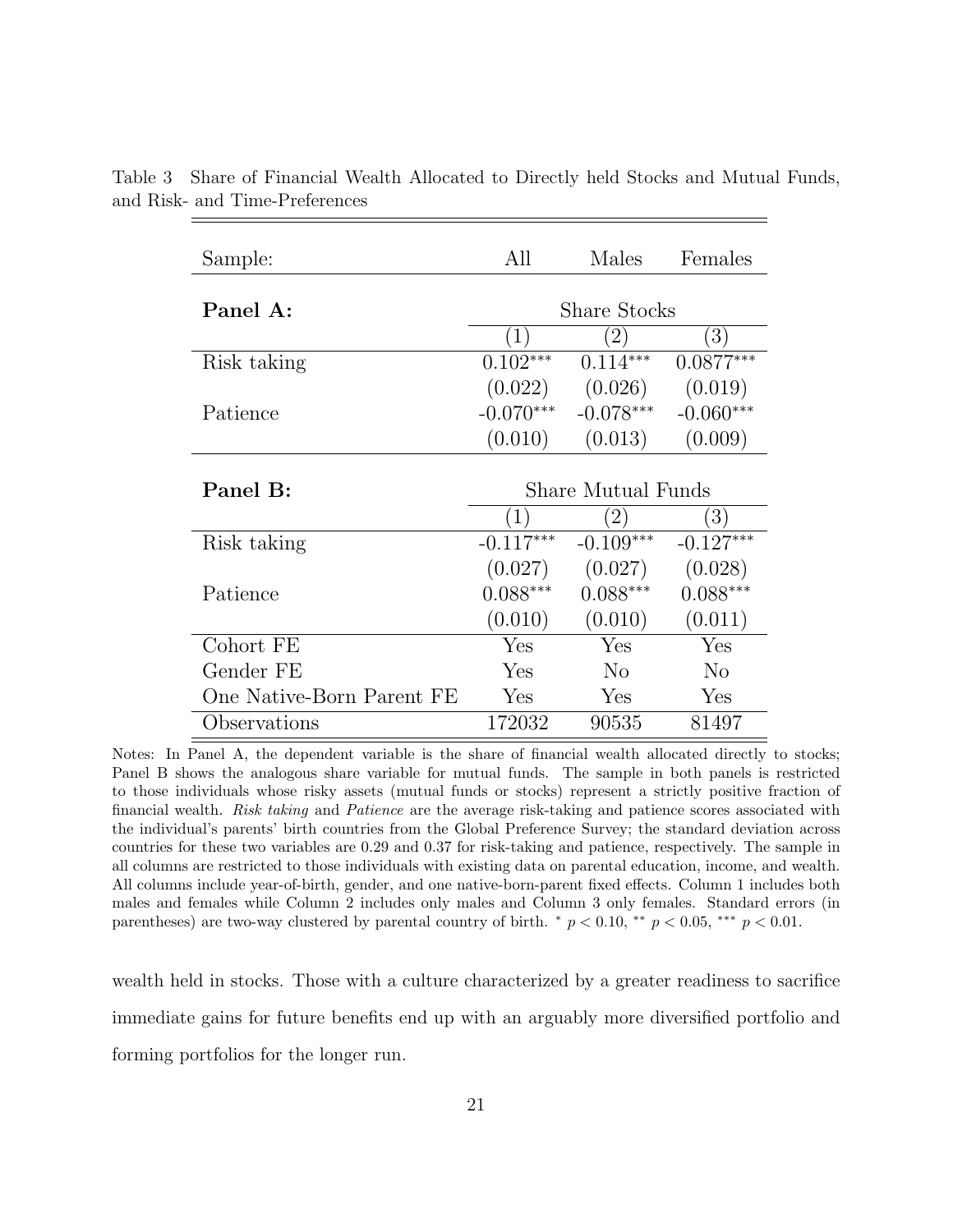Table 3 Share of Financial Wealth Allocated to Directly held Stocks and Mutual Funds, and Risk- and Time-Preferences

| Sample: | All | Males | Females |
|---|---|---|---|
| **Panel A:** | Share Stocks | | |
| | (1) | (2) | (3) |
| Risk taking | 0.102*** | 0.114*** | 0.0877*** |
| | (0.022) | (0.026) | (0.019) |
| Patience | -0.070*** | -0.078*** | -0.060*** |
| | (0.010) | (0.013) | (0.009) |
| **Panel B:** | Share Mutual Funds | | |
| | (1) | (2) | (3) |
| Risk taking | -0.117*** | -0.109*** | -0.127*** |
| | (0.027) | (0.027) | (0.028) |
| Patience | 0.088*** | 0.088*** | 0.088*** |
| | (0.010) | (0.010) | (0.011) |
| Cohort FE | Yes | Yes | Yes |
| Gender FE | Yes | No | No |
| One Native-Born Parent FE | Yes | Yes | Yes |
| Observations | 172032 | 90535 | 81497 |

Notes: In Panel A, the dependent variable is the share of financial wealth allocated directly to stocks; Panel B shows the analogous share variable for mutual funds. The sample in both panels is restricted to those individuals whose risky assets (mutual funds or stocks) represent a strictly positive fraction of financial wealth. *Risk taking* and *Patience* are the average risk-taking and patience scores associated with the individual's parents' birth countries from the Global Preference Survey; the standard deviation across countries for these two variables are 0.29 and 0.37 for risk-taking and patience, respectively. The sample in all columns are restricted to those individuals with existing data on parental education, income, and wealth. All columns include year-of-birth, gender, and one native-born-parent fixed effects. Column 1 includes both males and females while Column 2 includes only males and Column 3 only females. Standard errors (in parentheses) are two-way clustered by parental country of birth. * $p < 0.10$, ** $p < 0.05$, *** $p < 0.01$.

wealth held in stocks. Those with a culture characterized by a greater readiness to sacrifice immediate gains for future benefits end up with an arguably more diversified portfolio and forming portfolios for the longer run.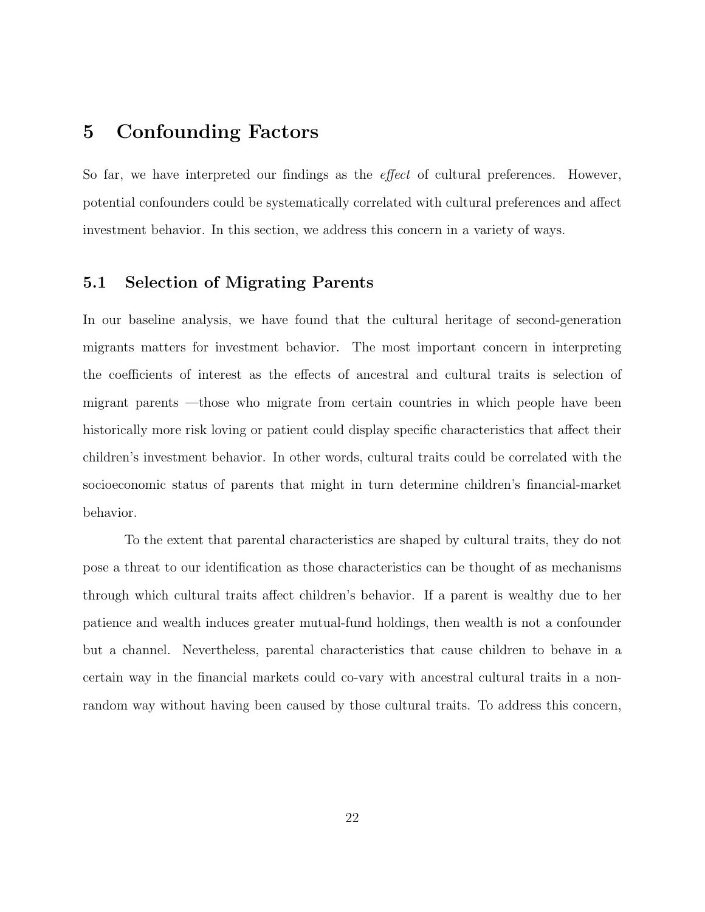# 5 Confounding Factors

So far, we have interpreted our findings as the *effect* of cultural preferences. However, potential confounders could be systematically correlated with cultural preferences and affect investment behavior. In this section, we address this concern in a variety of ways.

## 5.1 Selection of Migrating Parents

In our baseline analysis, we have found that the cultural heritage of second-generation migrants matters for investment behavior. The most important concern in interpreting the coefficients of interest as the effects of ancestral and cultural traits is selection of migrant parents —those who migrate from certain countries in which people have been historically more risk loving or patient could display specific characteristics that affect their children's investment behavior. In other words, cultural traits could be correlated with the socioeconomic status of parents that might in turn determine children's financial-market behavior.

To the extent that parental characteristics are shaped by cultural traits, they do not pose a threat to our identification as those characteristics can be thought of as mechanisms through which cultural traits affect children's behavior. If a parent is wealthy due to her patience and wealth induces greater mutual-fund holdings, then wealth is not a confounder but a channel. Nevertheless, parental characteristics that cause children to behave in a certain way in the financial markets could co-vary with ancestral cultural traits in a non-random way without having been caused by those cultural traits. To address this concern,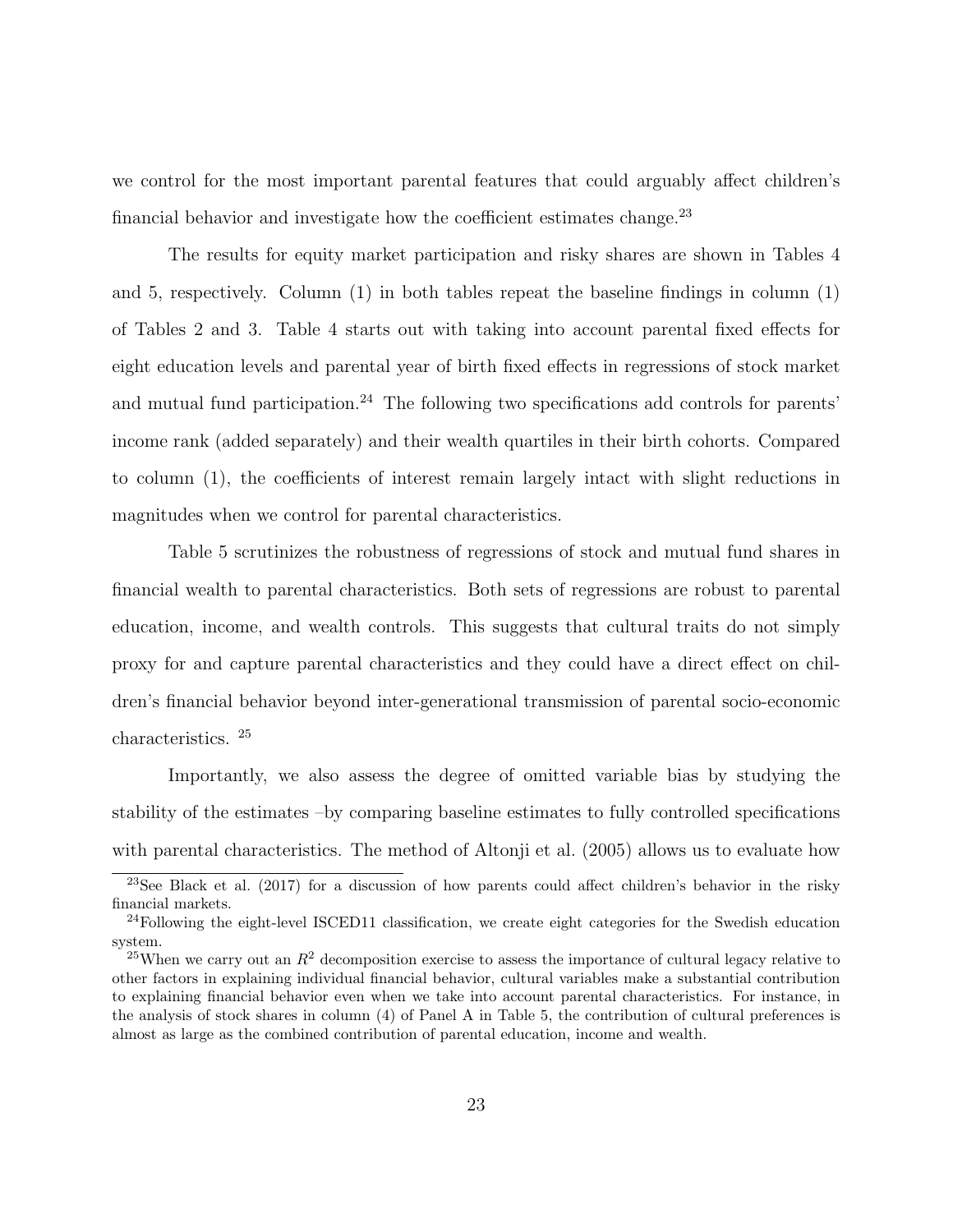we control for the most important parental features that could arguably affect children's financial behavior and investigate how the coefficient estimates change.[23]

The results for equity market participation and risky shares are shown in Tables 4 and 5, respectively. Column (1) in both tables repeat the baseline findings in column (1) of Tables 2 and 3. Table 4 starts out with taking into account parental fixed effects for eight education levels and parental year of birth fixed effects in regressions of stock market and mutual fund participation.[24] The following two specifications add controls for parents' income rank (added separately) and their wealth quartiles in their birth cohorts. Compared to column (1), the coefficients of interest remain largely intact with slight reductions in magnitudes when we control for parental characteristics.

Table 5 scrutinizes the robustness of regressions of stock and mutual fund shares in financial wealth to parental characteristics. Both sets of regressions are robust to parental education, income, and wealth controls. This suggests that cultural traits do not simply proxy for and capture parental characteristics and they could have a direct effect on children's financial behavior beyond inter-generational transmission of parental socio-economic characteristics. [25]

Importantly, we also assess the degree of omitted variable bias by studying the stability of the estimates –by comparing baseline estimates to fully controlled specifications with parental characteristics. The method of Altonji et al. (2005) allows us to evaluate how

[23]See Black et al. (2017) for a discussion of how parents could affect children's behavior in the risky financial markets.

[24]Following the eight-level ISCED11 classification, we create eight categories for the Swedish education system.

[25]When we carry out an $R^2$ decomposition exercise to assess the importance of cultural legacy relative to other factors in explaining individual financial behavior, cultural variables make a substantial contribution to explaining financial behavior even when we take into account parental characteristics. For instance, in the analysis of stock shares in column (4) of Panel A in Table 5, the contribution of cultural preferences is almost as large as the combined contribution of parental education, income and wealth.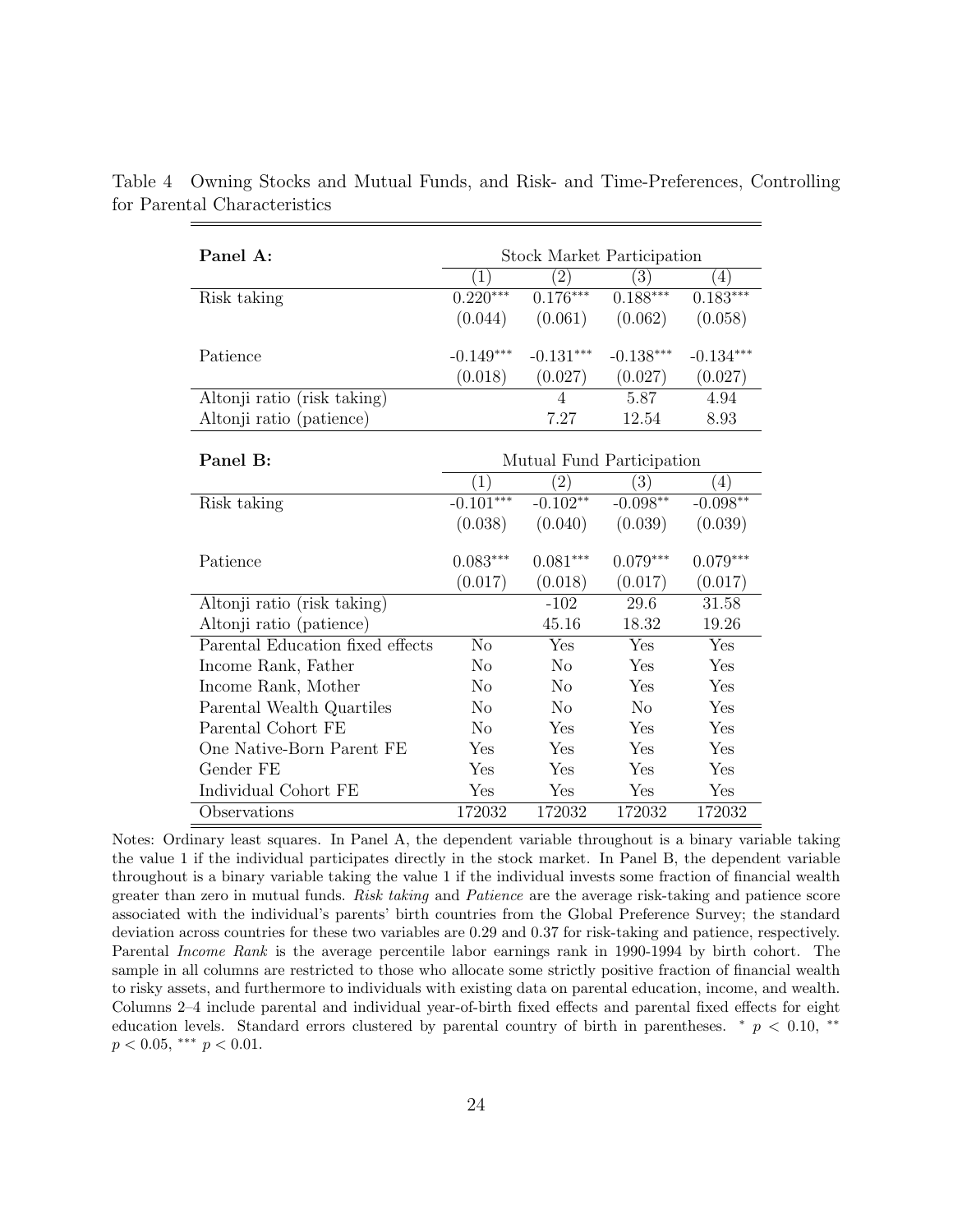Table 4 Owning Stocks and Mutual Funds, and Risk- and Time-Preferences, Controlling for Parental Characteristics

| **Panel A:** | Stock Market Participation | | | |
|---|---|---|---|---|
| | (1) | (2) | (3) | (4) |
| Risk taking | 0.220*** | 0.176*** | 0.188*** | 0.183*** |
| | (0.044) | (0.061) | (0.062) | (0.058) |
| Patience | -0.149*** | -0.131*** | -0.138*** | -0.134*** |
| | (0.018) | (0.027) | (0.027) | (0.027) |
| Altonji ratio (risk taking) | | 4 | 5.87 | 4.94 |
| Altonji ratio (patience) | | 7.27 | 12.54 | 8.93 |
| **Panel B:** | Mutual Fund Participation | | | |
| | (1) | (2) | (3) | (4) |
| Risk taking | -0.101*** | -0.102** | -0.098** | -0.098** |
| | (0.038) | (0.040) | (0.039) | (0.039) |
| Patience | 0.083*** | 0.081*** | 0.079*** | 0.079*** |
| | (0.017) | (0.018) | (0.017) | (0.017) |
| Altonji ratio (risk taking) | | -102 | 29.6 | 31.58 |
| Altonji ratio (patience) | | 45.16 | 18.32 | 19.26 |
| Parental Education fixed effects | No | Yes | Yes | Yes |
| Income Rank, Father | No | No | Yes | Yes |
| Income Rank, Mother | No | No | Yes | Yes |
| Parental Wealth Quartiles | No | No | No | Yes |
| Parental Cohort FE | No | Yes | Yes | Yes |
| One Native-Born Parent FE | Yes | Yes | Yes | Yes |
| Gender FE | Yes | Yes | Yes | Yes |
| Individual Cohort FE | Yes | Yes | Yes | Yes |
| Observations | 172032 | 172032 | 172032 | 172032 |

Notes: Ordinary least squares. In Panel A, the dependent variable throughout is a binary variable taking the value 1 if the individual participates directly in the stock market. In Panel B, the dependent variable throughout is a binary variable taking the value 1 if the individual invests some fraction of financial wealth greater than zero in mutual funds. *Risk taking* and *Patience* are the average risk-taking and patience score associated with the individual's parents' birth countries from the Global Preference Survey; the standard deviation across countries for these two variables are 0.29 and 0.37 for risk-taking and patience, respectively. Parental *Income Rank* is the average percentile labor earnings rank in 1990-1994 by birth cohort. The sample in all columns are restricted to those who allocate some strictly positive fraction of financial wealth to risky assets, and furthermore to individuals with existing data on parental education, income, and wealth. Columns 2–4 include parental and individual year-of-birth fixed effects and parental fixed effects for eight education levels. Standard errors clustered by parental country of birth in parentheses. * $p < 0.10$, ** $p < 0.05$, *** $p < 0.01$.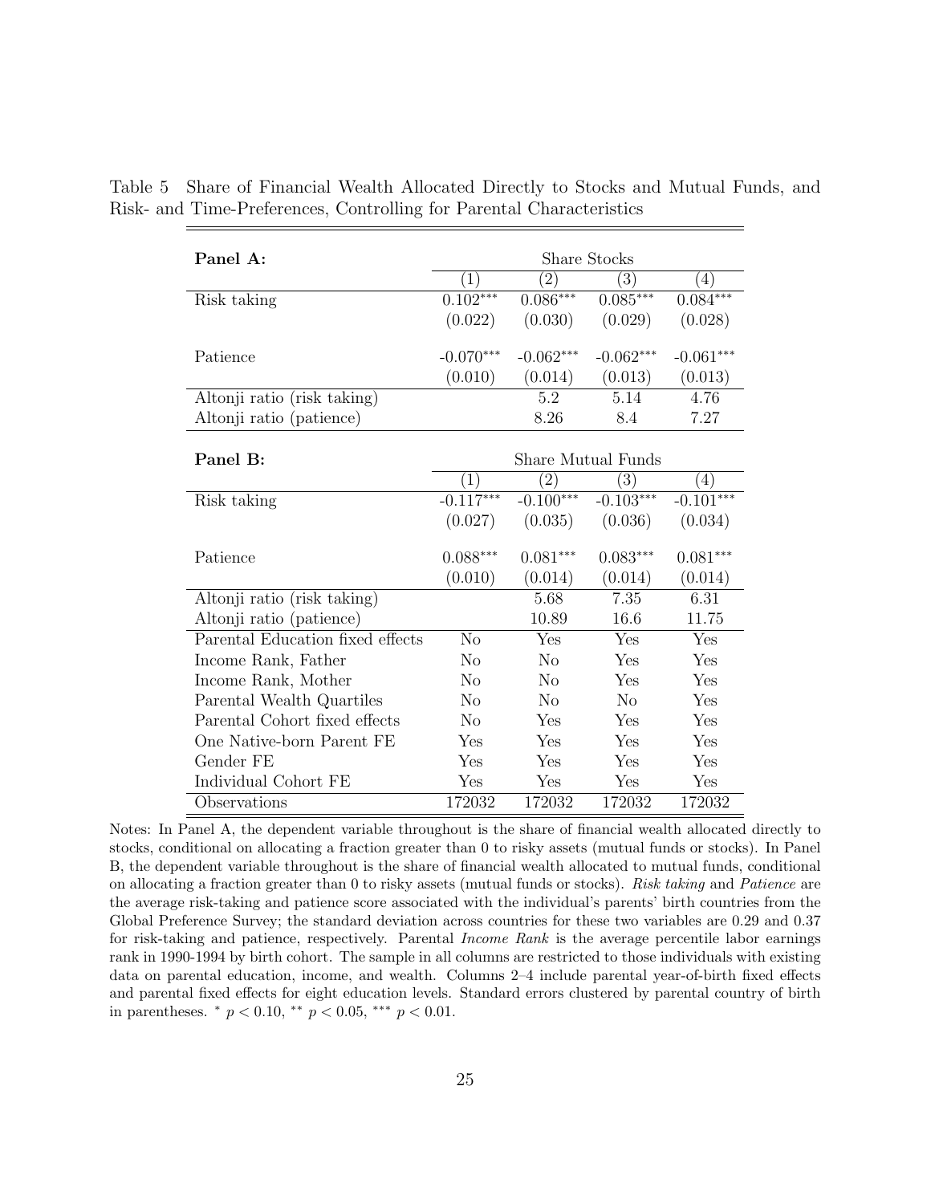Table 5 Share of Financial Wealth Allocated Directly to Stocks and Mutual Funds, and Risk- and Time-Preferences, Controlling for Parental Characteristics

| **Panel A:** | Share Stocks | | | |
|---|---|---|---|---|
| | (1) | (2) | (3) | (4) |
| Risk taking | 0.102*** | 0.086*** | 0.085*** | 0.084*** |
| | (0.022) | (0.030) | (0.029) | (0.028) |
| Patience | -0.070*** | -0.062*** | -0.062*** | -0.061*** |
| | (0.010) | (0.014) | (0.013) | (0.013) |
| Altonji ratio (risk taking) | | 5.2 | 5.14 | 4.76 |
| Altonji ratio (patience) | | 8.26 | 8.4 | 7.27 |
| **Panel B:** | Share Mutual Funds | | | |
| | (1) | (2) | (3) | (4) |
| Risk taking | -0.117*** | -0.100*** | -0.103*** | -0.101*** |
| | (0.027) | (0.035) | (0.036) | (0.034) |
| Patience | 0.088*** | 0.081*** | 0.083*** | 0.081*** |
| | (0.010) | (0.014) | (0.014) | (0.014) |
| Altonji ratio (risk taking) | | 5.68 | 7.35 | 6.31 |
| Altonji ratio (patience) | | 10.89 | 16.6 | 11.75 |
| Parental Education fixed effects | No | Yes | Yes | Yes |
| Income Rank, Father | No | No | Yes | Yes |
| Income Rank, Mother | No | No | Yes | Yes |
| Parental Wealth Quartiles | No | No | No | Yes |
| Parental Cohort fixed effects | No | Yes | Yes | Yes |
| One Native-born Parent FE | Yes | Yes | Yes | Yes |
| Gender FE | Yes | Yes | Yes | Yes |
| Individual Cohort FE | Yes | Yes | Yes | Yes |
| Observations | 172032 | 172032 | 172032 | 172032 |

Notes: In Panel A, the dependent variable throughout is the share of financial wealth allocated directly to stocks, conditional on allocating a fraction greater than 0 to risky assets (mutual funds or stocks). In Panel B, the dependent variable throughout is the share of financial wealth allocated to mutual funds, conditional on allocating a fraction greater than 0 to risky assets (mutual funds or stocks). *Risk taking* and *Patience* are the average risk-taking and patience score associated with the individual's parents' birth countries from the Global Preference Survey; the standard deviation across countries for these two variables are 0.29 and 0.37 for risk-taking and patience, respectively. Parental *Income Rank* is the average percentile labor earnings rank in 1990-1994 by birth cohort. The sample in all columns are restricted to those individuals with existing data on parental education, income, and wealth. Columns 2–4 include parental year-of-birth fixed effects and parental fixed effects for eight education levels. Standard errors clustered by parental country of birth in parentheses. * $p < 0.10$, ** $p < 0.05$, *** $p < 0.01$.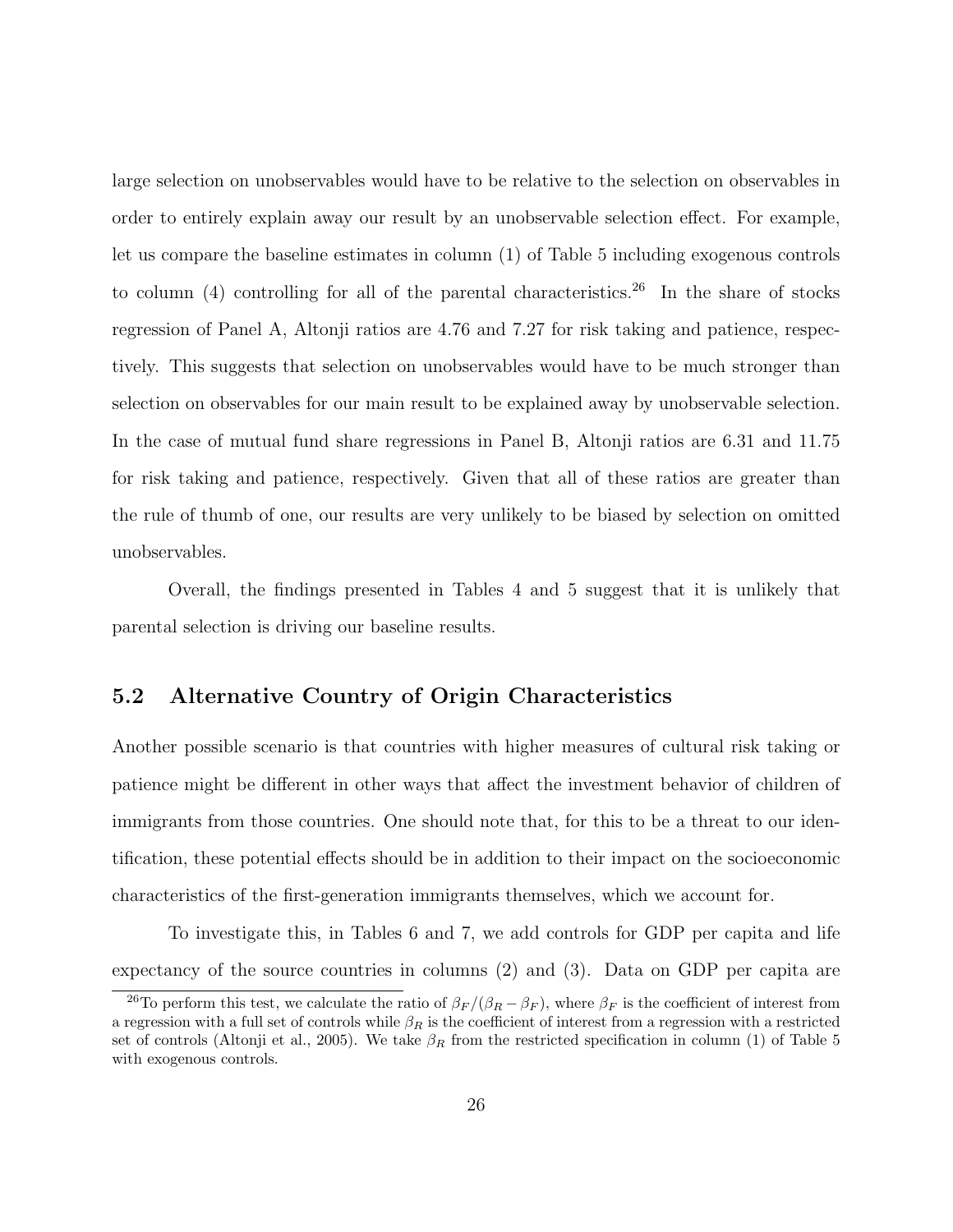large selection on unobservables would have to be relative to the selection on observables in order to entirely explain away our result by an unobservable selection effect. For example, let us compare the baseline estimates in column (1) of Table 5 including exogenous controls to column (4) controlling for all of the parental characteristics.[26] In the share of stocks regression of Panel A, Altonji ratios are 4.76 and 7.27 for risk taking and patience, respectively. This suggests that selection on unobservables would have to be much stronger than selection on observables for our main result to be explained away by unobservable selection. In the case of mutual fund share regressions in Panel B, Altonji ratios are 6.31 and 11.75 for risk taking and patience, respectively. Given that all of these ratios are greater than the rule of thumb of one, our results are very unlikely to be biased by selection on omitted unobservables.

Overall, the findings presented in Tables 4 and 5 suggest that it is unlikely that parental selection is driving our baseline results.

## 5.2 Alternative Country of Origin Characteristics

Another possible scenario is that countries with higher measures of cultural risk taking or patience might be different in other ways that affect the investment behavior of children of immigrants from those countries. One should note that, for this to be a threat to our identification, these potential effects should be in addition to their impact on the socioeconomic characteristics of the first-generation immigrants themselves, which we account for.

To investigate this, in Tables 6 and 7, we add controls for GDP per capita and life expectancy of the source countries in columns (2) and (3). Data on GDP per capita are

[26] To perform this test, we calculate the ratio of $\beta_F/(\beta_R - \beta_F)$, where $\beta_F$ is the coefficient of interest from a regression with a full set of controls while $\beta_R$ is the coefficient of interest from a regression with a restricted set of controls (Altonji et al., 2005). We take $\beta_R$ from the restricted specification in column (1) of Table 5 with exogenous controls.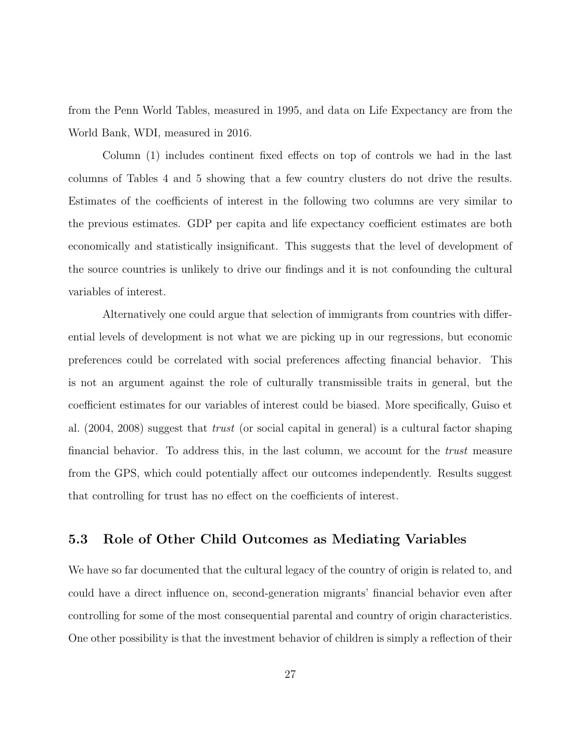from the Penn World Tables, measured in 1995, and data on Life Expectancy are from the World Bank, WDI, measured in 2016.

Column (1) includes continent fixed effects on top of controls we had in the last columns of Tables 4 and 5 showing that a few country clusters do not drive the results. Estimates of the coefficients of interest in the following two columns are very similar to the previous estimates. GDP per capita and life expectancy coefficient estimates are both economically and statistically insignificant. This suggests that the level of development of the source countries is unlikely to drive our findings and it is not confounding the cultural variables of interest.

Alternatively one could argue that selection of immigrants from countries with differential levels of development is not what we are picking up in our regressions, but economic preferences could be correlated with social preferences affecting financial behavior. This is not an argument against the role of culturally transmissible traits in general, but the coefficient estimates for our variables of interest could be biased. More specifically, Guiso et al. (2004, 2008) suggest that *trust* (or social capital in general) is a cultural factor shaping financial behavior. To address this, in the last column, we account for the *trust* measure from the GPS, which could potentially affect our outcomes independently. Results suggest that controlling for trust has no effect on the coefficients of interest.

### 5.3 Role of Other Child Outcomes as Mediating Variables

We have so far documented that the cultural legacy of the country of origin is related to, and could have a direct influence on, second-generation migrants' financial behavior even after controlling for some of the most consequential parental and country of origin characteristics. One other possibility is that the investment behavior of children is simply a reflection of their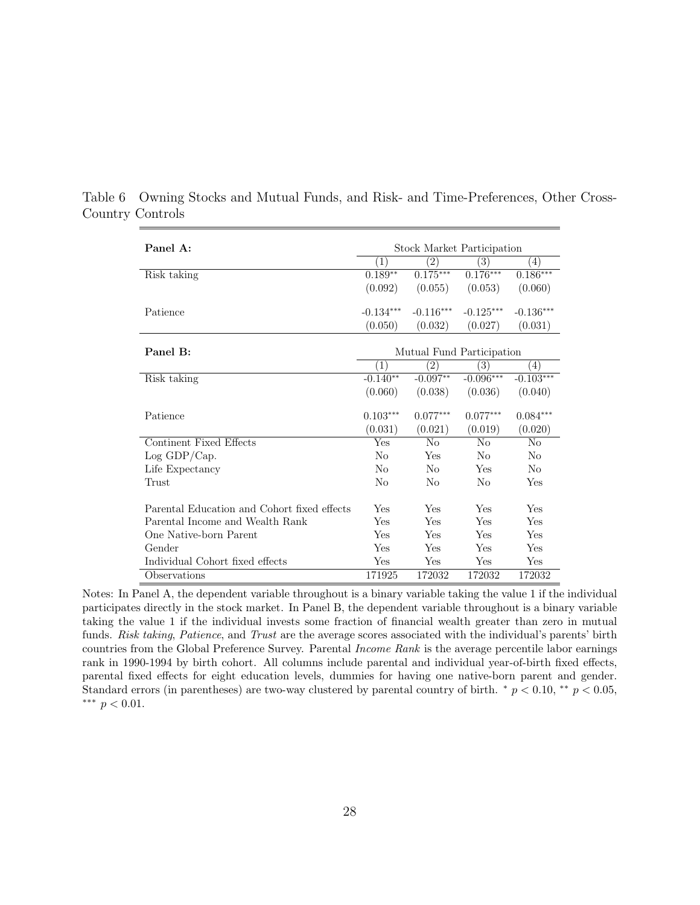Table 6 Owning Stocks and Mutual Funds, and Risk- and Time-Preferences, Other Cross-Country Controls

| **Panel A:** | Stock Market Participation | | | |
|---|---|---|---|---|
| | (1) | (2) | (3) | (4) |
| Risk taking | 0.189** | 0.175*** | 0.176*** | 0.186*** |
| | (0.092) | (0.055) | (0.053) | (0.060) |
| Patience | -0.134*** | -0.116*** | -0.125*** | -0.136*** |
| | (0.050) | (0.032) | (0.027) | (0.031) |
| **Panel B:** | Mutual Fund Participation | | | |
| | (1) | (2) | (3) | (4) |
| Risk taking | -0.140** | -0.097** | -0.096*** | -0.103*** |
| | (0.060) | (0.038) | (0.036) | (0.040) |
| Patience | 0.103*** | 0.077*** | 0.077*** | 0.084*** |
| | (0.031) | (0.021) | (0.019) | (0.020) |
| Continent Fixed Effects | Yes | No | No | No |
| Log GDP/Cap. | No | Yes | No | No |
| Life Expectancy | No | No | Yes | No |
| Trust | No | No | No | Yes |
| Parental Education and Cohort fixed effects | Yes | Yes | Yes | Yes |
| Parental Income and Wealth Rank | Yes | Yes | Yes | Yes |
| One Native-born Parent | Yes | Yes | Yes | Yes |
| Gender | Yes | Yes | Yes | Yes |
| Individual Cohort fixed effects | Yes | Yes | Yes | Yes |
| Observations | 171925 | 172032 | 172032 | 172032 |

Notes: In Panel A, the dependent variable throughout is a binary variable taking the value 1 if the individual participates directly in the stock market. In Panel B, the dependent variable throughout is a binary variable taking the value 1 if the individual invests some fraction of financial wealth greater than zero in mutual funds. *Risk taking*, *Patience*, and *Trust* are the average scores associated with the individual's parents' birth countries from the Global Preference Survey. Parental *Income Rank* is the average percentile labor earnings rank in 1990-1994 by birth cohort. All columns include parental and individual year-of-birth fixed effects, parental fixed effects for eight education levels, dummies for having one native-born parent and gender. Standard errors (in parentheses) are two-way clustered by parental country of birth. * $p < 0.10$, ** $p < 0.05$, *** $p < 0.01$.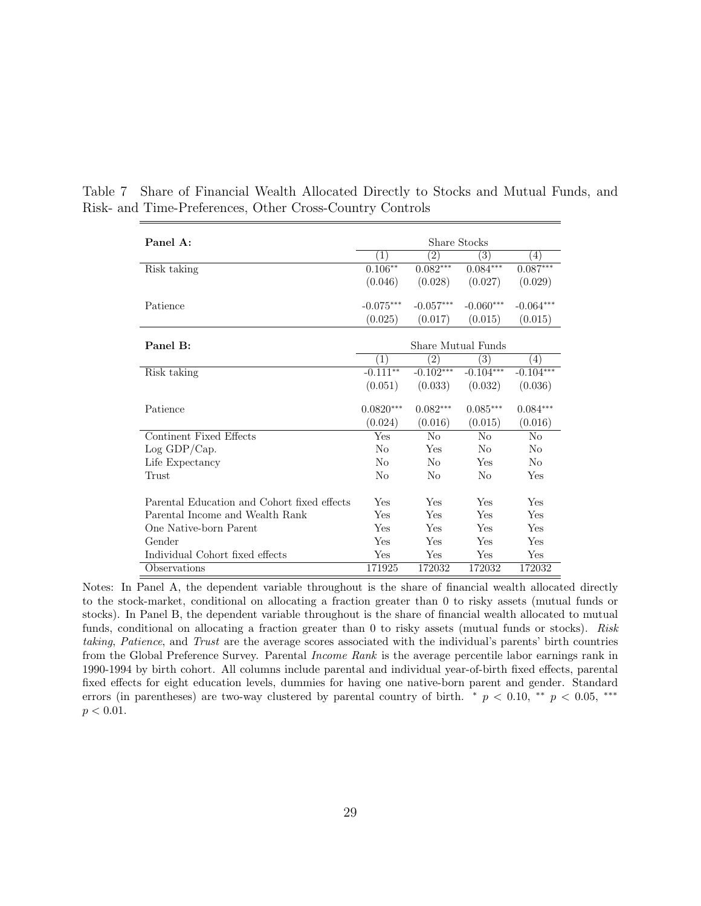Table 7 Share of Financial Wealth Allocated Directly to Stocks and Mutual Funds, and Risk- and Time-Preferences, Other Cross-Country Controls

| **Panel A:** | Share Stocks | | | |
|---|---|---|---|---|
| | (1) | (2) | (3) | (4) |
| Risk taking | 0.106** | 0.082*** | 0.084*** | 0.087*** |
| | (0.046) | (0.028) | (0.027) | (0.029) |
| Patience | -0.075*** | -0.057*** | -0.060*** | -0.064*** |
| | (0.025) | (0.017) | (0.015) | (0.015) |
| **Panel B:** | Share Mutual Funds | | | |
| | (1) | (2) | (3) | (4) |
| Risk taking | -0.111** | -0.102*** | -0.104*** | -0.104*** |
| | (0.051) | (0.033) | (0.032) | (0.036) |
| Patience | 0.0820*** | 0.082*** | 0.085*** | 0.084*** |
| | (0.024) | (0.016) | (0.015) | (0.016) |
| Continent Fixed Effects | Yes | No | No | No |
| Log GDP/Cap. | No | Yes | No | No |
| Life Expectancy | No | No | Yes | No |
| Trust | No | No | No | Yes |
| Parental Education and Cohort fixed effects | Yes | Yes | Yes | Yes |
| Parental Income and Wealth Rank | Yes | Yes | Yes | Yes |
| One Native-born Parent | Yes | Yes | Yes | Yes |
| Gender | Yes | Yes | Yes | Yes |
| Individual Cohort fixed effects | Yes | Yes | Yes | Yes |
| Observations | 171925 | 172032 | 172032 | 172032 |

Notes: In Panel A, the dependent variable throughout is the share of financial wealth allocated directly to the stock-market, conditional on allocating a fraction greater than 0 to risky assets (mutual funds or stocks). In Panel B, the dependent variable throughout is the share of financial wealth allocated to mutual funds, conditional on allocating a fraction greater than 0 to risky assets (mutual funds or stocks). *Risk taking*, *Patience*, and *Trust* are the average scores associated with the individual's parents' birth countries from the Global Preference Survey. Parental *Income Rank* is the average percentile labor earnings rank in 1990-1994 by birth cohort. All columns include parental and individual year-of-birth fixed effects, parental fixed effects for eight education levels, dummies for having one native-born parent and gender. Standard errors (in parentheses) are two-way clustered by parental country of birth. * $p < 0.10$, ** $p < 0.05$, *** $p < 0.01$.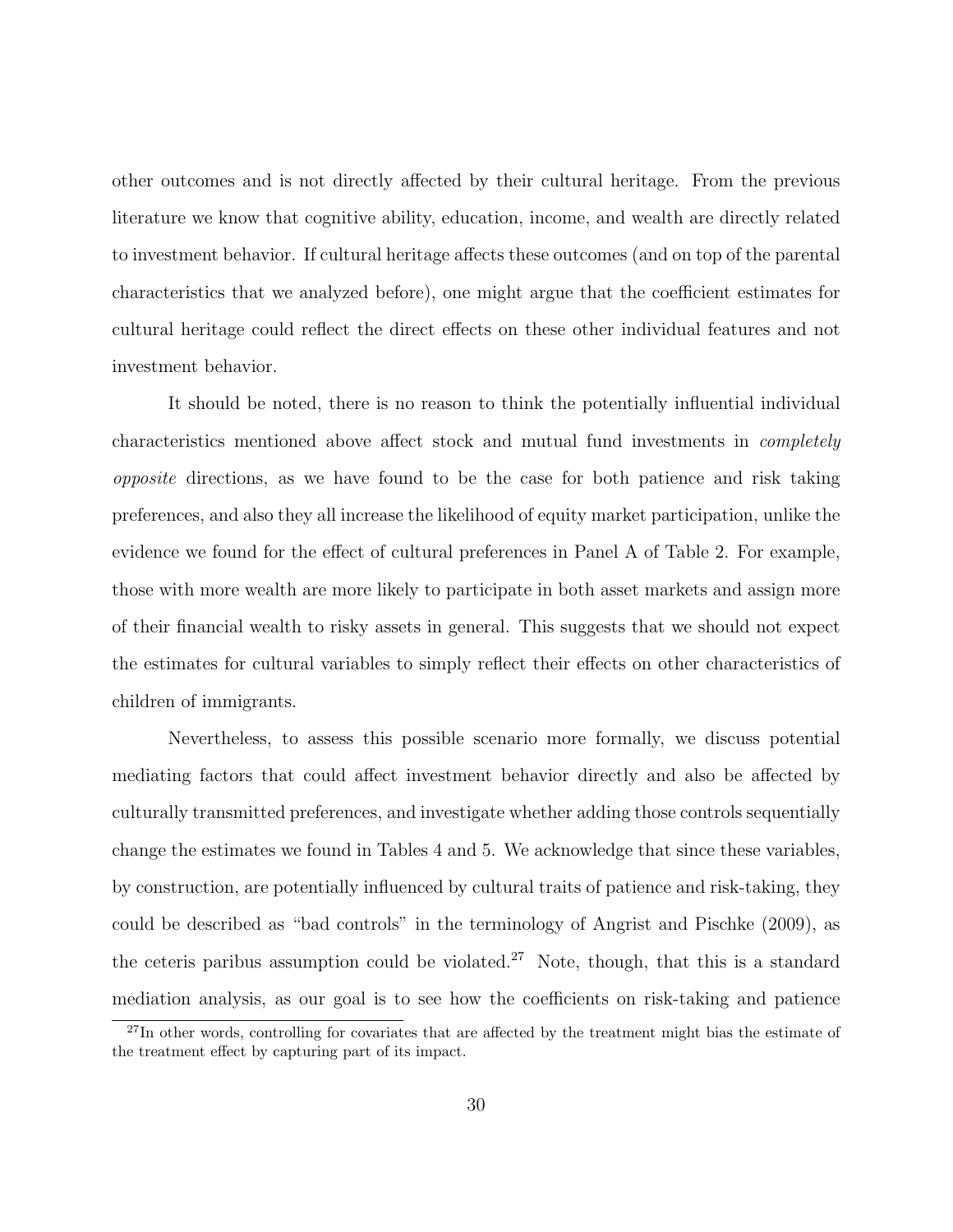other outcomes and is not directly affected by their cultural heritage. From the previous literature we know that cognitive ability, education, income, and wealth are directly related to investment behavior. If cultural heritage affects these outcomes (and on top of the parental characteristics that we analyzed before), one might argue that the coefficient estimates for cultural heritage could reflect the direct effects on these other individual features and not investment behavior.

It should be noted, there is no reason to think the potentially influential individual characteristics mentioned above affect stock and mutual fund investments in *completely opposite* directions, as we have found to be the case for both patience and risk taking preferences, and also they all increase the likelihood of equity market participation, unlike the evidence we found for the effect of cultural preferences in Panel A of Table 2. For example, those with more wealth are more likely to participate in both asset markets and assign more of their financial wealth to risky assets in general. This suggests that we should not expect the estimates for cultural variables to simply reflect their effects on other characteristics of children of immigrants.

Nevertheless, to assess this possible scenario more formally, we discuss potential mediating factors that could affect investment behavior directly and also be affected by culturally transmitted preferences, and investigate whether adding those controls sequentially change the estimates we found in Tables 4 and 5. We acknowledge that since these variables, by construction, are potentially influenced by cultural traits of patience and risk-taking, they could be described as "bad controls" in the terminology of Angrist and Pischke (2009), as the ceteris paribus assumption could be violated.[27] Note, though, that this is a standard mediation analysis, as our goal is to see how the coefficients on risk-taking and patience

[27] In other words, controlling for covariates that are affected by the treatment might bias the estimate of the treatment effect by capturing part of its impact.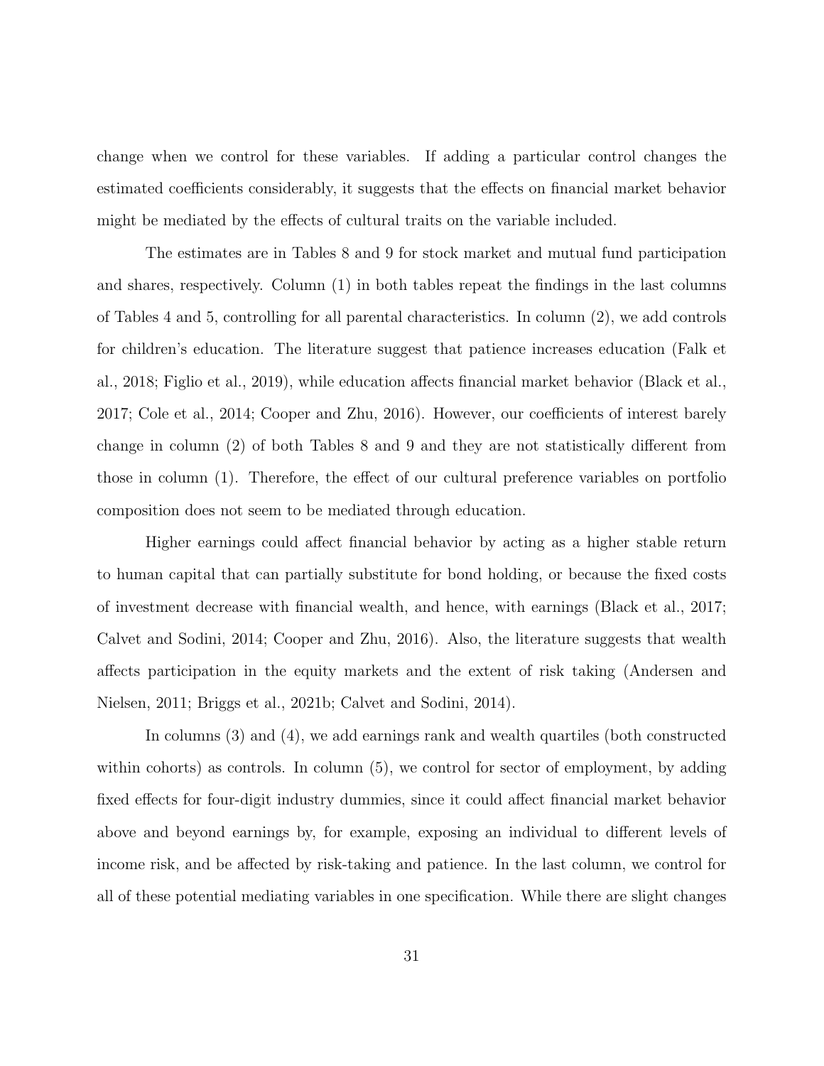change when we control for these variables. If adding a particular control changes the estimated coefficients considerably, it suggests that the effects on financial market behavior might be mediated by the effects of cultural traits on the variable included.

The estimates are in Tables 8 and 9 for stock market and mutual fund participation and shares, respectively. Column (1) in both tables repeat the findings in the last columns of Tables 4 and 5, controlling for all parental characteristics. In column (2), we add controls for children's education. The literature suggest that patience increases education (Falk et al., 2018; Figlio et al., 2019), while education affects financial market behavior (Black et al., 2017; Cole et al., 2014; Cooper and Zhu, 2016). However, our coefficients of interest barely change in column (2) of both Tables 8 and 9 and they are not statistically different from those in column (1). Therefore, the effect of our cultural preference variables on portfolio composition does not seem to be mediated through education.

Higher earnings could affect financial behavior by acting as a higher stable return to human capital that can partially substitute for bond holding, or because the fixed costs of investment decrease with financial wealth, and hence, with earnings (Black et al., 2017; Calvet and Sodini, 2014; Cooper and Zhu, 2016). Also, the literature suggests that wealth affects participation in the equity markets and the extent of risk taking (Andersen and Nielsen, 2011; Briggs et al., 2021b; Calvet and Sodini, 2014).

In columns (3) and (4), we add earnings rank and wealth quartiles (both constructed within cohorts) as controls. In column (5), we control for sector of employment, by adding fixed effects for four-digit industry dummies, since it could affect financial market behavior above and beyond earnings by, for example, exposing an individual to different levels of income risk, and be affected by risk-taking and patience. In the last column, we control for all of these potential mediating variables in one specification. While there are slight changes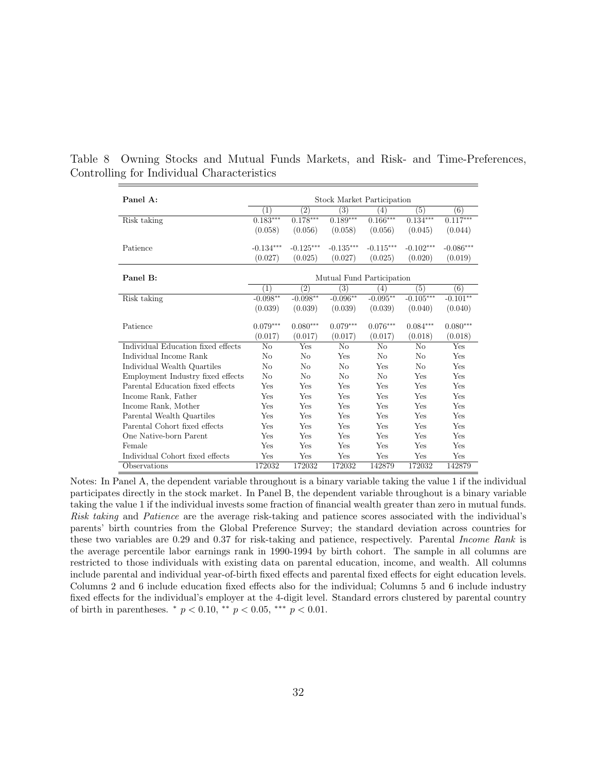Table 8 Owning Stocks and Mutual Funds Markets, and Risk- and Time-Preferences, Controlling for Individual Characteristics

| **Panel A:** | Stock Market Participation | | | | | |
|---|---|---|---|---|---|---|
| | (1) | (2) | (3) | (4) | (5) | (6) |
| Risk taking | 0.183*** | 0.178*** | 0.189*** | 0.166*** | 0.134*** | 0.117*** |
| | (0.058) | (0.056) | (0.058) | (0.056) | (0.045) | (0.044) |
| Patience | -0.134*** | -0.125*** | -0.135*** | -0.115*** | -0.102*** | -0.086*** |
| | (0.027) | (0.025) | (0.027) | (0.025) | (0.020) | (0.019) |
| **Panel B:** | Mutual Fund Participation | | | | | |
| | (1) | (2) | (3) | (4) | (5) | (6) |
| Risk taking | -0.098** | -0.098** | -0.096** | -0.095** | -0.105*** | -0.101** |
| | (0.039) | (0.039) | (0.039) | (0.039) | (0.040) | (0.040) |
| Patience | 0.079*** | 0.080*** | 0.079*** | 0.076*** | 0.084*** | 0.080*** |
| | (0.017) | (0.017) | (0.017) | (0.017) | (0.018) | (0.018) |
| Individual Education fixed effects | No | Yes | No | No | No | Yes |
| Individual Income Rank | No | No | Yes | No | No | Yes |
| Individual Wealth Quartiles | No | No | No | Yes | No | Yes |
| Employment Industry fixed effects | No | No | No | No | Yes | Yes |
| Parental Education fixed effects | Yes | Yes | Yes | Yes | Yes | Yes |
| Income Rank, Father | Yes | Yes | Yes | Yes | Yes | Yes |
| Income Rank, Mother | Yes | Yes | Yes | Yes | Yes | Yes |
| Parental Wealth Quartiles | Yes | Yes | Yes | Yes | Yes | Yes |
| Parental Cohort fixed effects | Yes | Yes | Yes | Yes | Yes | Yes |
| One Native-born Parent | Yes | Yes | Yes | Yes | Yes | Yes |
| Female | Yes | Yes | Yes | Yes | Yes | Yes |
| Individual Cohort fixed effects | Yes | Yes | Yes | Yes | Yes | Yes |
| Observations | 172032 | 172032 | 172032 | 142879 | 172032 | 142879 |

Notes: In Panel A, the dependent variable throughout is a binary variable taking the value 1 if the individual participates directly in the stock market. In Panel B, the dependent variable throughout is a binary variable taking the value 1 if the individual invests some fraction of financial wealth greater than zero in mutual funds. *Risk taking* and *Patience* are the average risk-taking and patience scores associated with the individual's parents' birth countries from the Global Preference Survey; the standard deviation across countries for these two variables are 0.29 and 0.37 for risk-taking and patience, respectively. Parental *Income Rank* is the average percentile labor earnings rank in 1990-1994 by birth cohort. The sample in all columns are restricted to those individuals with existing data on parental education, income, and wealth. All columns include parental and individual year-of-birth fixed effects and parental fixed effects for eight education levels. Columns 2 and 6 include education fixed effects also for the individual; Columns 5 and 6 include industry fixed effects for the individual's employer at the 4-digit level. Standard errors clustered by parental country of birth in parentheses. * $p < 0.10$, ** $p < 0.05$, *** $p < 0.01$.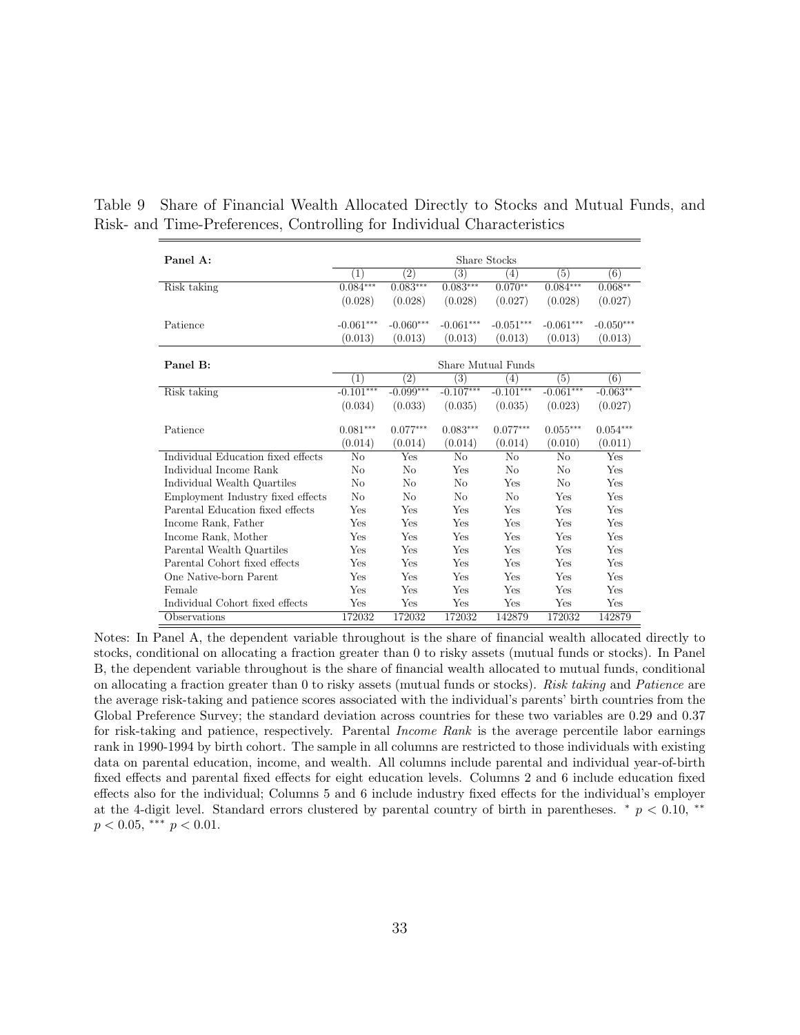Table 9 Share of Financial Wealth Allocated Directly to Stocks and Mutual Funds, and Risk- and Time-Preferences, Controlling for Individual Characteristics

| **Panel A:** | Share Stocks | | | | | |
|---|---|---|---|---|---|---|
| | (1) | (2) | (3) | (4) | (5) | (6) |
| Risk taking | 0.084*** | 0.083*** | 0.083*** | 0.070** | 0.084*** | 0.068** |
| | (0.028) | (0.028) | (0.028) | (0.027) | (0.028) | (0.027) |
| Patience | -0.061*** | -0.060*** | -0.061*** | -0.051*** | -0.061*** | -0.050*** |
| | (0.013) | (0.013) | (0.013) | (0.013) | (0.013) | (0.013) |
| **Panel B:** | Share Mutual Funds | | | | | |
| | (1) | (2) | (3) | (4) | (5) | (6) |
| Risk taking | -0.101*** | -0.099*** | -0.107*** | -0.101*** | -0.061*** | -0.063** |
| | (0.034) | (0.033) | (0.035) | (0.035) | (0.023) | (0.027) |
| Patience | 0.081*** | 0.077*** | 0.083*** | 0.077*** | 0.055*** | 0.054*** |
| | (0.014) | (0.014) | (0.014) | (0.014) | (0.010) | (0.011) |
| Individual Education fixed effects | No | Yes | No | No | No | Yes |
| Individual Income Rank | No | No | Yes | No | No | Yes |
| Individual Wealth Quartiles | No | No | No | Yes | No | Yes |
| Employment Industry fixed effects | No | No | No | No | Yes | Yes |
| Parental Education fixed effects | Yes | Yes | Yes | Yes | Yes | Yes |
| Income Rank, Father | Yes | Yes | Yes | Yes | Yes | Yes |
| Income Rank, Mother | Yes | Yes | Yes | Yes | Yes | Yes |
| Parental Wealth Quartiles | Yes | Yes | Yes | Yes | Yes | Yes |
| Parental Cohort fixed effects | Yes | Yes | Yes | Yes | Yes | Yes |
| One Native-born Parent | Yes | Yes | Yes | Yes | Yes | Yes |
| Female | Yes | Yes | Yes | Yes | Yes | Yes |
| Individual Cohort fixed effects | Yes | Yes | Yes | Yes | Yes | Yes |
| Observations | 172032 | 172032 | 172032 | 142879 | 172032 | 142879 |

Notes: In Panel A, the dependent variable throughout is the share of financial wealth allocated directly to stocks, conditional on allocating a fraction greater than 0 to risky assets (mutual funds or stocks). In Panel B, the dependent variable throughout is the share of financial wealth allocated to mutual funds, conditional on allocating a fraction greater than 0 to risky assets (mutual funds or stocks). *Risk taking* and *Patience* are the average risk-taking and patience scores associated with the individual's parents' birth countries from the Global Preference Survey; the standard deviation across countries for these two variables are 0.29 and 0.37 for risk-taking and patience, respectively. Parental *Income Rank* is the average percentile labor earnings rank in 1990-1994 by birth cohort. The sample in all columns are restricted to those individuals with existing data on parental education, income, and wealth. All columns include parental and individual year-of-birth fixed effects and parental fixed effects for eight education levels. Columns 2 and 6 include education fixed effects also for the individual; Columns 5 and 6 include industry fixed effects for the individual's employer at the 4-digit level. Standard errors clustered by parental country of birth in parentheses. * $p < 0.10$, ** $p < 0.05$, *** $p < 0.01$.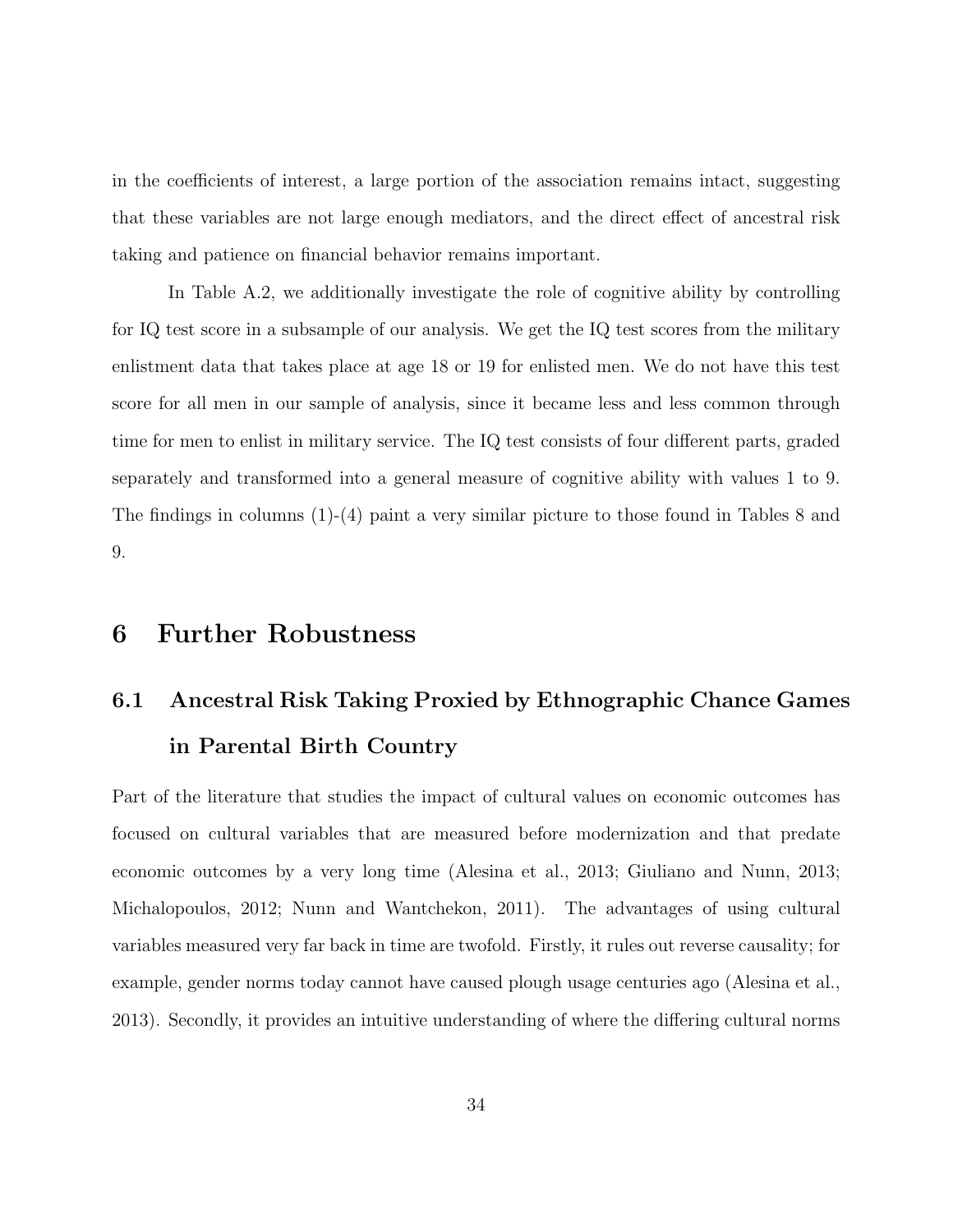in the coefficients of interest, a large portion of the association remains intact, suggesting that these variables are not large enough mediators, and the direct effect of ancestral risk taking and patience on financial behavior remains important.

In Table A.2, we additionally investigate the role of cognitive ability by controlling for IQ test score in a subsample of our analysis. We get the IQ test scores from the military enlistment data that takes place at age 18 or 19 for enlisted men. We do not have this test score for all men in our sample of analysis, since it became less and less common through time for men to enlist in military service. The IQ test consists of four different parts, graded separately and transformed into a general measure of cognitive ability with values 1 to 9. The findings in columns (1)-(4) paint a very similar picture to those found in Tables 8 and 9.

# 6 Further Robustness

## 6.1 Ancestral Risk Taking Proxied by Ethnographic Chance Games in Parental Birth Country

Part of the literature that studies the impact of cultural values on economic outcomes has focused on cultural variables that are measured before modernization and that predate economic outcomes by a very long time (Alesina et al., 2013; Giuliano and Nunn, 2013; Michalopoulos, 2012; Nunn and Wantchekon, 2011). The advantages of using cultural variables measured very far back in time are twofold. Firstly, it rules out reverse causality; for example, gender norms today cannot have caused plough usage centuries ago (Alesina et al., 2013). Secondly, it provides an intuitive understanding of where the differing cultural norms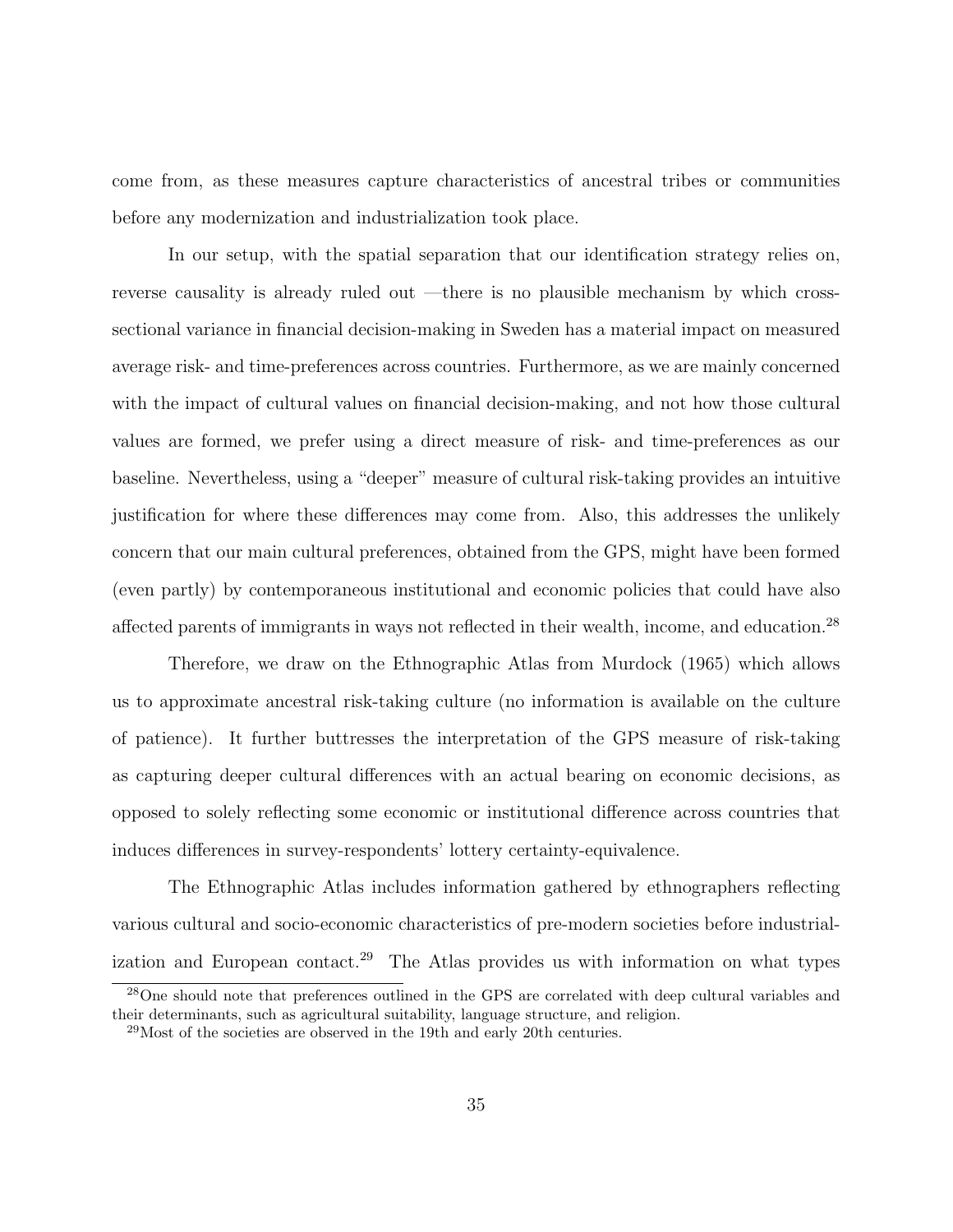come from, as these measures capture characteristics of ancestral tribes or communities before any modernization and industrialization took place.

In our setup, with the spatial separation that our identification strategy relies on, reverse causality is already ruled out —there is no plausible mechanism by which cross-sectional variance in financial decision-making in Sweden has a material impact on measured average risk- and time-preferences across countries. Furthermore, as we are mainly concerned with the impact of cultural values on financial decision-making, and not how those cultural values are formed, we prefer using a direct measure of risk- and time-preferences as our baseline. Nevertheless, using a "deeper" measure of cultural risk-taking provides an intuitive justification for where these differences may come from. Also, this addresses the unlikely concern that our main cultural preferences, obtained from the GPS, might have been formed (even partly) by contemporaneous institutional and economic policies that could have also affected parents of immigrants in ways not reflected in their wealth, income, and education.[28]

Therefore, we draw on the Ethnographic Atlas from Murdock (1965) which allows us to approximate ancestral risk-taking culture (no information is available on the culture of patience). It further buttresses the interpretation of the GPS measure of risk-taking as capturing deeper cultural differences with an actual bearing on economic decisions, as opposed to solely reflecting some economic or institutional difference across countries that induces differences in survey-respondents' lottery certainty-equivalence.

The Ethnographic Atlas includes information gathered by ethnographers reflecting various cultural and socio-economic characteristics of pre-modern societies before industrialization and European contact.[29] The Atlas provides us with information on what types

[28]One should note that preferences outlined in the GPS are correlated with deep cultural variables and their determinants, such as agricultural suitability, language structure, and religion.

[29]Most of the societies are observed in the 19th and early 20th centuries.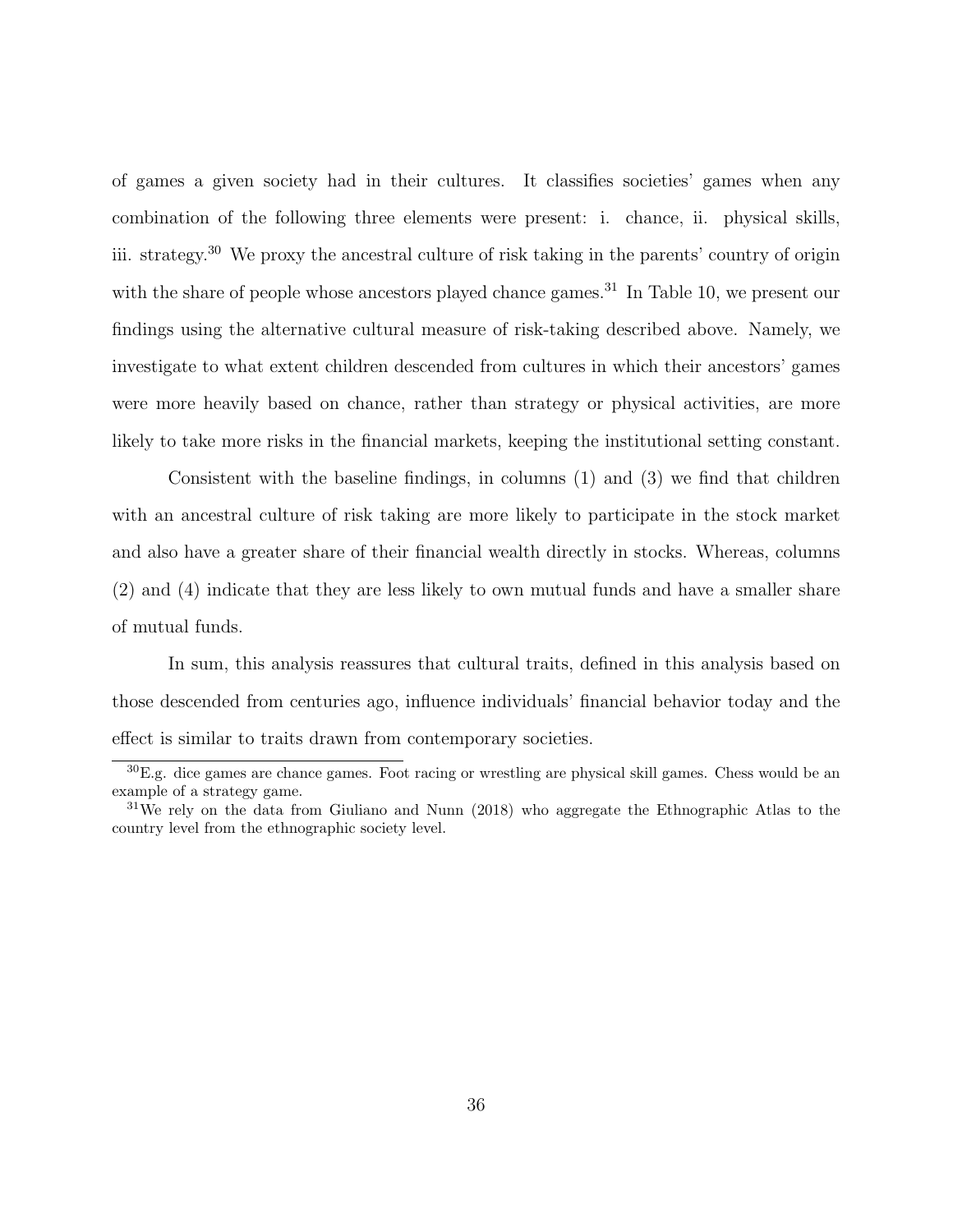of games a given society had in their cultures. It classifies societies' games when any combination of the following three elements were present: i. chance, ii. physical skills, iii. strategy.[30] We proxy the ancestral culture of risk taking in the parents' country of origin with the share of people whose ancestors played chance games.[31] In Table 10, we present our findings using the alternative cultural measure of risk-taking described above. Namely, we investigate to what extent children descended from cultures in which their ancestors' games were more heavily based on chance, rather than strategy or physical activities, are more likely to take more risks in the financial markets, keeping the institutional setting constant.

Consistent with the baseline findings, in columns (1) and (3) we find that children with an ancestral culture of risk taking are more likely to participate in the stock market and also have a greater share of their financial wealth directly in stocks. Whereas, columns (2) and (4) indicate that they are less likely to own mutual funds and have a smaller share of mutual funds.

In sum, this analysis reassures that cultural traits, defined in this analysis based on those descended from centuries ago, influence individuals' financial behavior today and the effect is similar to traits drawn from contemporary societies.

[30] E.g. dice games are chance games. Foot racing or wrestling are physical skill games. Chess would be an example of a strategy game.

[31] We rely on the data from Giuliano and Nunn (2018) who aggregate the Ethnographic Atlas to the country level from the ethnographic society level.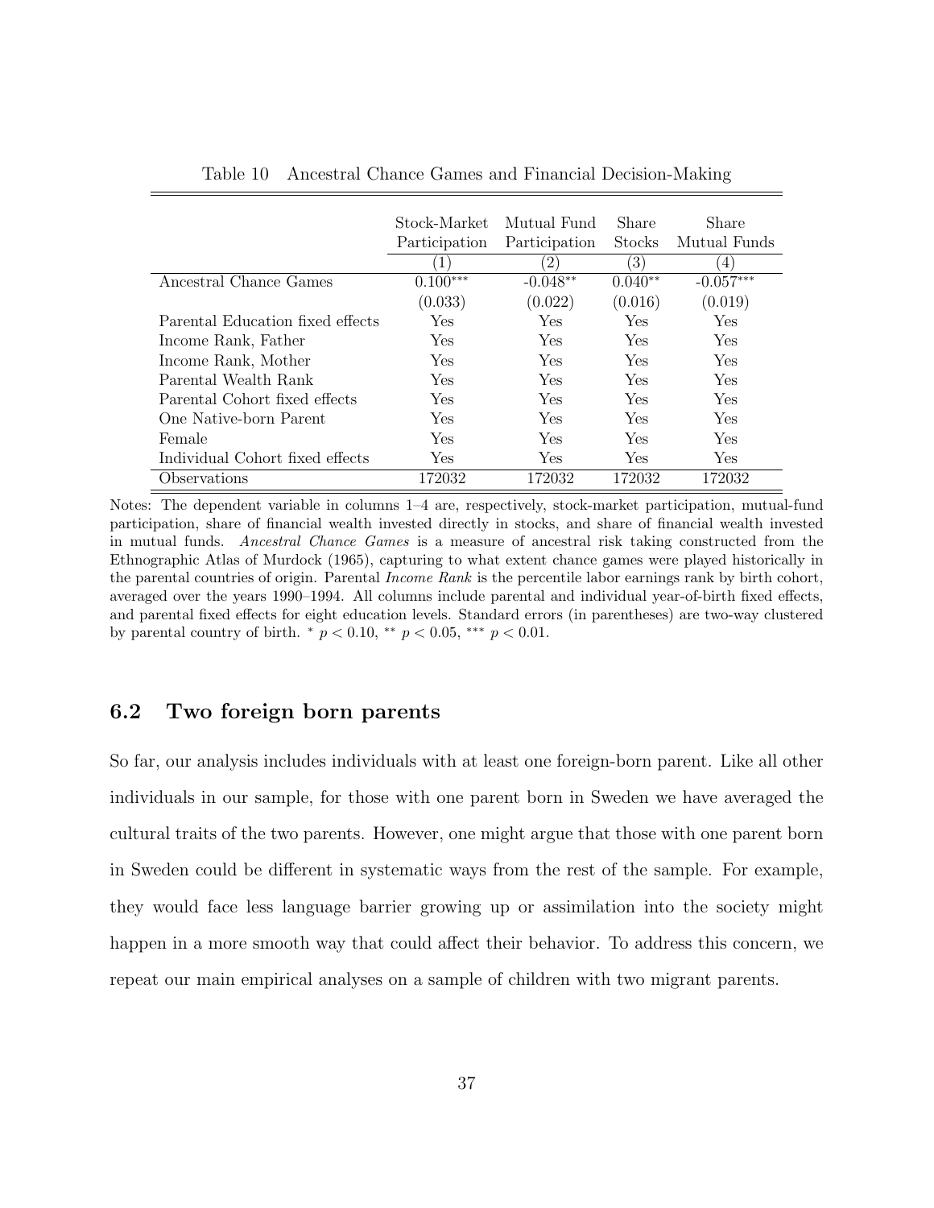Table 10 Ancestral Chance Games and Financial Decision-Making

| | Stock-Market Participation | Mutual Fund Participation | Share Stocks | Share Mutual Funds |
|---|---|---|---|---|
| | (1) | (2) | (3) | (4) |
| Ancestral Chance Games | 0.100*** | -0.048** | 0.040** | -0.057*** |
| | (0.033) | (0.022) | (0.016) | (0.019) |
| Parental Education fixed effects | Yes | Yes | Yes | Yes |
| Income Rank, Father | Yes | Yes | Yes | Yes |
| Income Rank, Mother | Yes | Yes | Yes | Yes |
| Parental Wealth Rank | Yes | Yes | Yes | Yes |
| Parental Cohort fixed effects | Yes | Yes | Yes | Yes |
| One Native-born Parent | Yes | Yes | Yes | Yes |
| Female | Yes | Yes | Yes | Yes |
| Individual Cohort fixed effects | Yes | Yes | Yes | Yes |
| Observations | 172032 | 172032 | 172032 | 172032 |

Notes: The dependent variable in columns 1–4 are, respectively, stock-market participation, mutual-fund participation, share of financial wealth invested directly in stocks, and share of financial wealth invested in mutual funds. *Ancestral Chance Games* is a measure of ancestral risk taking constructed from the Ethnographic Atlas of Murdock (1965), capturing to what extent chance games were played historically in the parental countries of origin. Parental *Income Rank* is the percentile labor earnings rank by birth cohort, averaged over the years 1990–1994. All columns include parental and individual year-of-birth fixed effects, and parental fixed effects for eight education levels. Standard errors (in parentheses) are two-way clustered by parental country of birth. * $p < 0.10$, ** $p < 0.05$, *** $p < 0.01$.

## 6.2 Two foreign born parents

So far, our analysis includes individuals with at least one foreign-born parent. Like all other individuals in our sample, for those with one parent born in Sweden we have averaged the cultural traits of the two parents. However, one might argue that those with one parent born in Sweden could be different in systematic ways from the rest of the sample. For example, they would face less language barrier growing up or assimilation into the society might happen in a more smooth way that could affect their behavior. To address this concern, we repeat our main empirical analyses on a sample of children with two migrant parents.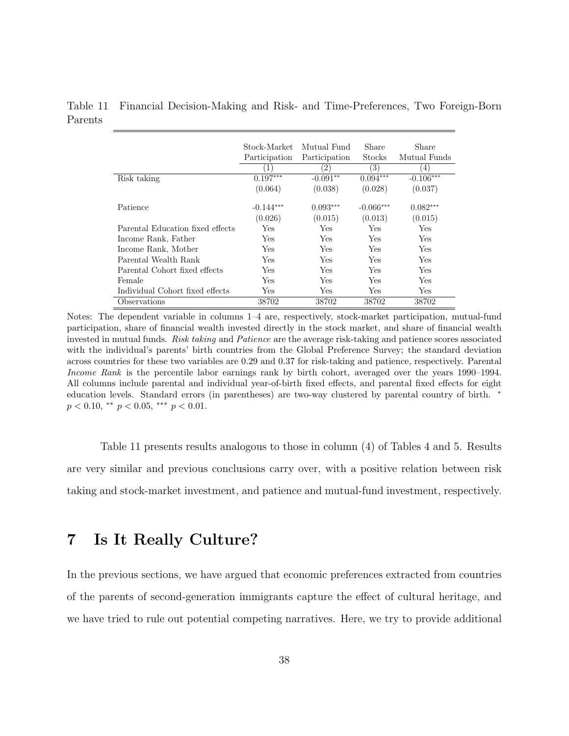Table 11 Financial Decision-Making and Risk- and Time-Preferences, Two Foreign-Born Parents

| | Stock-Market Participation | Mutual Fund Participation | Share Stocks | Share Mutual Funds |
|---|---|---|---|---|
| | (1) | (2) | (3) | (4) |
| Risk taking | 0.197*** | -0.091** | 0.094*** | -0.106*** |
| | (0.064) | (0.038) | (0.028) | (0.037) |
| Patience | -0.144*** | 0.093*** | -0.066*** | 0.082*** |
| | (0.026) | (0.015) | (0.013) | (0.015) |
| Parental Education fixed effects | Yes | Yes | Yes | Yes |
| Income Rank, Father | Yes | Yes | Yes | Yes |
| Income Rank, Mother | Yes | Yes | Yes | Yes |
| Parental Wealth Rank | Yes | Yes | Yes | Yes |
| Parental Cohort fixed effects | Yes | Yes | Yes | Yes |
| Female | Yes | Yes | Yes | Yes |
| Individual Cohort fixed effects | Yes | Yes | Yes | Yes |
| Observations | 38702 | 38702 | 38702 | 38702 |

Notes: The dependent variable in columns 1–4 are, respectively, stock-market participation, mutual-fund participation, share of financial wealth invested directly in the stock market, and share of financial wealth invested in mutual funds. *Risk taking* and *Patience* are the average risk-taking and patience scores associated with the individual's parents' birth countries from the Global Preference Survey; the standard deviation across countries for these two variables are 0.29 and 0.37 for risk-taking and patience, respectively. Parental *Income Rank* is the percentile labor earnings rank by birth cohort, averaged over the years 1990–1994. All columns include parental and individual year-of-birth fixed effects, and parental fixed effects for eight education levels. Standard errors (in parentheses) are two-way clustered by parental country of birth. * $p < 0.10$, ** $p < 0.05$, *** $p < 0.01$.

Table 11 presents results analogous to those in column (4) of Tables 4 and 5. Results are very similar and previous conclusions carry over, with a positive relation between risk taking and stock-market investment, and patience and mutual-fund investment, respectively.

# 7 Is It Really Culture?

In the previous sections, we have argued that economic preferences extracted from countries of the parents of second-generation immigrants capture the effect of cultural heritage, and we have tried to rule out potential competing narratives. Here, we try to provide additional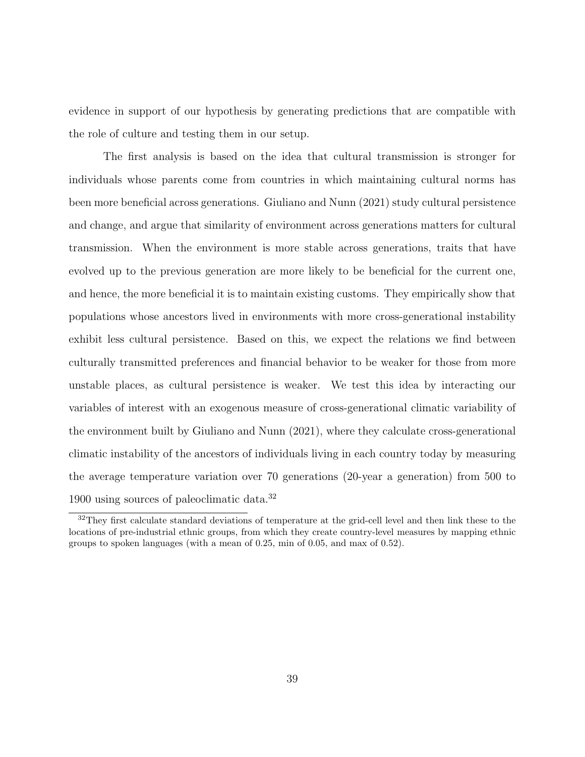evidence in support of our hypothesis by generating predictions that are compatible with the role of culture and testing them in our setup.

The first analysis is based on the idea that cultural transmission is stronger for individuals whose parents come from countries in which maintaining cultural norms has been more beneficial across generations. Giuliano and Nunn (2021) study cultural persistence and change, and argue that similarity of environment across generations matters for cultural transmission. When the environment is more stable across generations, traits that have evolved up to the previous generation are more likely to be beneficial for the current one, and hence, the more beneficial it is to maintain existing customs. They empirically show that populations whose ancestors lived in environments with more cross-generational instability exhibit less cultural persistence. Based on this, we expect the relations we find between culturally transmitted preferences and financial behavior to be weaker for those from more unstable places, as cultural persistence is weaker. We test this idea by interacting our variables of interest with an exogenous measure of cross-generational climatic variability of the environment built by Giuliano and Nunn (2021), where they calculate cross-generational climatic instability of the ancestors of individuals living in each country today by measuring the average temperature variation over 70 generations (20-year a generation) from 500 to 1900 using sources of paleoclimatic data.[32]

[32] They first calculate standard deviations of temperature at the grid-cell level and then link these to the locations of pre-industrial ethnic groups, from which they create country-level measures by mapping ethnic groups to spoken languages (with a mean of 0.25, min of 0.05, and max of 0.52).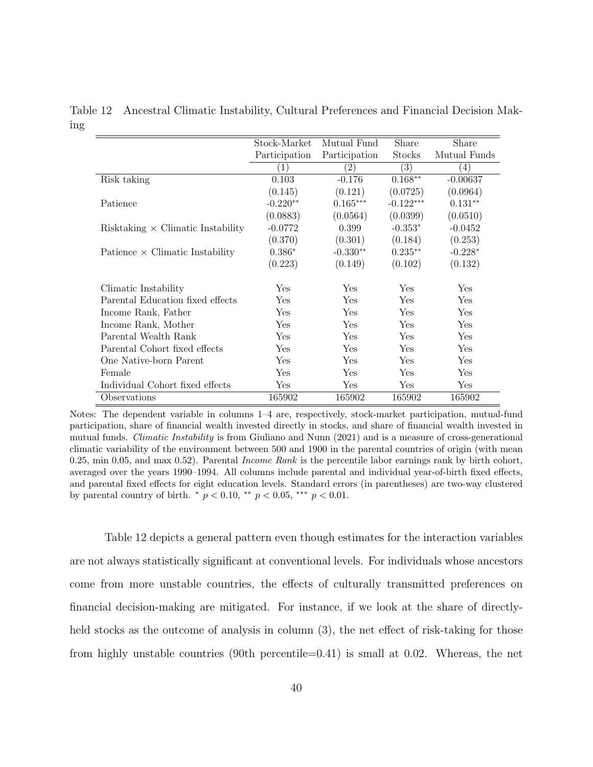Table 12 Ancestral Climatic Instability, Cultural Preferences and Financial Decision Making

| | Stock-Market Participation | Mutual Fund Participation | Share Stocks | Share Mutual Funds |
|---|---|---|---|---|
| | (1) | (2) | (3) | (4) |
| Risk taking | 0.103 | -0.176 | 0.168** | -0.00637 |
| | (0.145) | (0.121) | (0.0725) | (0.0964) |
| Patience | -0.220** | 0.165*** | -0.122*** | 0.131** |
| | (0.0883) | (0.0564) | (0.0399) | (0.0510) |
| Risktaking × Climatic Instability | -0.0772 | 0.399 | -0.353* | -0.0452 |
| | (0.370) | (0.301) | (0.184) | (0.253) |
| Patience × Climatic Instability | 0.386* | -0.330** | 0.235** | -0.228* |
| | (0.223) | (0.149) | (0.102) | (0.132) |
| Climatic Instability | Yes | Yes | Yes | Yes |
| Parental Education fixed effects | Yes | Yes | Yes | Yes |
| Income Rank, Father | Yes | Yes | Yes | Yes |
| Income Rank, Mother | Yes | Yes | Yes | Yes |
| Parental Wealth Rank | Yes | Yes | Yes | Yes |
| Parental Cohort fixed effects | Yes | Yes | Yes | Yes |
| One Native-born Parent | Yes | Yes | Yes | Yes |
| Female | Yes | Yes | Yes | Yes |
| Individual Cohort fixed effects | Yes | Yes | Yes | Yes |
| Observations | 165902 | 165902 | 165902 | 165902 |

Notes: The dependent variable in columns 1–4 are, respectively, stock-market participation, mutual-fund participation, share of financial wealth invested directly in stocks, and share of financial wealth invested in mutual funds. *Climatic Instability* is from Giuliano and Nunn (2021) and is a measure of cross-generational climatic variability of the environment between 500 and 1900 in the parental countries of origin (with mean 0.25, min 0.05, and max 0.52). Parental *Income Rank* is the percentile labor earnings rank by birth cohort, averaged over the years 1990–1994. All columns include parental and individual year-of-birth fixed effects, and parental fixed effects for eight education levels. Standard errors (in parentheses) are two-way clustered by parental country of birth. * $p < 0.10$, ** $p < 0.05$, *** $p < 0.01$.

Table 12 depicts a general pattern even though estimates for the interaction variables are not always statistically significant at conventional levels. For individuals whose ancestors come from more unstable countries, the effects of culturally transmitted preferences on financial decision-making are mitigated. For instance, if we look at the share of directly-held stocks as the outcome of analysis in column (3), the net effect of risk-taking for those from highly unstable countries (90th percentile=0.41) is small at 0.02. Whereas, the net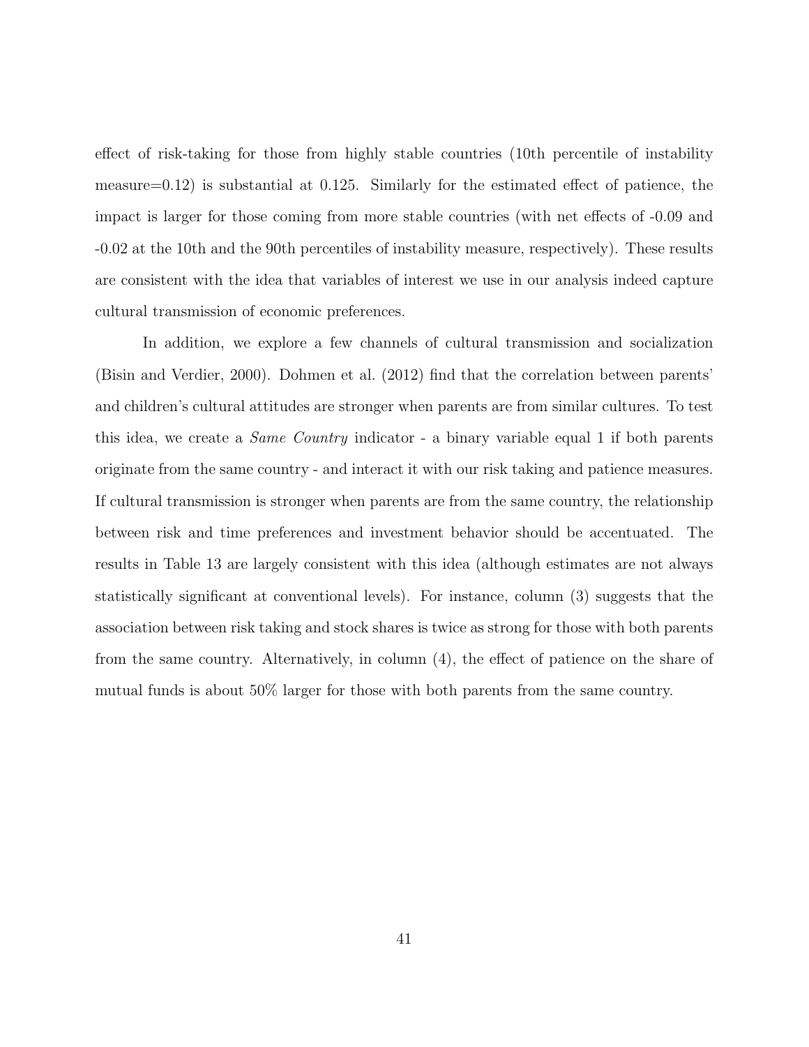effect of risk-taking for those from highly stable countries (10th percentile of instability measure=0.12) is substantial at 0.125. Similarly for the estimated effect of patience, the impact is larger for those coming from more stable countries (with net effects of -0.09 and -0.02 at the 10th and the 90th percentiles of instability measure, respectively). These results are consistent with the idea that variables of interest we use in our analysis indeed capture cultural transmission of economic preferences.

In addition, we explore a few channels of cultural transmission and socialization (Bisin and Verdier, 2000). Dohmen et al. (2012) find that the correlation between parents' and children's cultural attitudes are stronger when parents are from similar cultures. To test this idea, we create a *Same Country* indicator - a binary variable equal 1 if both parents originate from the same country - and interact it with our risk taking and patience measures. If cultural transmission is stronger when parents are from the same country, the relationship between risk and time preferences and investment behavior should be accentuated. The results in Table 13 are largely consistent with this idea (although estimates are not always statistically significant at conventional levels). For instance, column (3) suggests that the association between risk taking and stock shares is twice as strong for those with both parents from the same country. Alternatively, in column (4), the effect of patience on the share of mutual funds is about 50% larger for those with both parents from the same country.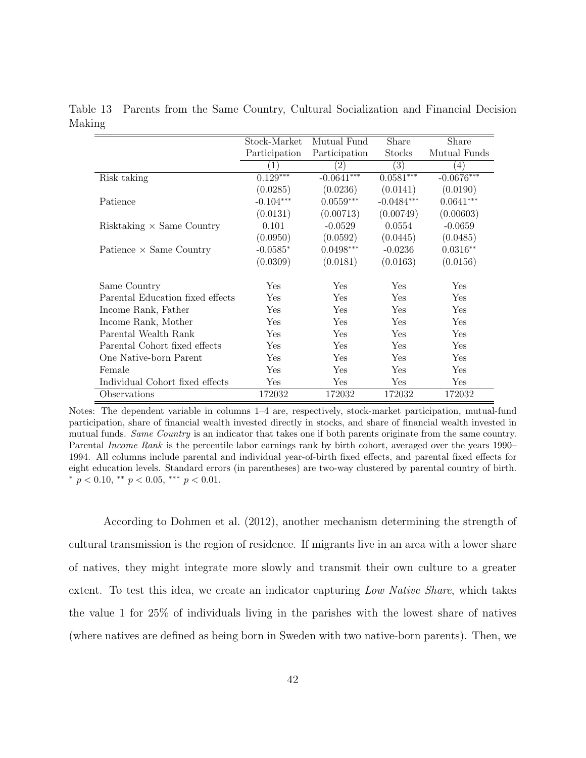Table 13 Parents from the Same Country, Cultural Socialization and Financial Decision Making

| | Stock-Market Participation | Mutual Fund Participation | Share Stocks | Share Mutual Funds |
|---|---|---|---|---|
| | (1) | (2) | (3) | (4) |
| Risk taking | 0.129*** | -0.0641*** | 0.0581*** | -0.0676*** |
| | (0.0285) | (0.0236) | (0.0141) | (0.0190) |
| Patience | -0.104*** | 0.0559*** | -0.0484*** | 0.0641*** |
| | (0.0131) | (0.00713) | (0.00749) | (0.00603) |
| Risktaking × Same Country | 0.101 | -0.0529 | 0.0554 | -0.0659 |
| | (0.0950) | (0.0592) | (0.0445) | (0.0485) |
| Patience × Same Country | -0.0585* | 0.0498*** | -0.0236 | 0.0316** |
| | (0.0309) | (0.0181) | (0.0163) | (0.0156) |
| Same Country | Yes | Yes | Yes | Yes |
| Parental Education fixed effects | Yes | Yes | Yes | Yes |
| Income Rank, Father | Yes | Yes | Yes | Yes |
| Income Rank, Mother | Yes | Yes | Yes | Yes |
| Parental Wealth Rank | Yes | Yes | Yes | Yes |
| Parental Cohort fixed effects | Yes | Yes | Yes | Yes |
| One Native-born Parent | Yes | Yes | Yes | Yes |
| Female | Yes | Yes | Yes | Yes |
| Individual Cohort fixed effects | Yes | Yes | Yes | Yes |
| Observations | 172032 | 172032 | 172032 | 172032 |

Notes: The dependent variable in columns 1–4 are, respectively, stock-market participation, mutual-fund participation, share of financial wealth invested directly in stocks, and share of financial wealth invested in mutual funds. *Same Country* is an indicator that takes one if both parents originate from the same country. Parental *Income Rank* is the percentile labor earnings rank by birth cohort, averaged over the years 1990–1994. All columns include parental and individual year-of-birth fixed effects, and parental fixed effects for eight education levels. Standard errors (in parentheses) are two-way clustered by parental country of birth. * $p < 0.10$, ** $p < 0.05$, *** $p < 0.01$.

According to Dohmen et al. (2012), another mechanism determining the strength of cultural transmission is the region of residence. If migrants live in an area with a lower share of natives, they might integrate more slowly and transmit their own culture to a greater extent. To test this idea, we create an indicator capturing *Low Native Share*, which takes the value 1 for 25% of individuals living in the parishes with the lowest share of natives (where natives are defined as being born in Sweden with two native-born parents). Then, we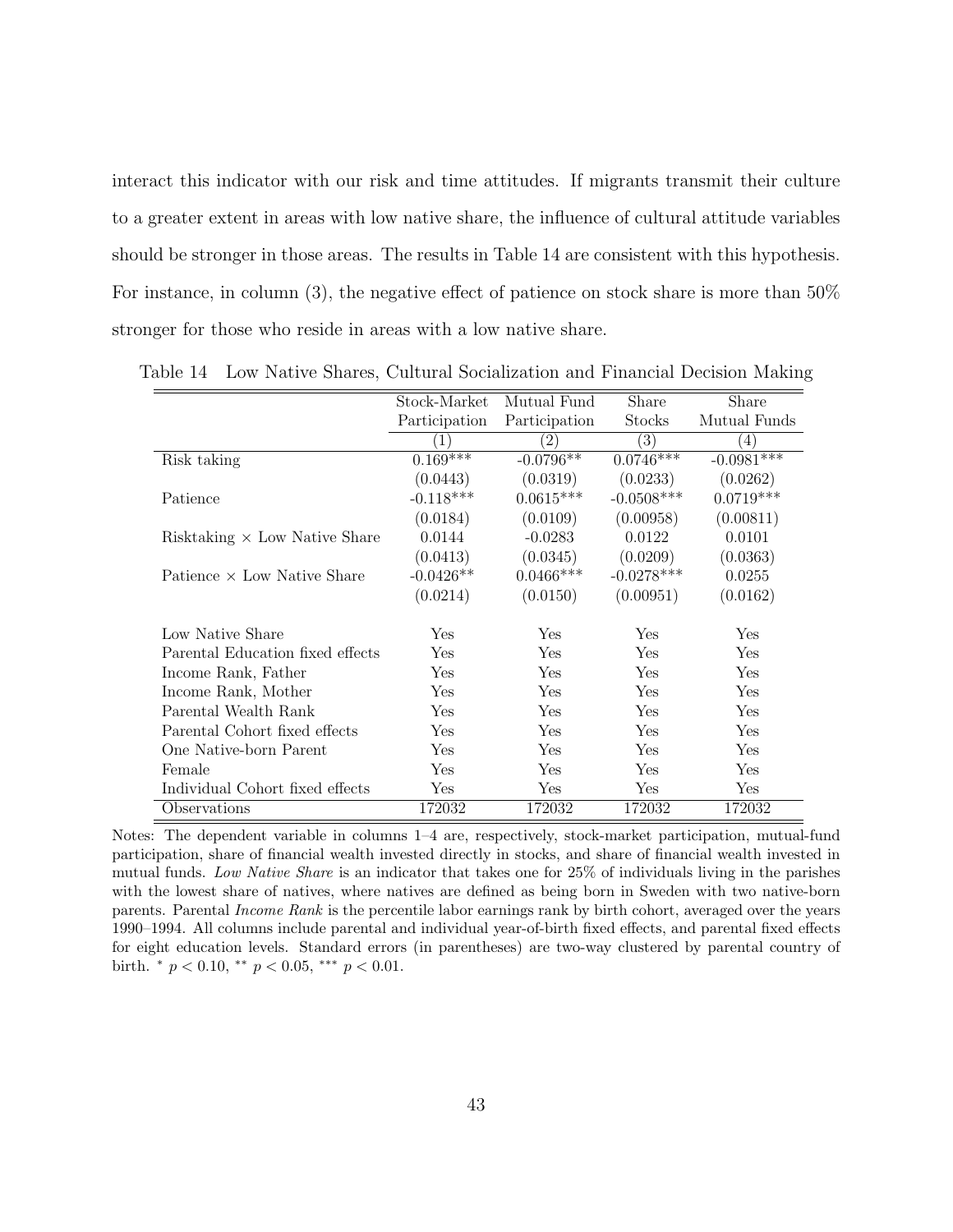interact this indicator with our risk and time attitudes. If migrants transmit their culture to a greater extent in areas with low native share, the influence of cultural attitude variables should be stronger in those areas. The results in Table 14 are consistent with this hypothesis. For instance, in column (3), the negative effect of patience on stock share is more than 50% stronger for those who reside in areas with a low native share.

Table 14 Low Native Shares, Cultural Socialization and Financial Decision Making

| | Stock-Market Participation | Mutual Fund Participation | Share Stocks | Share Mutual Funds |
|---|---|---|---|---|
| | (1) | (2) | (3) | (4) |
| Risk taking | 0.169*** | -0.0796** | 0.0746*** | -0.0981*** |
| | (0.0443) | (0.0319) | (0.0233) | (0.0262) |
| Patience | -0.118*** | 0.0615*** | -0.0508*** | 0.0719*** |
| | (0.0184) | (0.0109) | (0.00958) | (0.00811) |
| Risktaking × Low Native Share | 0.0144 | -0.0283 | 0.0122 | 0.0101 |
| | (0.0413) | (0.0345) | (0.0209) | (0.0363) |
| Patience × Low Native Share | -0.0426** | 0.0466*** | -0.0278*** | 0.0255 |
| | (0.0214) | (0.0150) | (0.00951) | (0.0162) |
| Low Native Share | Yes | Yes | Yes | Yes |
| Parental Education fixed effects | Yes | Yes | Yes | Yes |
| Income Rank, Father | Yes | Yes | Yes | Yes |
| Income Rank, Mother | Yes | Yes | Yes | Yes |
| Parental Wealth Rank | Yes | Yes | Yes | Yes |
| Parental Cohort fixed effects | Yes | Yes | Yes | Yes |
| One Native-born Parent | Yes | Yes | Yes | Yes |
| Female | Yes | Yes | Yes | Yes |
| Individual Cohort fixed effects | Yes | Yes | Yes | Yes |
| Observations | 172032 | 172032 | 172032 | 172032 |

Notes: The dependent variable in columns 1–4 are, respectively, stock-market participation, mutual-fund participation, share of financial wealth invested directly in stocks, and share of financial wealth invested in mutual funds. *Low Native Share* is an indicator that takes one for 25% of individuals living in the parishes with the lowest share of natives, where natives are defined as being born in Sweden with two native-born parents. Parental *Income Rank* is the percentile labor earnings rank by birth cohort, averaged over the years 1990–1994. All columns include parental and individual year-of-birth fixed effects, and parental fixed effects for eight education levels. Standard errors (in parentheses) are two-way clustered by parental country of birth. * $p < 0.10$, ** $p < 0.05$, *** $p < 0.01$.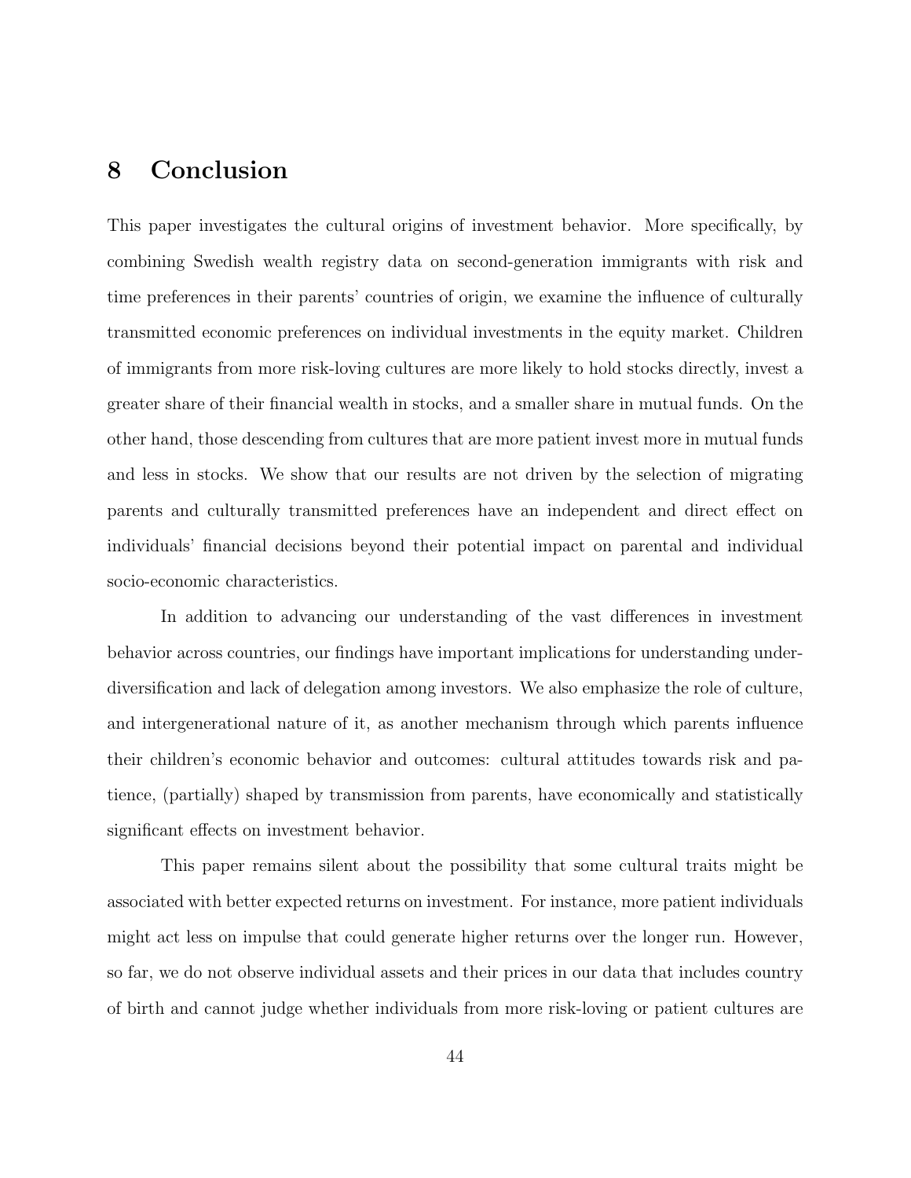# 8 Conclusion

This paper investigates the cultural origins of investment behavior. More specifically, by combining Swedish wealth registry data on second-generation immigrants with risk and time preferences in their parents' countries of origin, we examine the influence of culturally transmitted economic preferences on individual investments in the equity market. Children of immigrants from more risk-loving cultures are more likely to hold stocks directly, invest a greater share of their financial wealth in stocks, and a smaller share in mutual funds. On the other hand, those descending from cultures that are more patient invest more in mutual funds and less in stocks. We show that our results are not driven by the selection of migrating parents and culturally transmitted preferences have an independent and direct effect on individuals' financial decisions beyond their potential impact on parental and individual socio-economic characteristics.

In addition to advancing our understanding of the vast differences in investment behavior across countries, our findings have important implications for understanding under-diversification and lack of delegation among investors. We also emphasize the role of culture, and intergenerational nature of it, as another mechanism through which parents influence their children's economic behavior and outcomes: cultural attitudes towards risk and patience, (partially) shaped by transmission from parents, have economically and statistically significant effects on investment behavior.

This paper remains silent about the possibility that some cultural traits might be associated with better expected returns on investment. For instance, more patient individuals might act less on impulse that could generate higher returns over the longer run. However, so far, we do not observe individual assets and their prices in our data that includes country of birth and cannot judge whether individuals from more risk-loving or patient cultures are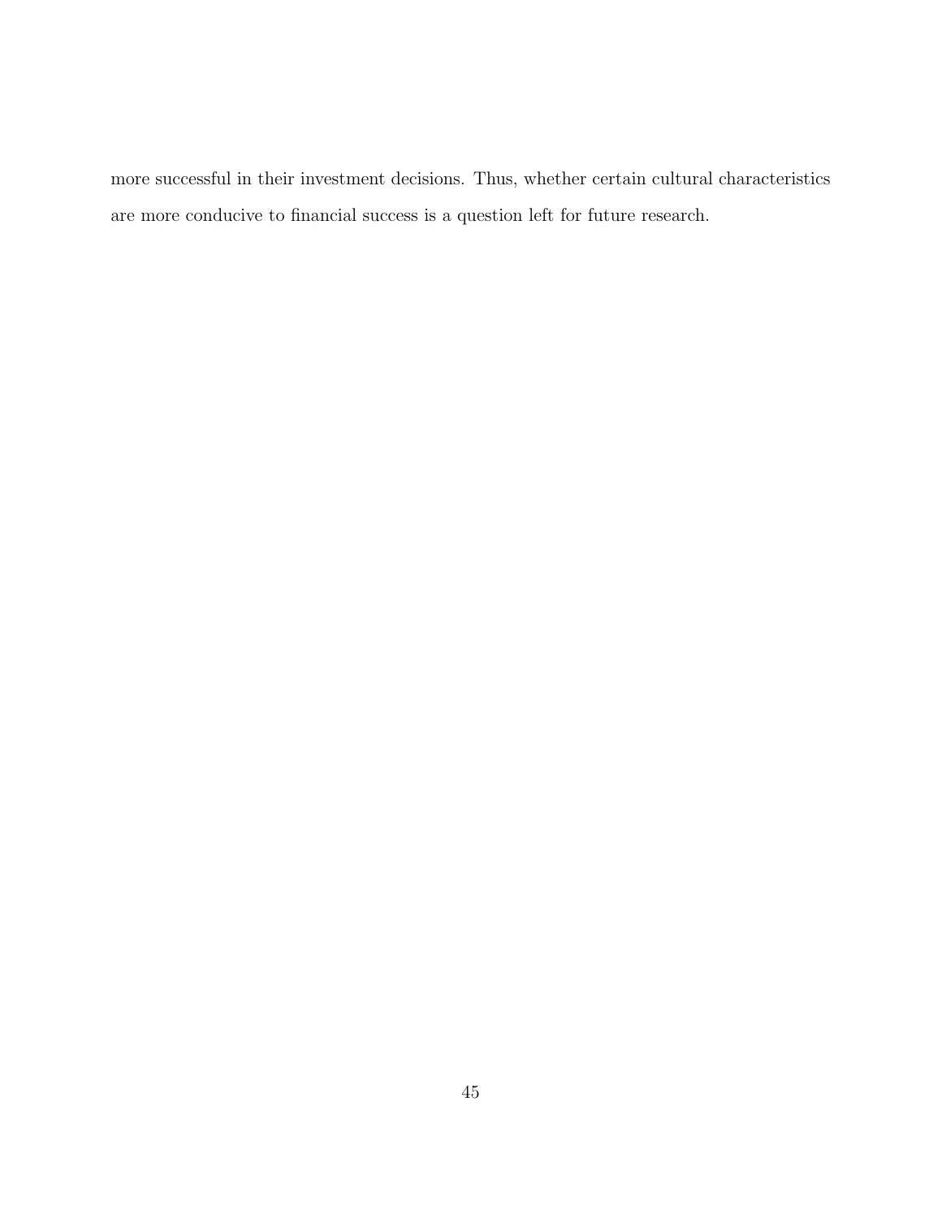more successful in their investment decisions. Thus, whether certain cultural characteristics are more conducive to financial success is a question left for future research.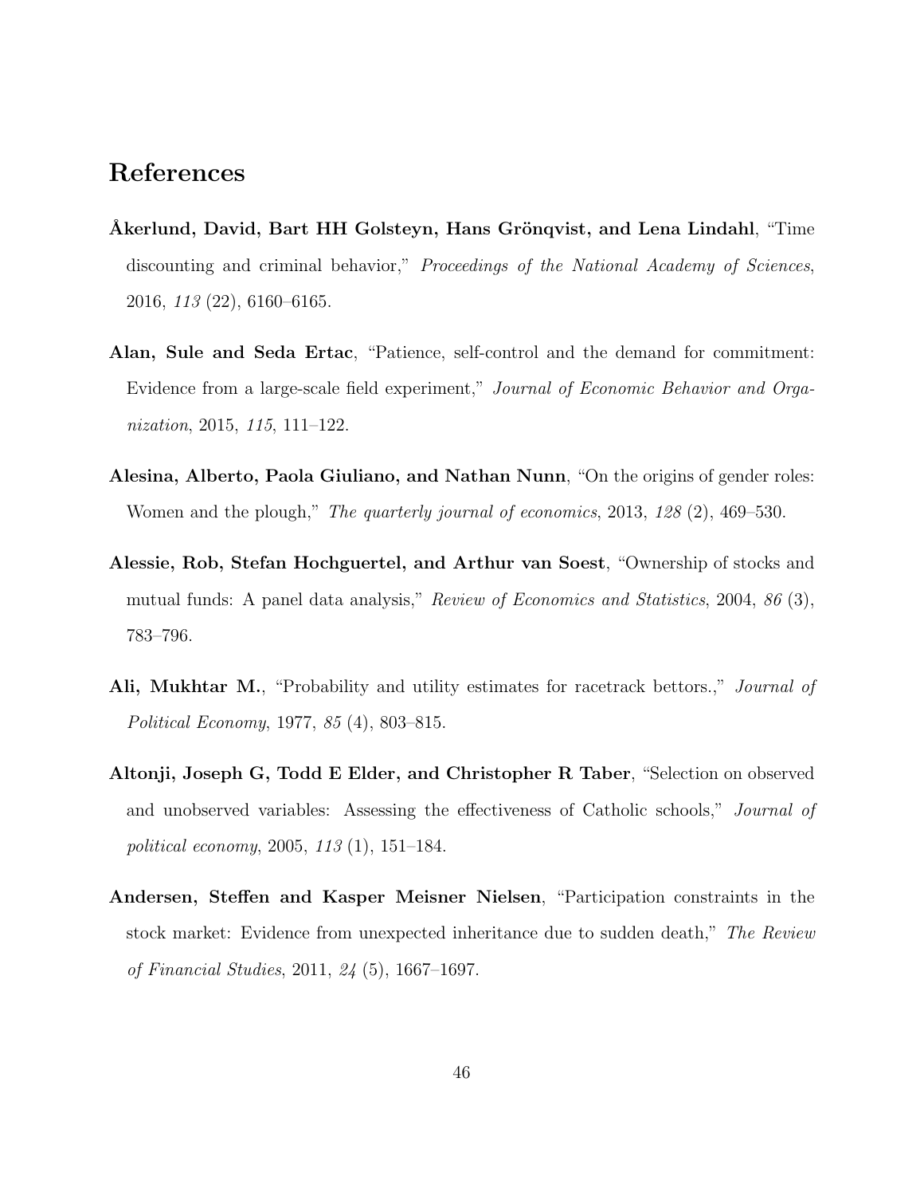# References

**Åkerlund, David, Bart HH Golsteyn, Hans Grönqvist, and Lena Lindahl**, "Time discounting and criminal behavior," *Proceedings of the National Academy of Sciences*, 2016, *113* (22), 6160–6165.

**Alan, Sule and Seda Ertac**, "Patience, self-control and the demand for commitment: Evidence from a large-scale field experiment," *Journal of Economic Behavior and Organization*, 2015, *115*, 111–122.

**Alesina, Alberto, Paola Giuliano, and Nathan Nunn**, "On the origins of gender roles: Women and the plough," *The quarterly journal of economics*, 2013, *128* (2), 469–530.

**Alessie, Rob, Stefan Hochguertel, and Arthur van Soest**, "Ownership of stocks and mutual funds: A panel data analysis," *Review of Economics and Statistics*, 2004, *86* (3), 783–796.

**Ali, Mukhtar M.**, "Probability and utility estimates for racetrack bettors.," *Journal of Political Economy*, 1977, *85* (4), 803–815.

**Altonji, Joseph G, Todd E Elder, and Christopher R Taber**, "Selection on observed and unobserved variables: Assessing the effectiveness of Catholic schools," *Journal of political economy*, 2005, *113* (1), 151–184.

**Andersen, Steffen and Kasper Meisner Nielsen**, "Participation constraints in the stock market: Evidence from unexpected inheritance due to sudden death," *The Review of Financial Studies*, 2011, *24* (5), 1667–1697.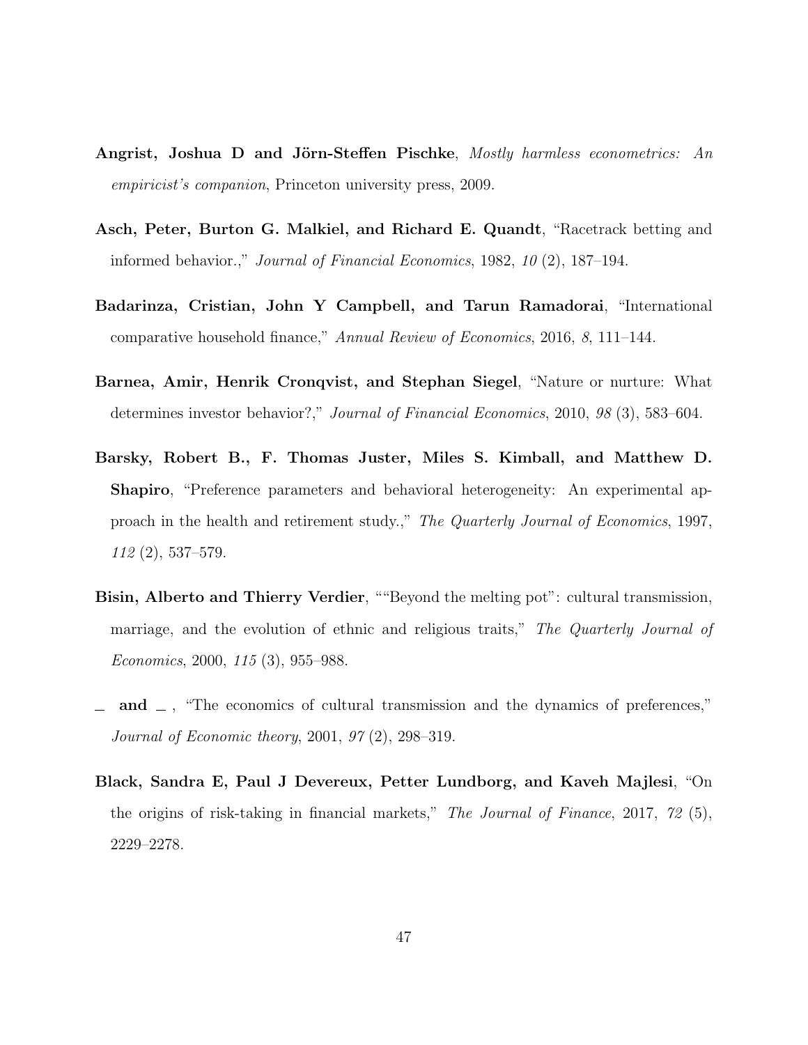**Angrist, Joshua D and Jörn-Steffen Pischke**, *Mostly harmless econometrics: An empiricist's companion*, Princeton university press, 2009.

**Asch, Peter, Burton G. Malkiel, and Richard E. Quandt**, "Racetrack betting and informed behavior.," *Journal of Financial Economics*, 1982, *10* (2), 187–194.

**Badarinza, Cristian, John Y Campbell, and Tarun Ramadorai**, "International comparative household finance," *Annual Review of Economics*, 2016, *8*, 111–144.

**Barnea, Amir, Henrik Cronqvist, and Stephan Siegel**, "Nature or nurture: What determines investor behavior?," *Journal of Financial Economics*, 2010, *98* (3), 583–604.

**Barsky, Robert B., F. Thomas Juster, Miles S. Kimball, and Matthew D. Shapiro**, "Preference parameters and behavioral heterogeneity: An experimental approach in the health and retirement study.," *The Quarterly Journal of Economics*, 1997, *112* (2), 537–579.

**Bisin, Alberto and Thierry Verdier**, ""Beyond the melting pot": cultural transmission, marriage, and the evolution of ethnic and religious traits," *The Quarterly Journal of Economics*, 2000, *115* (3), 955–988.

**_ and _** , "The economics of cultural transmission and the dynamics of preferences," *Journal of Economic theory*, 2001, *97* (2), 298–319.

**Black, Sandra E, Paul J Devereux, Petter Lundborg, and Kaveh Majlesi**, "On the origins of risk-taking in financial markets," *The Journal of Finance*, 2017, *72* (5), 2229–2278.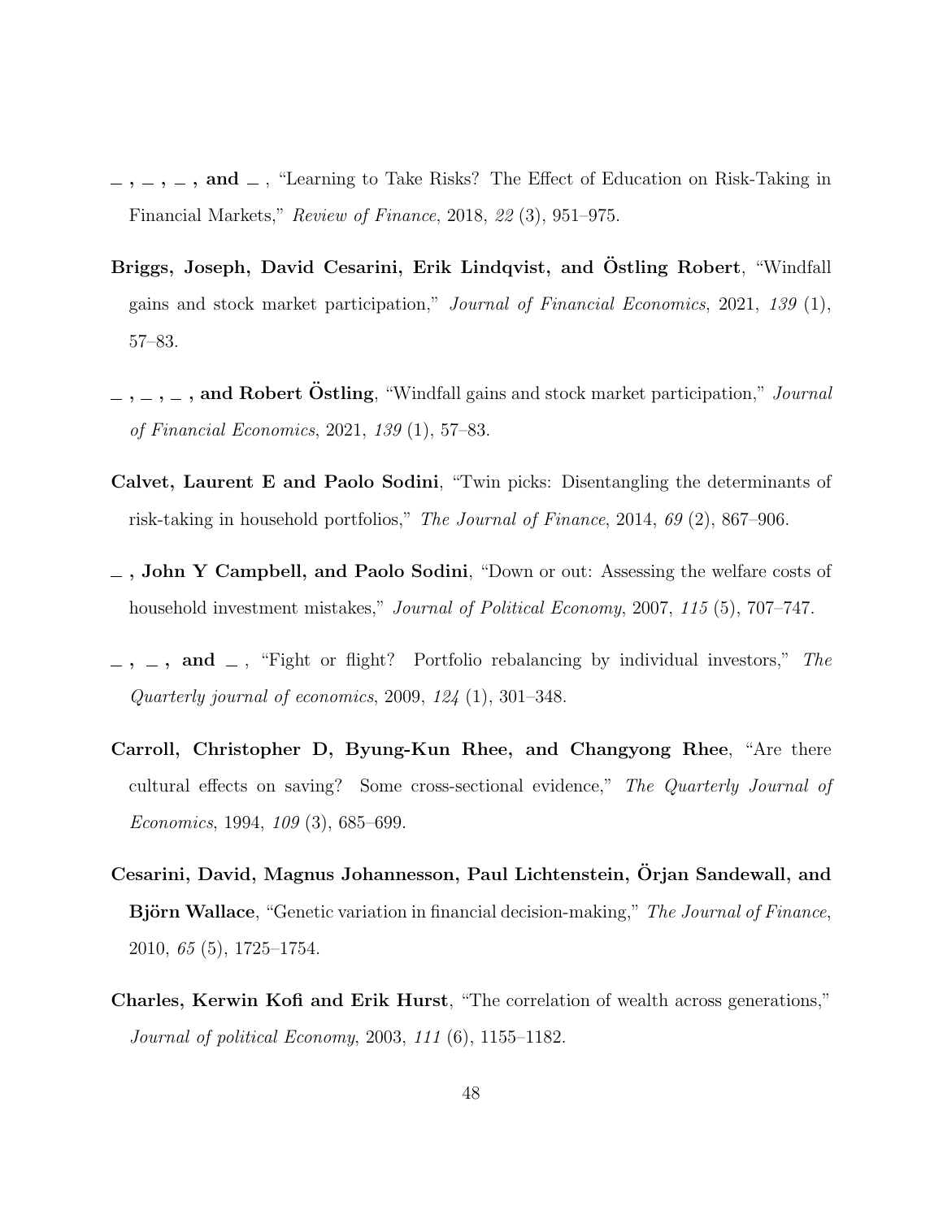**_ , _ , _ , and _** , "Learning to Take Risks? The Effect of Education on Risk-Taking in Financial Markets," *Review of Finance*, 2018, *22* (3), 951–975.

**Briggs, Joseph, David Cesarini, Erik Lindqvist, and Östling Robert**, "Windfall gains and stock market participation," *Journal of Financial Economics*, 2021, *139* (1), 57–83.

**_ , _ , _ , and Robert Östling**, "Windfall gains and stock market participation," *Journal of Financial Economics*, 2021, *139* (1), 57–83.

**Calvet, Laurent E and Paolo Sodini**, "Twin picks: Disentangling the determinants of risk-taking in household portfolios," *The Journal of Finance*, 2014, *69* (2), 867–906.

**_ , John Y Campbell, and Paolo Sodini**, "Down or out: Assessing the welfare costs of household investment mistakes," *Journal of Political Economy*, 2007, *115* (5), 707–747.

**_ , _ , and _** , "Fight or flight? Portfolio rebalancing by individual investors," *The Quarterly journal of economics*, 2009, *124* (1), 301–348.

**Carroll, Christopher D, Byung-Kun Rhee, and Changyong Rhee**, "Are there cultural effects on saving? Some cross-sectional evidence," *The Quarterly Journal of Economics*, 1994, *109* (3), 685–699.

**Cesarini, David, Magnus Johannesson, Paul Lichtenstein, Örjan Sandewall, and Björn Wallace**, "Genetic variation in financial decision-making," *The Journal of Finance*, 2010, *65* (5), 1725–1754.

**Charles, Kerwin Kofi and Erik Hurst**, "The correlation of wealth across generations," *Journal of political Economy*, 2003, *111* (6), 1155–1182.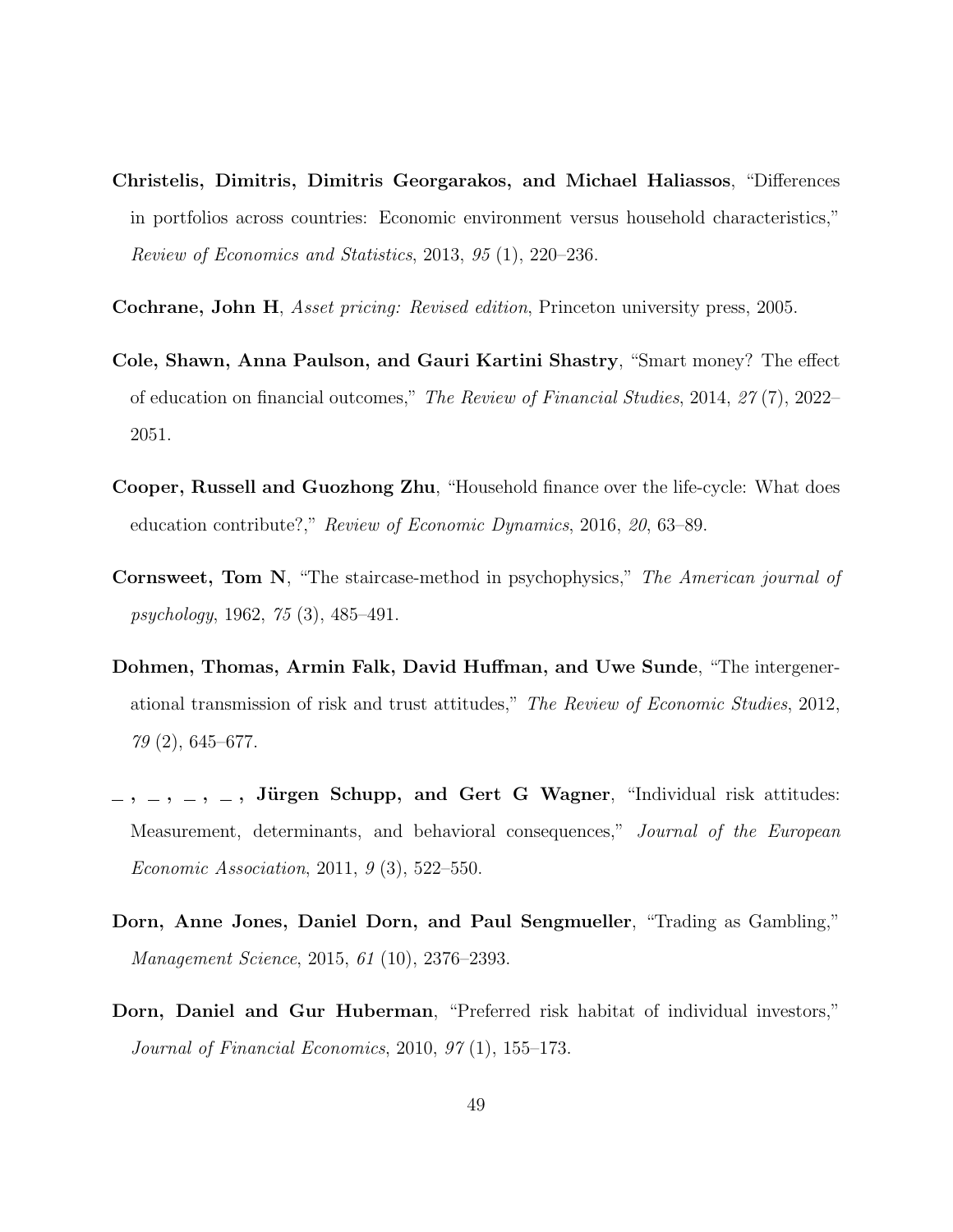**Christelis, Dimitris, Dimitris Georgarakos, and Michael Haliassos**, "Differences in portfolios across countries: Economic environment versus household characteristics," *Review of Economics and Statistics*, 2013, *95* (1), 220–236.

**Cochrane, John H**, *Asset pricing: Revised edition*, Princeton university press, 2005.

**Cole, Shawn, Anna Paulson, and Gauri Kartini Shastry**, "Smart money? The effect of education on financial outcomes," *The Review of Financial Studies*, 2014, *27* (7), 2022–2051.

**Cooper, Russell and Guozhong Zhu**, "Household finance over the life-cycle: What does education contribute?," *Review of Economic Dynamics*, 2016, *20*, 63–89.

**Cornsweet, Tom N**, "The staircase-method in psychophysics," *The American journal of psychology*, 1962, *75* (3), 485–491.

**Dohmen, Thomas, Armin Falk, David Huffman, and Uwe Sunde**, "The intergenerational transmission of risk and trust attitudes," *The Review of Economic Studies*, 2012, *79* (2), 645–677.

**_ , _ , _ , _ , Jürgen Schupp, and Gert G Wagner**, "Individual risk attitudes: Measurement, determinants, and behavioral consequences," *Journal of the European Economic Association*, 2011, *9* (3), 522–550.

**Dorn, Anne Jones, Daniel Dorn, and Paul Sengmueller**, "Trading as Gambling," *Management Science*, 2015, *61* (10), 2376–2393.

**Dorn, Daniel and Gur Huberman**, "Preferred risk habitat of individual investors," *Journal of Financial Economics*, 2010, *97* (1), 155–173.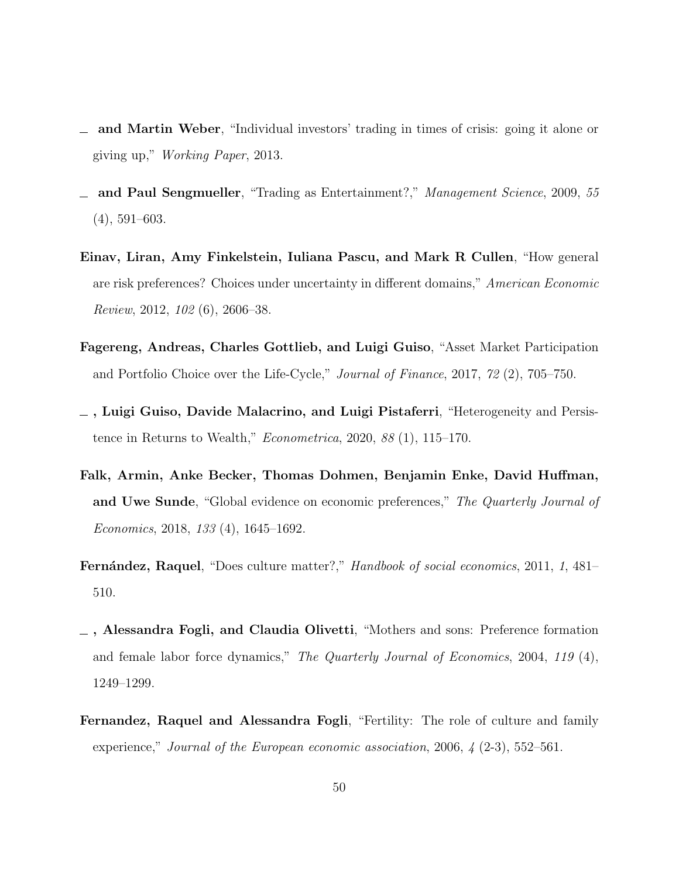_ **and Martin Weber**, "Individual investors' trading in times of crisis: going it alone or giving up," *Working Paper*, 2013.

_ **and Paul Sengmueller**, "Trading as Entertainment?," *Management Science*, 2009, *55* (4), 591–603.

**Einav, Liran, Amy Finkelstein, Iuliana Pascu, and Mark R Cullen**, "How general are risk preferences? Choices under uncertainty in different domains," *American Economic Review*, 2012, *102* (6), 2606–38.

**Fagereng, Andreas, Charles Gottlieb, and Luigi Guiso**, "Asset Market Participation and Portfolio Choice over the Life-Cycle," *Journal of Finance*, 2017, *72* (2), 705–750.

_ **, Luigi Guiso, Davide Malacrino, and Luigi Pistaferri**, "Heterogeneity and Persistence in Returns to Wealth," *Econometrica*, 2020, *88* (1), 115–170.

**Falk, Armin, Anke Becker, Thomas Dohmen, Benjamin Enke, David Huffman, and Uwe Sunde**, "Global evidence on economic preferences," *The Quarterly Journal of Economics*, 2018, *133* (4), 1645–1692.

**Fernández, Raquel**, "Does culture matter?," *Handbook of social economics*, 2011, *1*, 481–510.

_ **, Alessandra Fogli, and Claudia Olivetti**, "Mothers and sons: Preference formation and female labor force dynamics," *The Quarterly Journal of Economics*, 2004, *119* (4), 1249–1299.

**Fernandez, Raquel and Alessandra Fogli**, "Fertility: The role of culture and family experience," *Journal of the European economic association*, 2006, *4* (2-3), 552–561.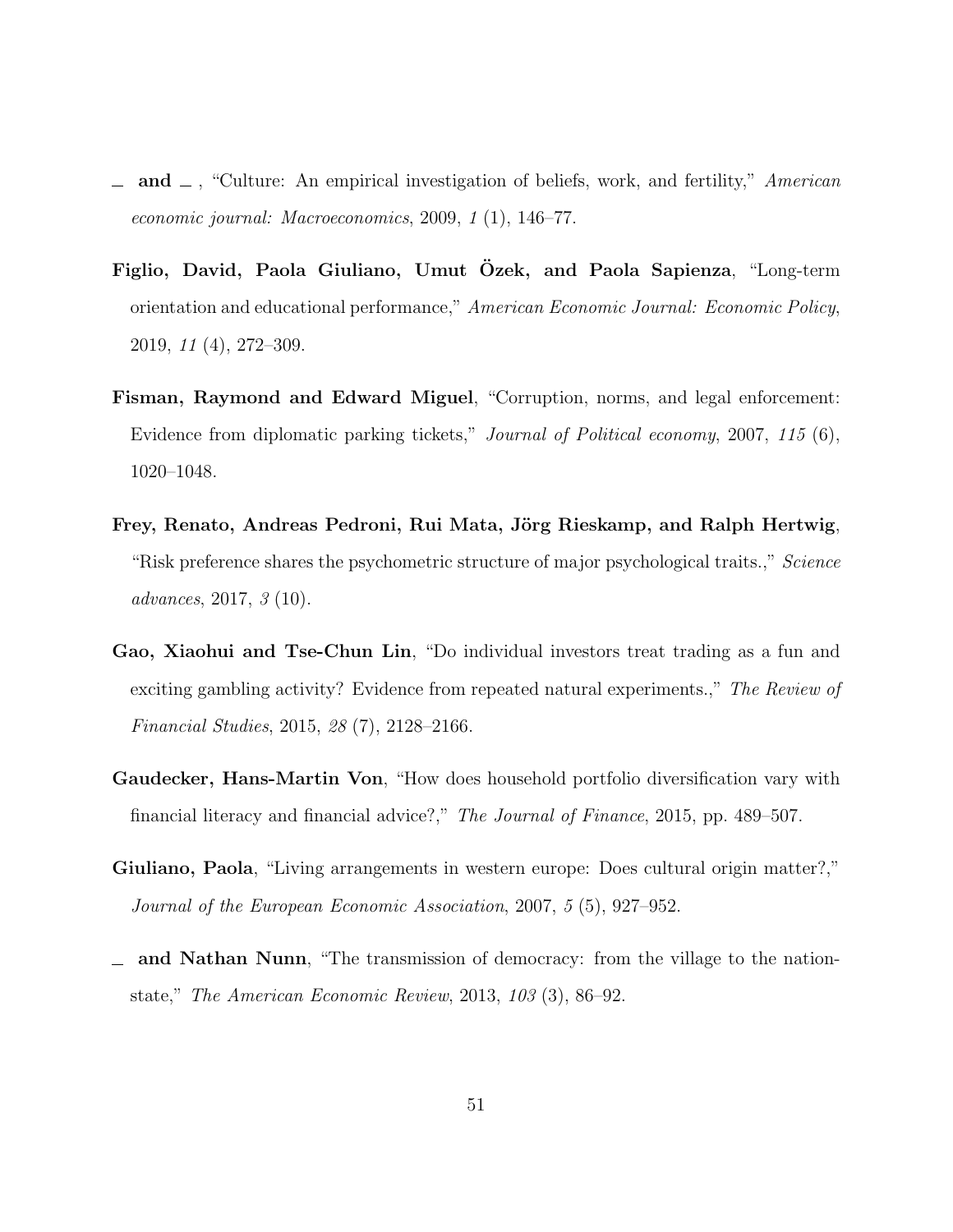— **and** — , "Culture: An empirical investigation of beliefs, work, and fertility," *American economic journal: Macroeconomics*, 2009, *1* (1), 146–77.

**Figlio, David, Paola Giuliano, Umut Özek, and Paola Sapienza**, "Long-term orientation and educational performance," *American Economic Journal: Economic Policy*, 2019, *11* (4), 272–309.

**Fisman, Raymond and Edward Miguel**, "Corruption, norms, and legal enforcement: Evidence from diplomatic parking tickets," *Journal of Political economy*, 2007, *115* (6), 1020–1048.

**Frey, Renato, Andreas Pedroni, Rui Mata, Jörg Rieskamp, and Ralph Hertwig**, "Risk preference shares the psychometric structure of major psychological traits.," *Science advances*, 2017, *3* (10).

**Gao, Xiaohui and Tse-Chun Lin**, "Do individual investors treat trading as a fun and exciting gambling activity? Evidence from repeated natural experiments.," *The Review of Financial Studies*, 2015, *28* (7), 2128–2166.

**Gaudecker, Hans-Martin Von**, "How does household portfolio diversification vary with financial literacy and financial advice?," *The Journal of Finance*, 2015, pp. 489–507.

**Giuliano, Paola**, "Living arrangements in western europe: Does cultural origin matter?," *Journal of the European Economic Association*, 2007, *5* (5), 927–952.

— **and Nathan Nunn**, "The transmission of democracy: from the village to the nation-state," *The American Economic Review*, 2013, *103* (3), 86–92.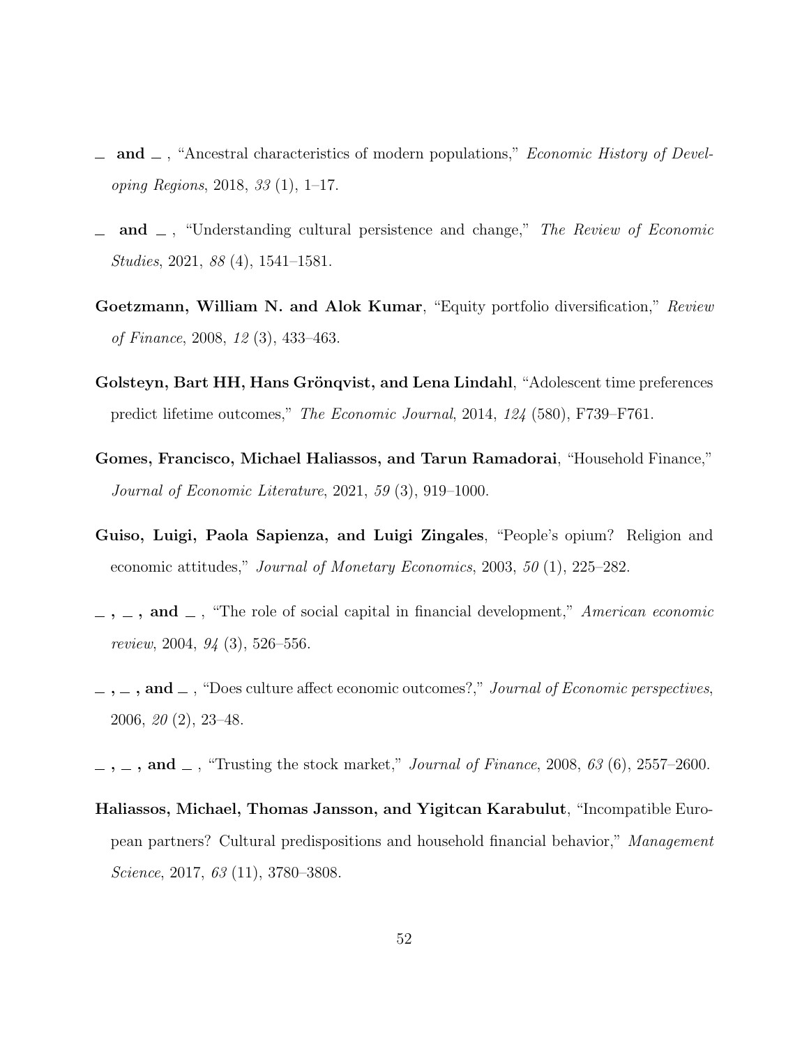_ and _ , "Ancestral characteristics of modern populations," *Economic History of Developing Regions*, 2018, *33* (1), 1–17.

_ and _ , "Understanding cultural persistence and change," *The Review of Economic Studies*, 2021, *88* (4), 1541–1581.

**Goetzmann, William N. and Alok Kumar**, "Equity portfolio diversification," *Review of Finance*, 2008, *12* (3), 433–463.

**Golsteyn, Bart HH, Hans Grönqvist, and Lena Lindahl**, "Adolescent time preferences predict lifetime outcomes," *The Economic Journal*, 2014, *124* (580), F739–F761.

**Gomes, Francisco, Michael Haliassos, and Tarun Ramadorai**, "Household Finance," *Journal of Economic Literature*, 2021, *59* (3), 919–1000.

**Guiso, Luigi, Paola Sapienza, and Luigi Zingales**, "People's opium? Religion and economic attitudes," *Journal of Monetary Economics*, 2003, *50* (1), 225–282.

_ , _ , and _ , "The role of social capital in financial development," *American economic review*, 2004, *94* (3), 526–556.

_ , _ , and _ , "Does culture affect economic outcomes?," *Journal of Economic perspectives*, 2006, *20* (2), 23–48.

_ , _ , and _ , "Trusting the stock market," *Journal of Finance*, 2008, *63* (6), 2557–2600.

**Haliassos, Michael, Thomas Jansson, and Yigitcan Karabulut**, "Incompatible European partners? Cultural predispositions and household financial behavior," *Management Science*, 2017, *63* (11), 3780–3808.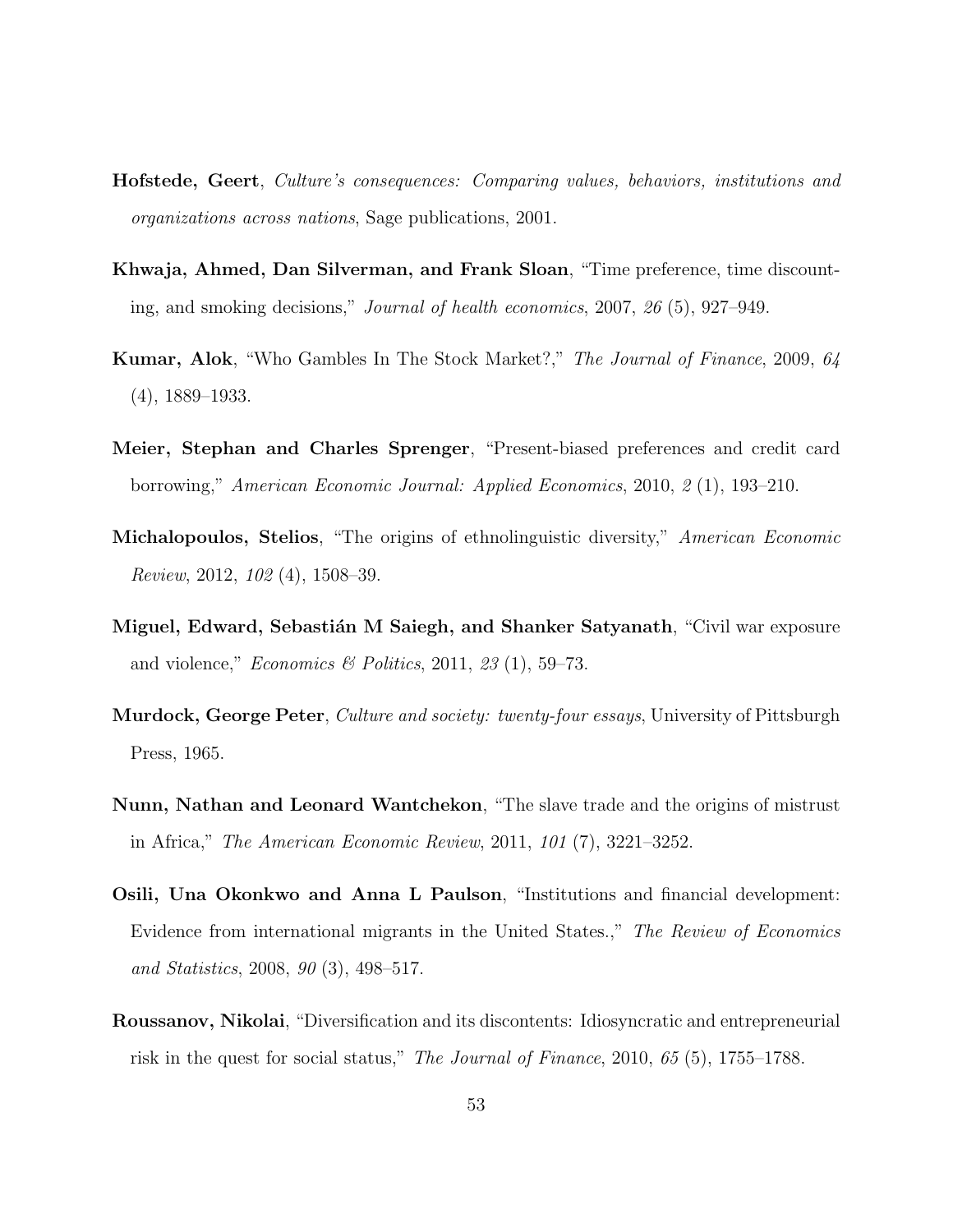**Hofstede, Geert**, *Culture's consequences: Comparing values, behaviors, institutions and organizations across nations*, Sage publications, 2001.

**Khwaja, Ahmed, Dan Silverman, and Frank Sloan**, "Time preference, time discounting, and smoking decisions," *Journal of health economics*, 2007, *26* (5), 927–949.

**Kumar, Alok**, "Who Gambles In The Stock Market?," *The Journal of Finance*, 2009, *64* (4), 1889–1933.

**Meier, Stephan and Charles Sprenger**, "Present-biased preferences and credit card borrowing," *American Economic Journal: Applied Economics*, 2010, *2* (1), 193–210.

**Michalopoulos, Stelios**, "The origins of ethnolinguistic diversity," *American Economic Review*, 2012, *102* (4), 1508–39.

**Miguel, Edward, Sebastián M Saiegh, and Shanker Satyanath**, "Civil war exposure and violence," *Economics & Politics*, 2011, *23* (1), 59–73.

**Murdock, George Peter**, *Culture and society: twenty-four essays*, University of Pittsburgh Press, 1965.

**Nunn, Nathan and Leonard Wantchekon**, "The slave trade and the origins of mistrust in Africa," *The American Economic Review*, 2011, *101* (7), 3221–3252.

**Osili, Una Okonkwo and Anna L Paulson**, "Institutions and financial development: Evidence from international migrants in the United States.," *The Review of Economics and Statistics*, 2008, *90* (3), 498–517.

**Roussanov, Nikolai**, "Diversification and its discontents: Idiosyncratic and entrepreneurial risk in the quest for social status," *The Journal of Finance*, 2010, *65* (5), 1755–1788.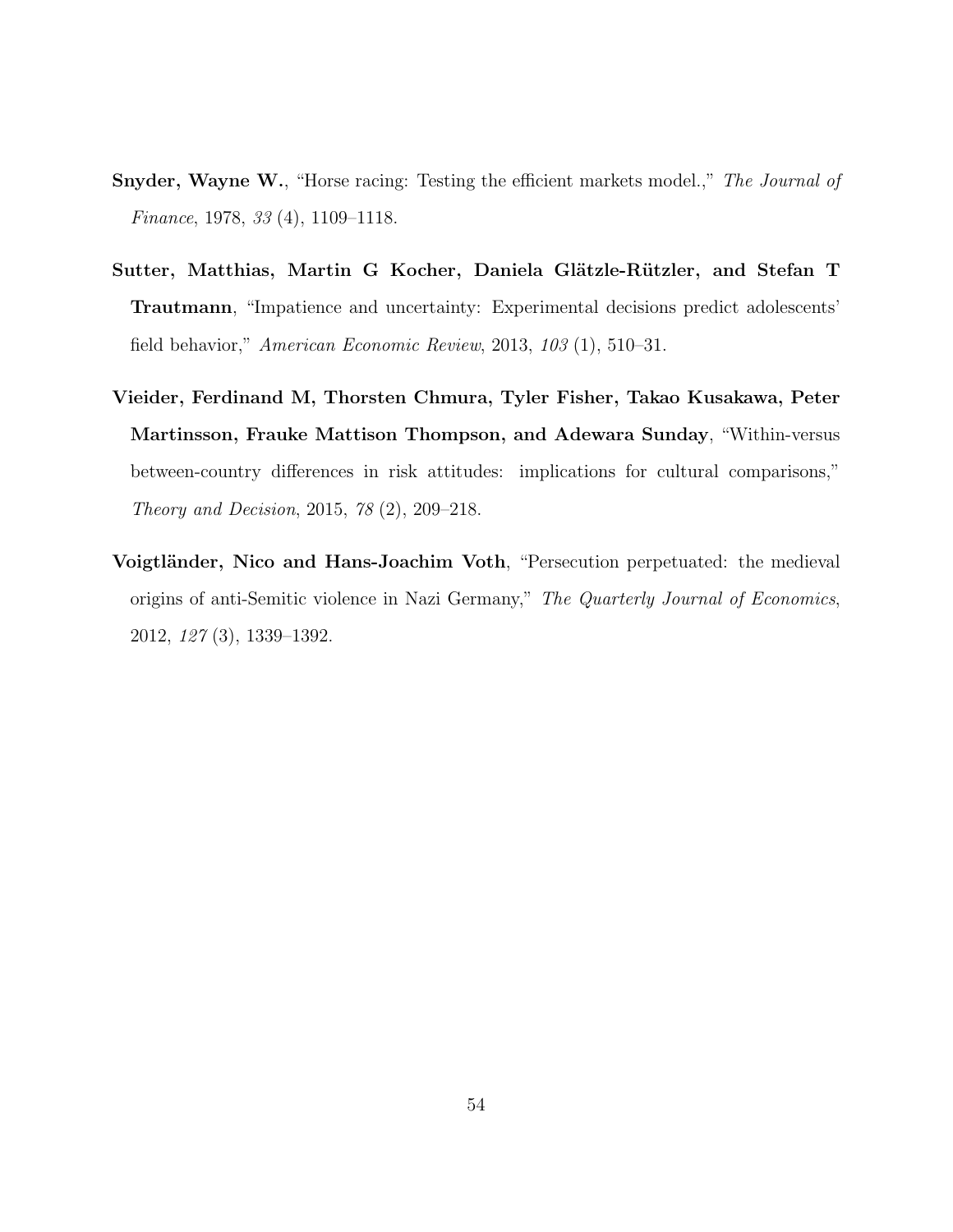**Snyder, Wayne W.**, "Horse racing: Testing the efficient markets model.," *The Journal of Finance*, 1978, *33* (4), 1109–1118.

**Sutter, Matthias, Martin G Kocher, Daniela Glätzle-Rützler, and Stefan T Trautmann**, "Impatience and uncertainty: Experimental decisions predict adolescents' field behavior," *American Economic Review*, 2013, *103* (1), 510–31.

**Vieider, Ferdinand M, Thorsten Chmura, Tyler Fisher, Takao Kusakawa, Peter Martinsson, Frauke Mattison Thompson, and Adewara Sunday**, "Within-versus between-country differences in risk attitudes: implications for cultural comparisons," *Theory and Decision*, 2015, *78* (2), 209–218.

**Voigtländer, Nico and Hans-Joachim Voth**, "Persecution perpetuated: the medieval origins of anti-Semitic violence in Nazi Germany," *The Quarterly Journal of Economics*, 2012, *127* (3), 1339–1392.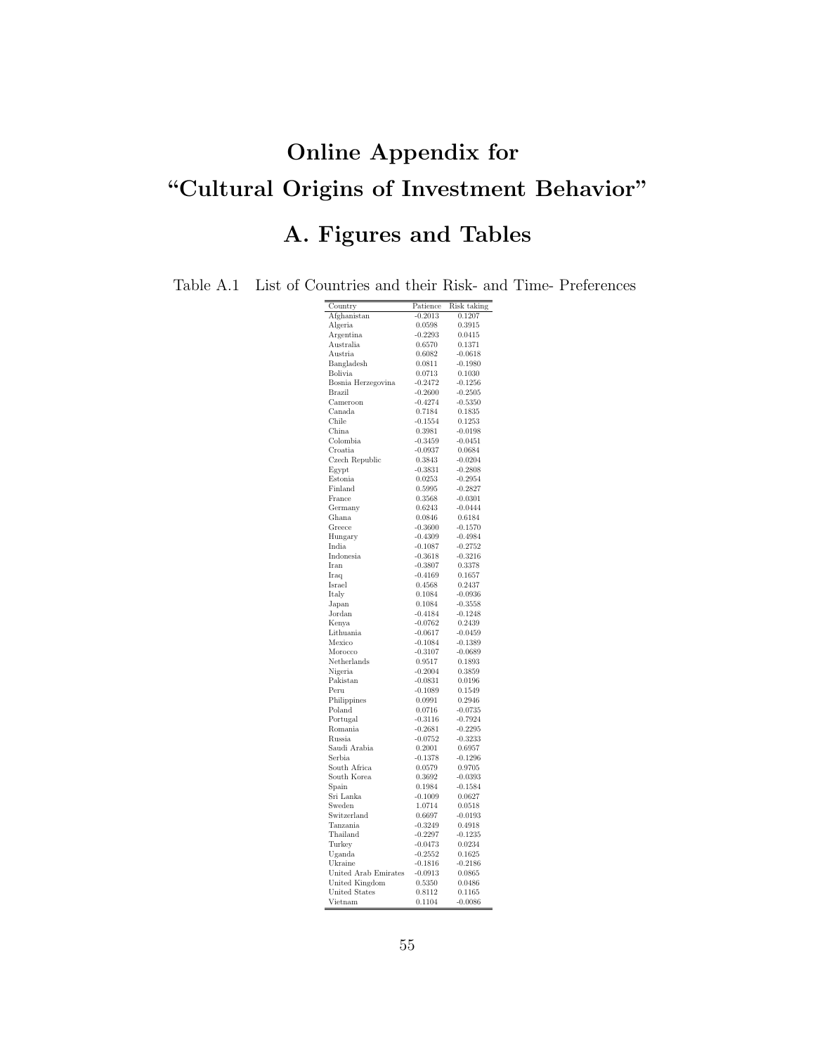# Online Appendix for "Cultural Origins of Investment Behavior"

# A. Figures and Tables

Table A.1 List of Countries and their Risk- and Time- Preferences

| Country | Patience | Risk taking |
|---|---|---|
| Afghanistan | -0.2013 | 0.1207 |
| Algeria | 0.0598 | 0.3915 |
| Argentina | -0.2293 | 0.0415 |
| Australia | 0.6570 | 0.1371 |
| Austria | 0.6082 | -0.0618 |
| Bangladesh | 0.0811 | -0.1980 |
| Bolivia | 0.0713 | 0.1030 |
| Bosnia Herzegovina | -0.2472 | -0.1256 |
| Brazil | -0.2600 | -0.2505 |
| Cameroon | -0.4274 | -0.5350 |
| Canada | 0.7184 | 0.1835 |
| Chile | -0.1554 | 0.1253 |
| China | 0.3981 | -0.0198 |
| Colombia | -0.3459 | -0.0451 |
| Croatia | -0.0937 | 0.0684 |
| Czech Republic | 0.3843 | -0.0204 |
| Egypt | -0.3831 | -0.2808 |
| Estonia | 0.0253 | -0.2954 |
| Finland | 0.5995 | -0.2827 |
| France | 0.3568 | -0.0301 |
| Germany | 0.6243 | -0.0444 |
| Ghana | 0.0846 | 0.6184 |
| Greece | -0.3600 | -0.1570 |
| Hungary | -0.4309 | -0.4984 |
| India | -0.1087 | -0.2752 |
| Indonesia | -0.3618 | -0.3216 |
| Iran | -0.3807 | 0.3378 |
| Iraq | -0.4169 | 0.1657 |
| Israel | 0.4568 | 0.2437 |
| Italy | 0.1084 | -0.0936 |
| Japan | 0.1084 | -0.3558 |
| Jordan | -0.4184 | -0.1248 |
| Kenya | -0.0762 | 0.2439 |
| Lithuania | -0.0617 | -0.0459 |
| Mexico | -0.1084 | -0.1389 |
| Morocco | -0.3107 | -0.0689 |
| Netherlands | 0.9517 | 0.1893 |
| Nigeria | -0.2004 | 0.3859 |
| Pakistan | -0.0831 | 0.0196 |
| Peru | -0.1089 | 0.1549 |
| Philippines | 0.0991 | 0.2946 |
| Poland | 0.0716 | -0.0735 |
| Portugal | -0.3116 | -0.7924 |
| Romania | -0.2681 | -0.2295 |
| Russia | -0.0752 | -0.3233 |
| Saudi Arabia | 0.2001 | 0.6957 |
| Serbia | -0.1378 | -0.1296 |
| South Africa | 0.0579 | 0.9705 |
| South Korea | 0.3692 | -0.0393 |
| Spain | 0.1984 | -0.1584 |
| Sri Lanka | -0.1009 | 0.0627 |
| Sweden | 1.0714 | 0.0518 |
| Switzerland | 0.6697 | -0.0193 |
| Tanzania | -0.3249 | 0.4918 |
| Thailand | -0.2297 | -0.1235 |
| Turkey | -0.0473 | 0.0234 |
| Uganda | -0.2552 | 0.1625 |
| Ukraine | -0.1816 | -0.2186 |
| United Arab Emirates | -0.0913 | 0.0865 |
| United Kingdom | 0.5350 | 0.0486 |
| United States | 0.8112 | 0.1165 |
| Vietnam | 0.1104 | -0.0086 |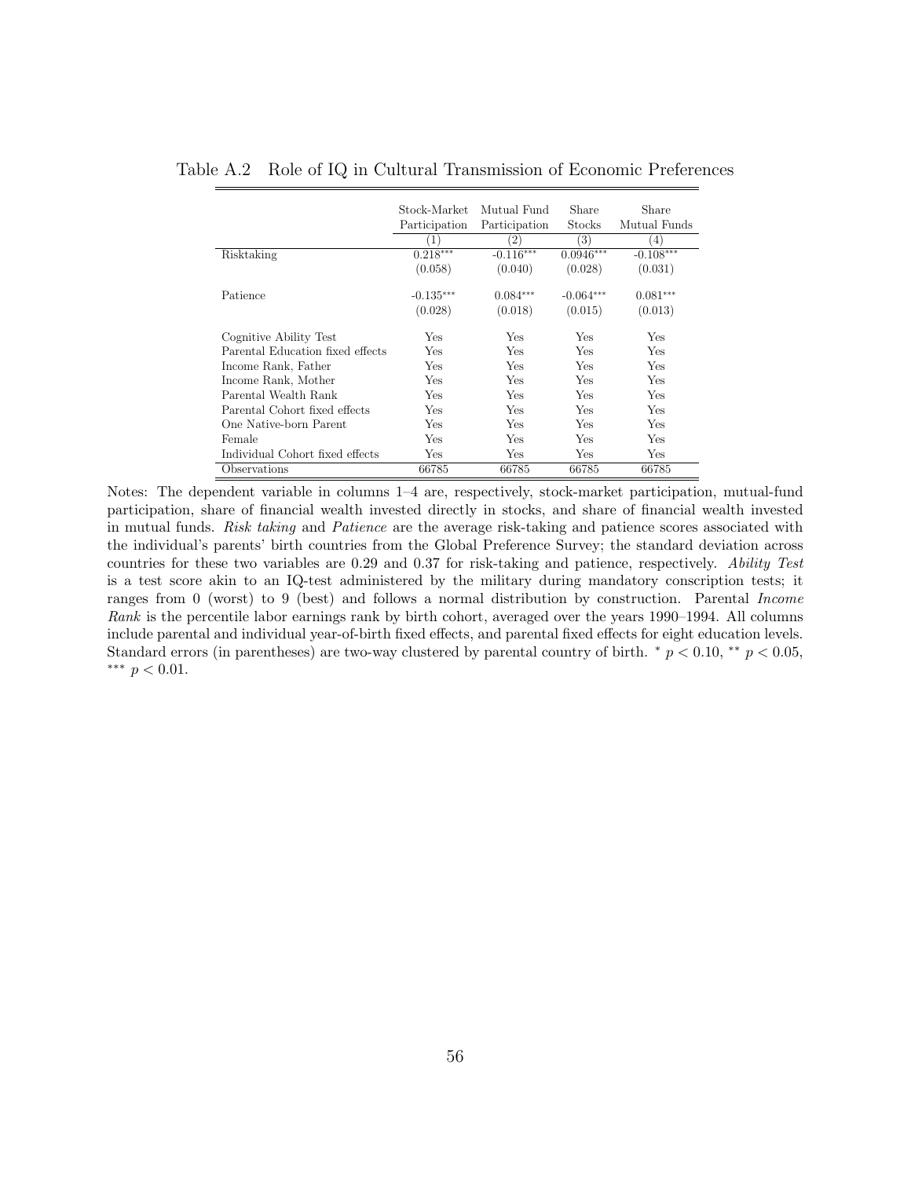Table A.2 Role of IQ in Cultural Transmission of Economic Preferences

| | Stock-Market Participation | Mutual Fund Participation | Share Stocks | Share Mutual Funds |
|---|---|---|---|---|
| | (1) | (2) | (3) | (4) |
| Risktaking | 0.218*** | -0.116*** | 0.0946*** | -0.108*** |
| | (0.058) | (0.040) | (0.028) | (0.031) |
| Patience | -0.135*** | 0.084*** | -0.064*** | 0.081*** |
| | (0.028) | (0.018) | (0.015) | (0.013) |
| Cognitive Ability Test | Yes | Yes | Yes | Yes |
| Parental Education fixed effects | Yes | Yes | Yes | Yes |
| Income Rank, Father | Yes | Yes | Yes | Yes |
| Income Rank, Mother | Yes | Yes | Yes | Yes |
| Parental Wealth Rank | Yes | Yes | Yes | Yes |
| Parental Cohort fixed effects | Yes | Yes | Yes | Yes |
| One Native-born Parent | Yes | Yes | Yes | Yes |
| Female | Yes | Yes | Yes | Yes |
| Individual Cohort fixed effects | Yes | Yes | Yes | Yes |
| Observations | 66785 | 66785 | 66785 | 66785 |

Notes: The dependent variable in columns 1–4 are, respectively, stock-market participation, mutual-fund participation, share of financial wealth invested directly in stocks, and share of financial wealth invested in mutual funds. *Risk taking* and *Patience* are the average risk-taking and patience scores associated with the individual's parents' birth countries from the Global Preference Survey; the standard deviation across countries for these two variables are 0.29 and 0.37 for risk-taking and patience, respectively. *Ability Test* is a test score akin to an IQ-test administered by the military during mandatory conscription tests; it ranges from 0 (worst) to 9 (best) and follows a normal distribution by construction. Parental *Income Rank* is the percentile labor earnings rank by birth cohort, averaged over the years 1990–1994. All columns include parental and individual year-of-birth fixed effects, and parental fixed effects for eight education levels. Standard errors (in parentheses) are two-way clustered by parental country of birth. * $p < 0.10$, ** $p < 0.05$, *** $p < 0.01$.